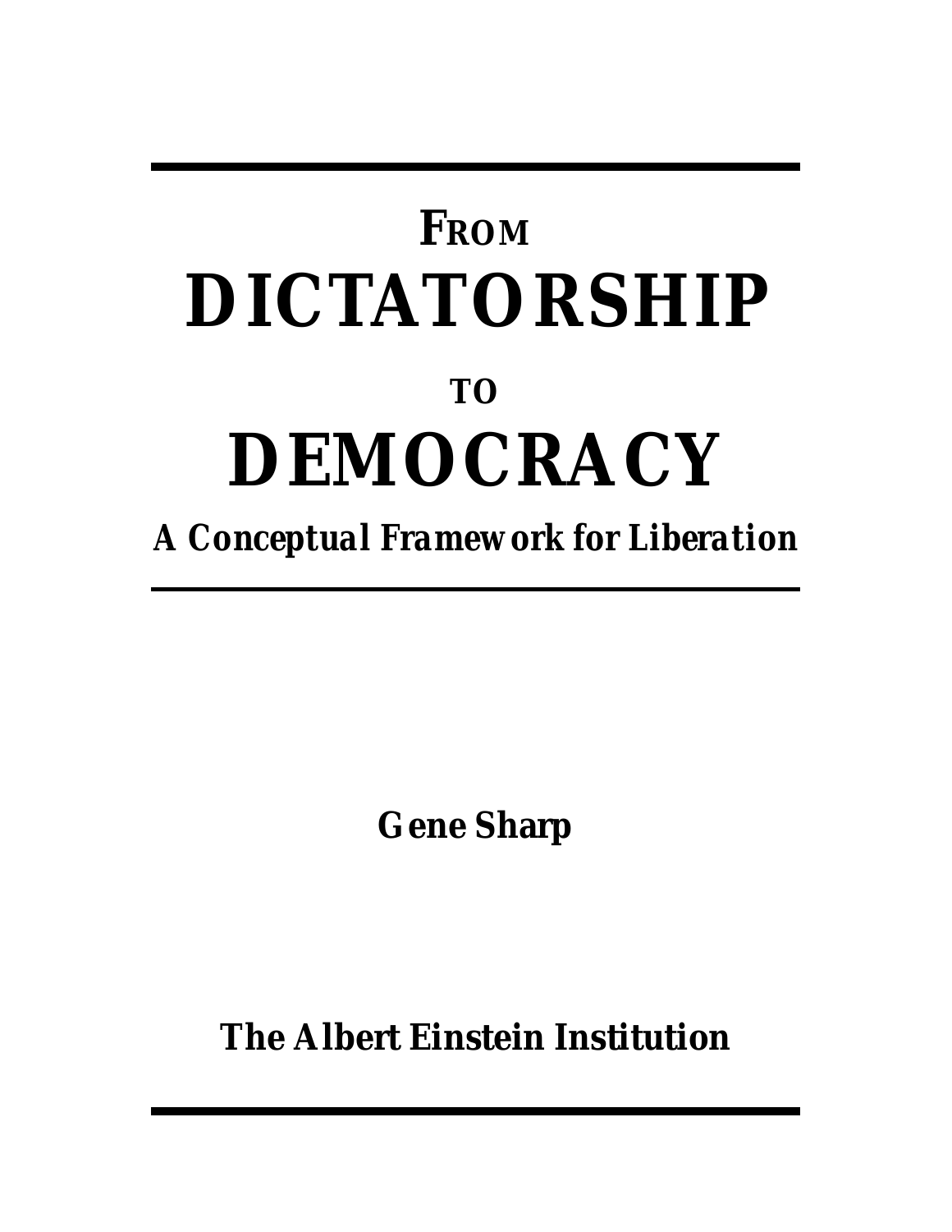# FROM DICTATORSHIP TO DEMOCRACY

***A Conceptual Framework for Liberation***

**Gene Sharp**

**The Albert Einstein Institution**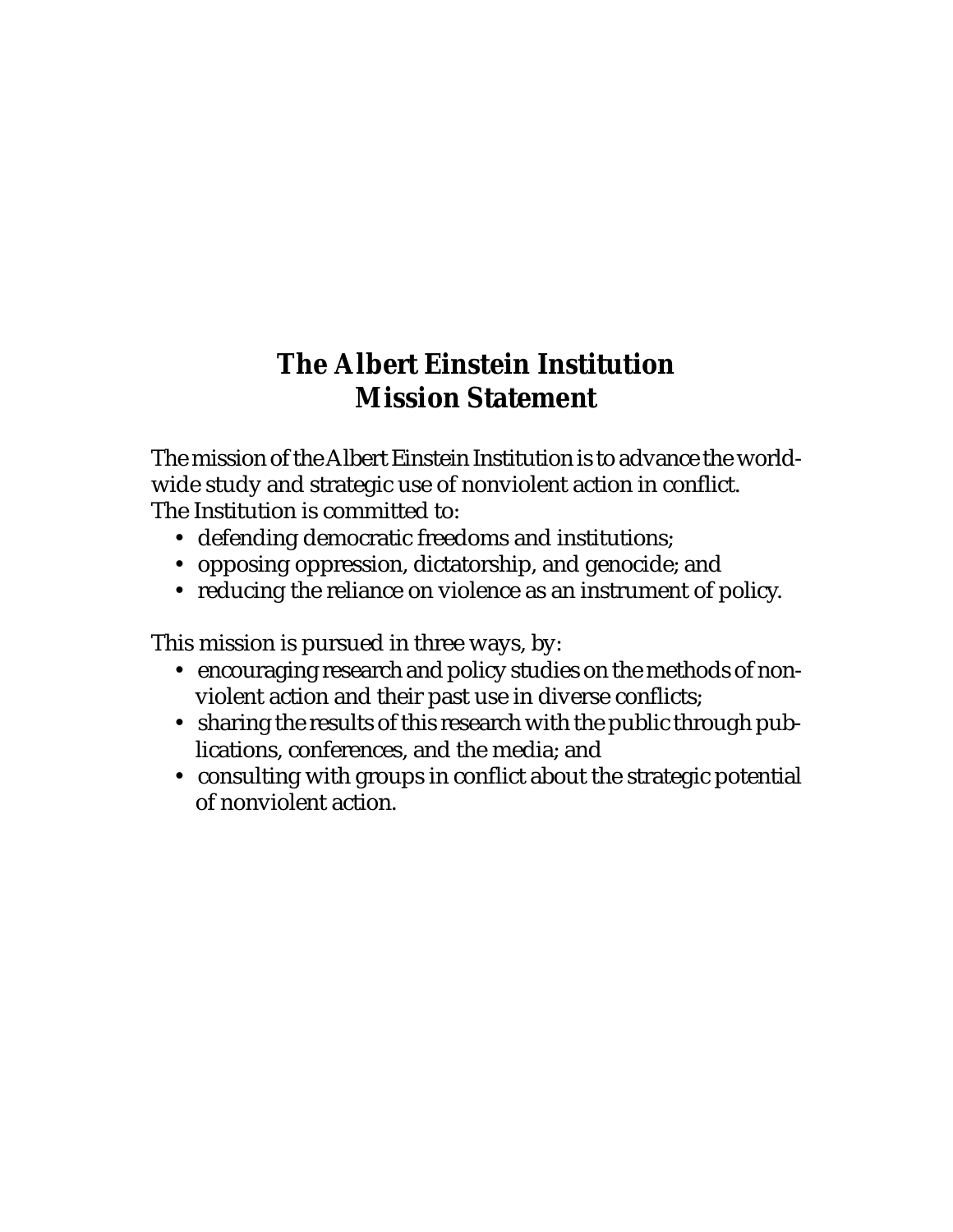# The Albert Einstein Institution
# Mission Statement

The mission of the Albert Einstein Institution is to advance the worldwide study and strategic use of nonviolent action in conflict.
The Institution is committed to:

- defending democratic freedoms and institutions;
- opposing oppression, dictatorship, and genocide; and
- reducing the reliance on violence as an instrument of policy.

This mission is pursued in three ways, by:

- encouraging research and policy studies on the methods of nonviolent action and their past use in diverse conflicts;
- sharing the results of this research with the public through publications, conferences, and the media; and
- consulting with groups in conflict about the strategic potential of nonviolent action.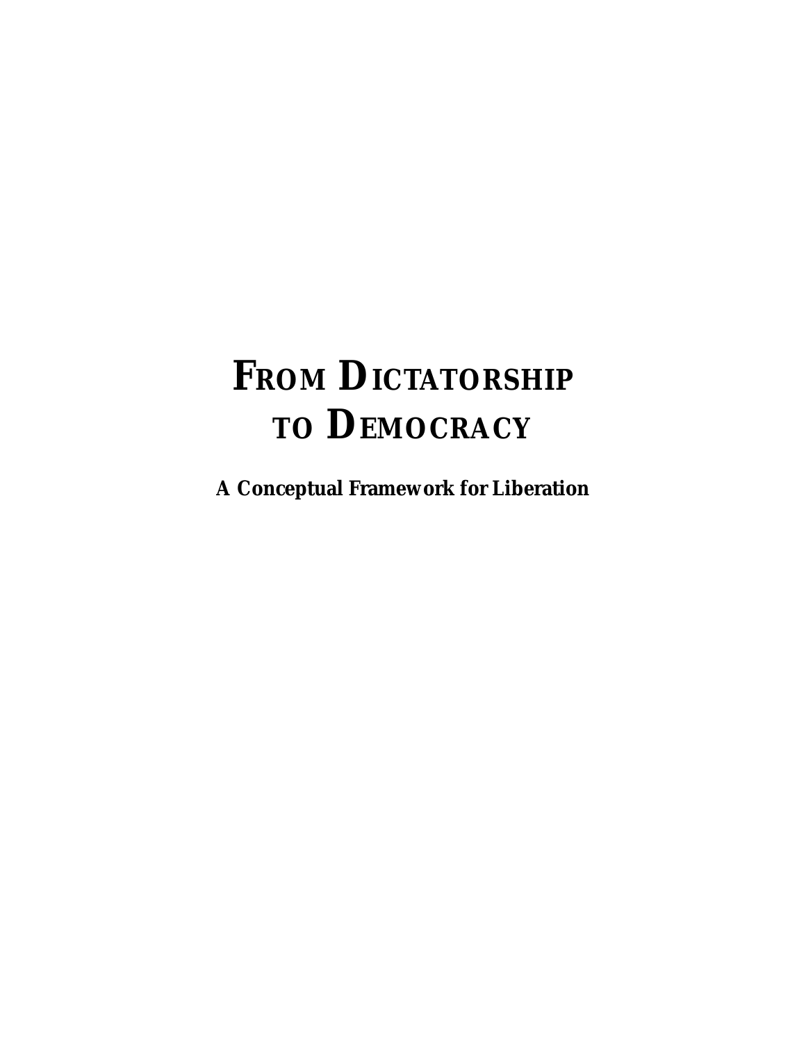# FROM DICTATORSHIP TO DEMOCRACY

**A Conceptual Framework for Liberation**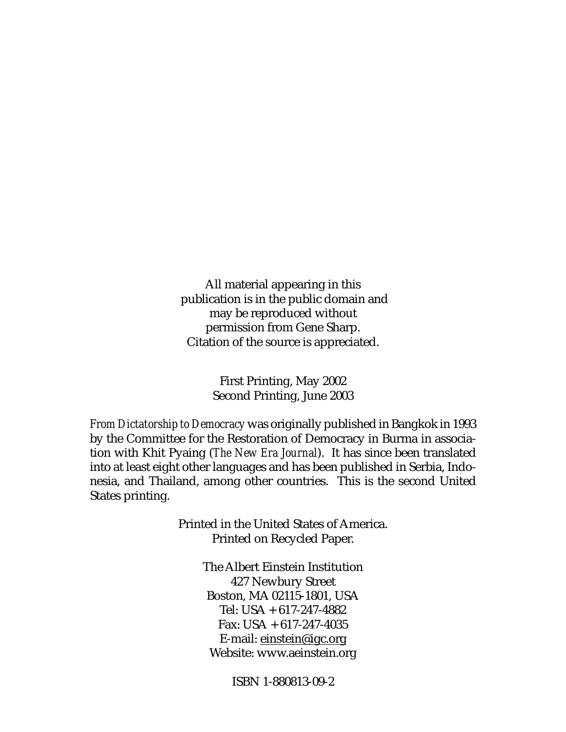All material appearing in this publication is in the public domain and may be reproduced without permission from Gene Sharp. Citation of the source is appreciated.

First Printing, May 2002
Second Printing, June 2003

*From Dictatorship to Democracy* was originally published in Bangkok in 1993 by the Committee for the Restoration of Democracy in Burma in association with Khit Pyaing (*The New Era Journal*). It has since been translated into at least eight other languages and has been published in Serbia, Indonesia, and Thailand, among other countries. This is the second United States printing.

Printed in the United States of America.
Printed on Recycled Paper.

The Albert Einstein Institution
427 Newbury Street
Boston, MA 02115-1801, USA
Tel: USA + 617-247-4882
Fax: USA + 617-247-4035
E-mail: einstein@igc.org
Website: www.aeinstein.org

ISBN 1-880813-09-2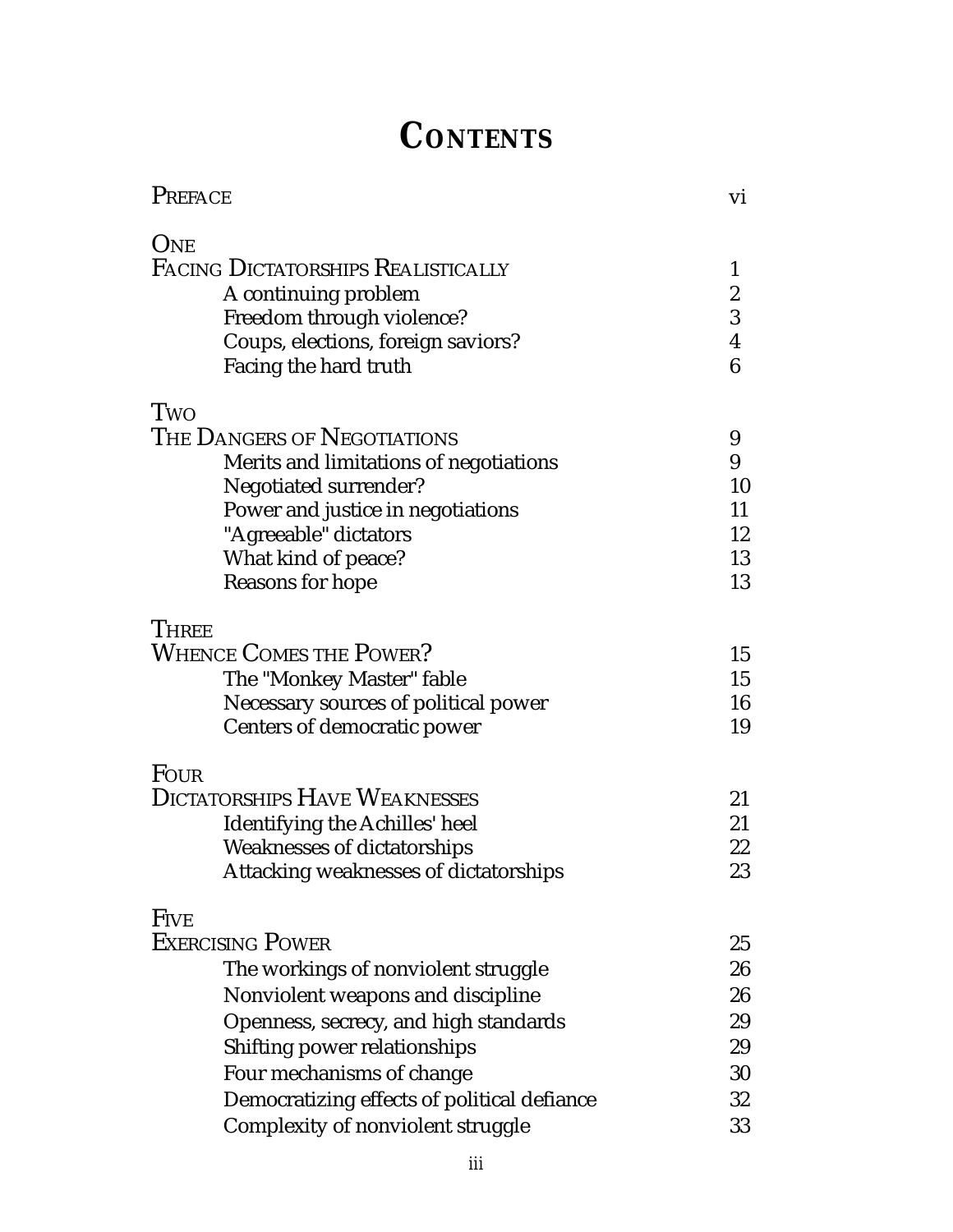# CONTENTS

| | |
|---|---|
| PREFACE | vi |
| **ONE** | |
| **FACING DICTATORSHIPS REALISTICALLY** | 1 |
| A continuing problem | 2 |
| Freedom through violence? | 3 |
| Coups, elections, foreign saviors? | 4 |
| Facing the hard truth | 6 |
| **TWO** | |
| **THE DANGERS OF NEGOTIATIONS** | 9 |
| Merits and limitations of negotiations | 9 |
| Negotiated surrender? | 10 |
| Power and justice in negotiations | 11 |
| "Agreeable" dictators | 12 |
| What kind of peace? | 13 |
| Reasons for hope | 13 |
| **THREE** | |
| **WHENCE COMES THE POWER?** | 15 |
| The "Monkey Master" fable | 15 |
| Necessary sources of political power | 16 |
| Centers of democratic power | 19 |
| **FOUR** | |
| **DICTATORSHIPS HAVE WEAKNESSES** | 21 |
| Identifying the Achilles' heel | 21 |
| Weaknesses of dictatorships | 22 |
| Attacking weaknesses of dictatorships | 23 |
| **FIVE** | |
| **EXERCISING POWER** | 25 |
| The workings of nonviolent struggle | 26 |
| Nonviolent weapons and discipline | 26 |
| Openness, secrecy, and high standards | 29 |
| Shifting power relationships | 29 |
| Four mechanisms of change | 30 |
| Democratizing effects of political defiance | 32 |
| Complexity of nonviolent struggle | 33 |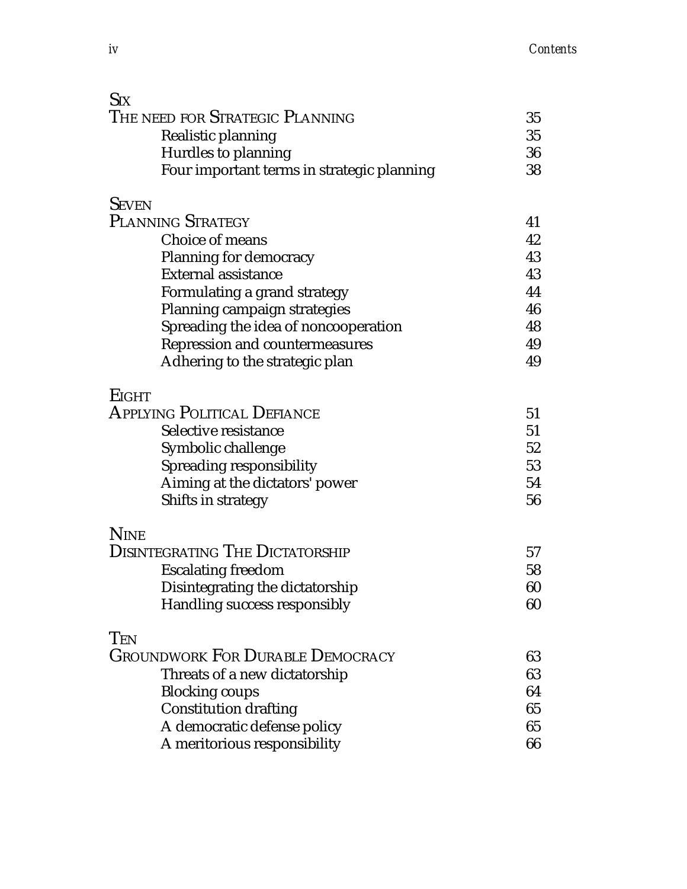| | |
|---|---|
| **SIX** | |
| **THE NEED FOR STRATEGIC PLANNING** | 35 |
| Realistic planning | 35 |
| Hurdles to planning | 36 |
| Four important terms in strategic planning | 38 |
| **SEVEN** | |
| **PLANNING STRATEGY** | 41 |
| Choice of means | 42 |
| Planning for democracy | 43 |
| External assistance | 43 |
| Formulating a grand strategy | 44 |
| Planning campaign strategies | 46 |
| Spreading the idea of noncooperation | 48 |
| Repression and countermeasures | 49 |
| Adhering to the strategic plan | 49 |
| **EIGHT** | |
| **APPLYING POLITICAL DEFIANCE** | 51 |
| Selective resistance | 51 |
| Symbolic challenge | 52 |
| Spreading responsibility | 53 |
| Aiming at the dictators' power | 54 |
| Shifts in strategy | 56 |
| **NINE** | |
| **DISINTEGRATING THE DICTATORSHIP** | 57 |
| Escalating freedom | 58 |
| Disintegrating the dictatorship | 60 |
| Handling success responsibly | 60 |
| **TEN** | |
| **GROUNDWORK FOR DURABLE DEMOCRACY** | 63 |
| Threats of a new dictatorship | 63 |
| Blocking coups | 64 |
| Constitution drafting | 65 |
| A democratic defense policy | 65 |
| A meritorious responsibility | 66 |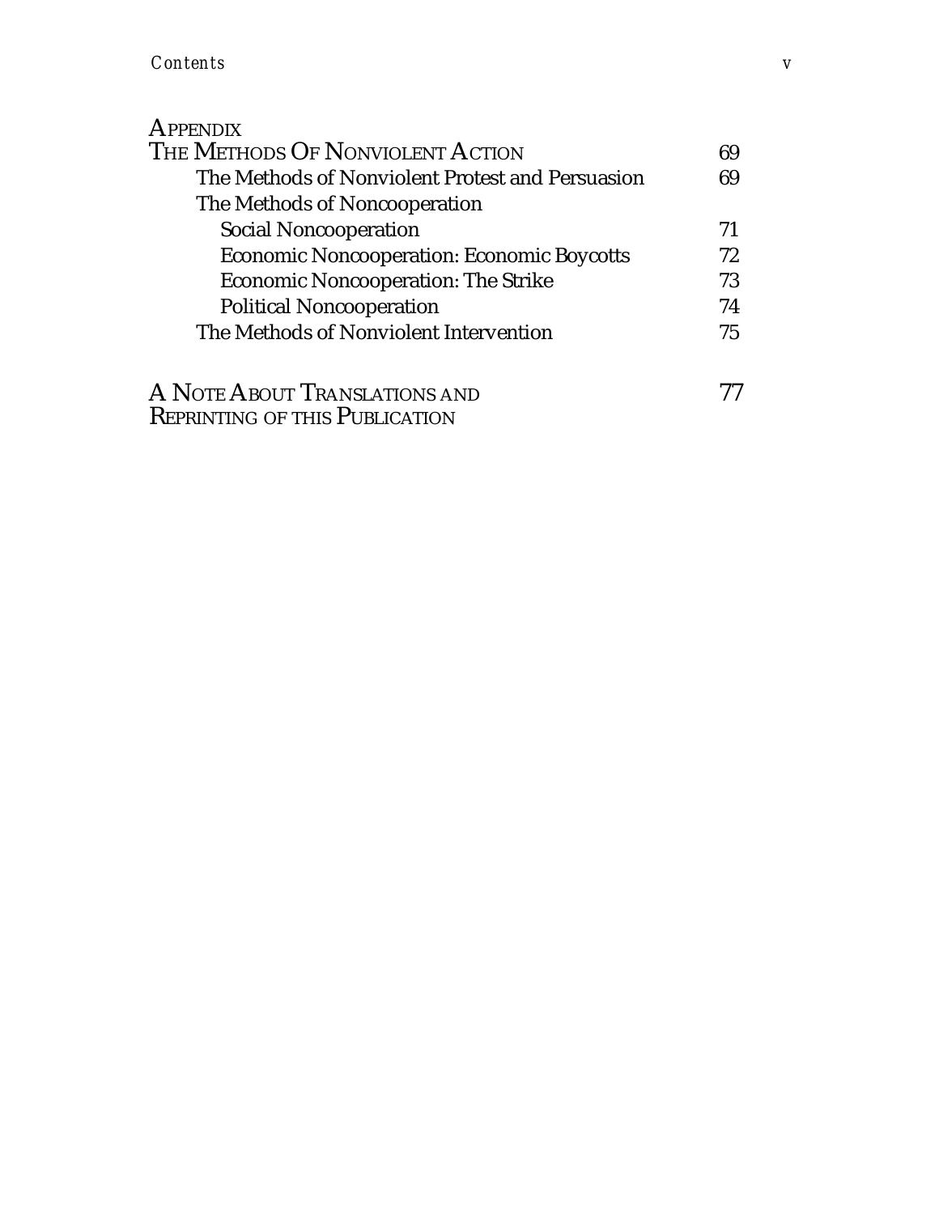APPENDIX
THE METHODS OF NONVIOLENT ACTION 69

- The Methods of Nonviolent Protest and Persuasion 69
- The Methods of Noncooperation
  - Social Noncooperation 71
  - Economic Noncooperation: Economic Boycotts 72
  - Economic Noncooperation: The Strike 73
  - Political Noncooperation 74
- The Methods of Nonviolent Intervention 75

A NOTE ABOUT TRANSLATIONS AND REPRINTING OF THIS PUBLICATION 77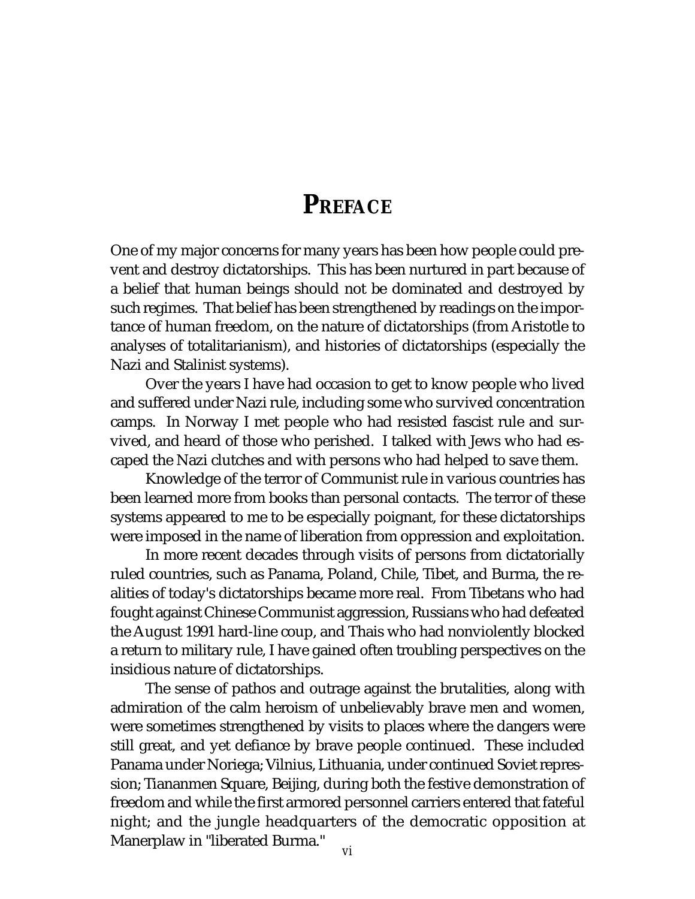# PREFACE

One of my major concerns for many years has been how people could prevent and destroy dictatorships. This has been nurtured in part because of a belief that human beings should not be dominated and destroyed by such regimes. That belief has been strengthened by readings on the importance of human freedom, on the nature of dictatorships (from Aristotle to analyses of totalitarianism), and histories of dictatorships (especially the Nazi and Stalinist systems).

Over the years I have had occasion to get to know people who lived and suffered under Nazi rule, including some who survived concentration camps. In Norway I met people who had resisted fascist rule and survived, and heard of those who perished. I talked with Jews who had escaped the Nazi clutches and with persons who had helped to save them.

Knowledge of the terror of Communist rule in various countries has been learned more from books than personal contacts. The terror of these systems appeared to me to be especially poignant, for these dictatorships were imposed in the name of liberation from oppression and exploitation.

In more recent decades through visits of persons from dictatorially ruled countries, such as Panama, Poland, Chile, Tibet, and Burma, the realities of today's dictatorships became more real. From Tibetans who had fought against Chinese Communist aggression, Russians who had defeated the August 1991 hard-line coup, and Thais who had nonviolently blocked a return to military rule, I have gained often troubling perspectives on the insidious nature of dictatorships.

The sense of pathos and outrage against the brutalities, along with admiration of the calm heroism of unbelievably brave men and women, were sometimes strengthened by visits to places where the dangers were still great, and yet defiance by brave people continued. These included Panama under Noriega; Vilnius, Lithuania, under continued Soviet repression; Tiananmen Square, Beijing, during both the festive demonstration of freedom and while the first armored personnel carriers entered that fateful night; and the jungle headquarters of the democratic opposition at Manerplaw in "liberated Burma."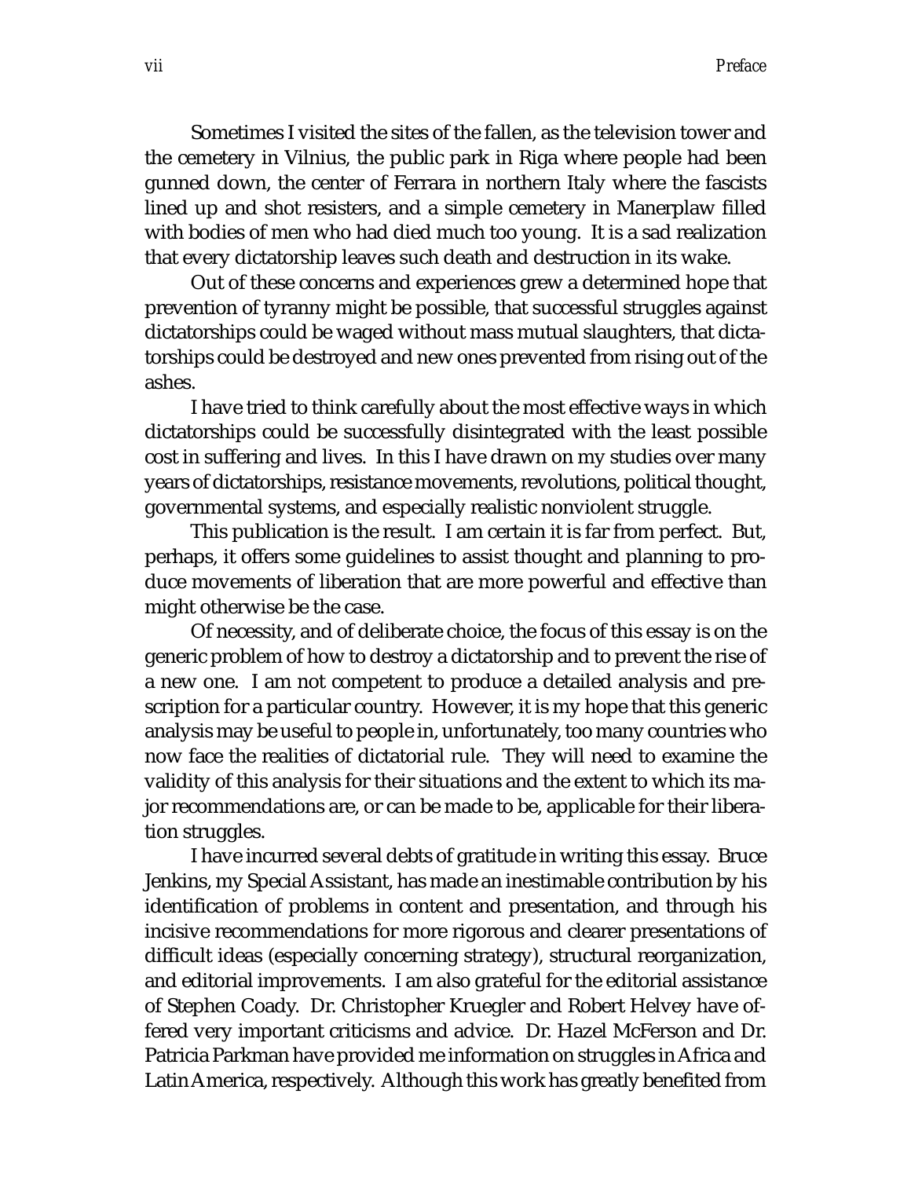Sometimes I visited the sites of the fallen, as the television tower and the cemetery in Vilnius, the public park in Riga where people had been gunned down, the center of Ferrara in northern Italy where the fascists lined up and shot resisters, and a simple cemetery in Manerplaw filled with bodies of men who had died much too young. It is a sad realization that every dictatorship leaves such death and destruction in its wake.

Out of these concerns and experiences grew a determined hope that prevention of tyranny might be possible, that successful struggles against dictatorships could be waged without mass mutual slaughters, that dictatorships could be destroyed and new ones prevented from rising out of the ashes.

I have tried to think carefully about the most effective ways in which dictatorships could be successfully disintegrated with the least possible cost in suffering and lives. In this I have drawn on my studies over many years of dictatorships, resistance movements, revolutions, political thought, governmental systems, and especially realistic nonviolent struggle.

This publication is the result. I am certain it is far from perfect. But, perhaps, it offers some guidelines to assist thought and planning to produce movements of liberation that are more powerful and effective than might otherwise be the case.

Of necessity, and of deliberate choice, the focus of this essay is on the generic problem of how to destroy a dictatorship and to prevent the rise of a new one. I am not competent to produce a detailed analysis and prescription for a particular country. However, it is my hope that this generic analysis may be useful to people in, unfortunately, too many countries who now face the realities of dictatorial rule. They will need to examine the validity of this analysis for their situations and the extent to which its major recommendations are, or can be made to be, applicable for their liberation struggles.

I have incurred several debts of gratitude in writing this essay. Bruce Jenkins, my Special Assistant, has made an inestimable contribution by his identification of problems in content and presentation, and through his incisive recommendations for more rigorous and clearer presentations of difficult ideas (especially concerning strategy), structural reorganization, and editorial improvements. I am also grateful for the editorial assistance of Stephen Coady. Dr. Christopher Kruegler and Robert Helvey have offered very important criticisms and advice. Dr. Hazel McFerson and Dr. Patricia Parkman have provided me information on struggles in Africa and Latin America, respectively. Although this work has greatly benefited from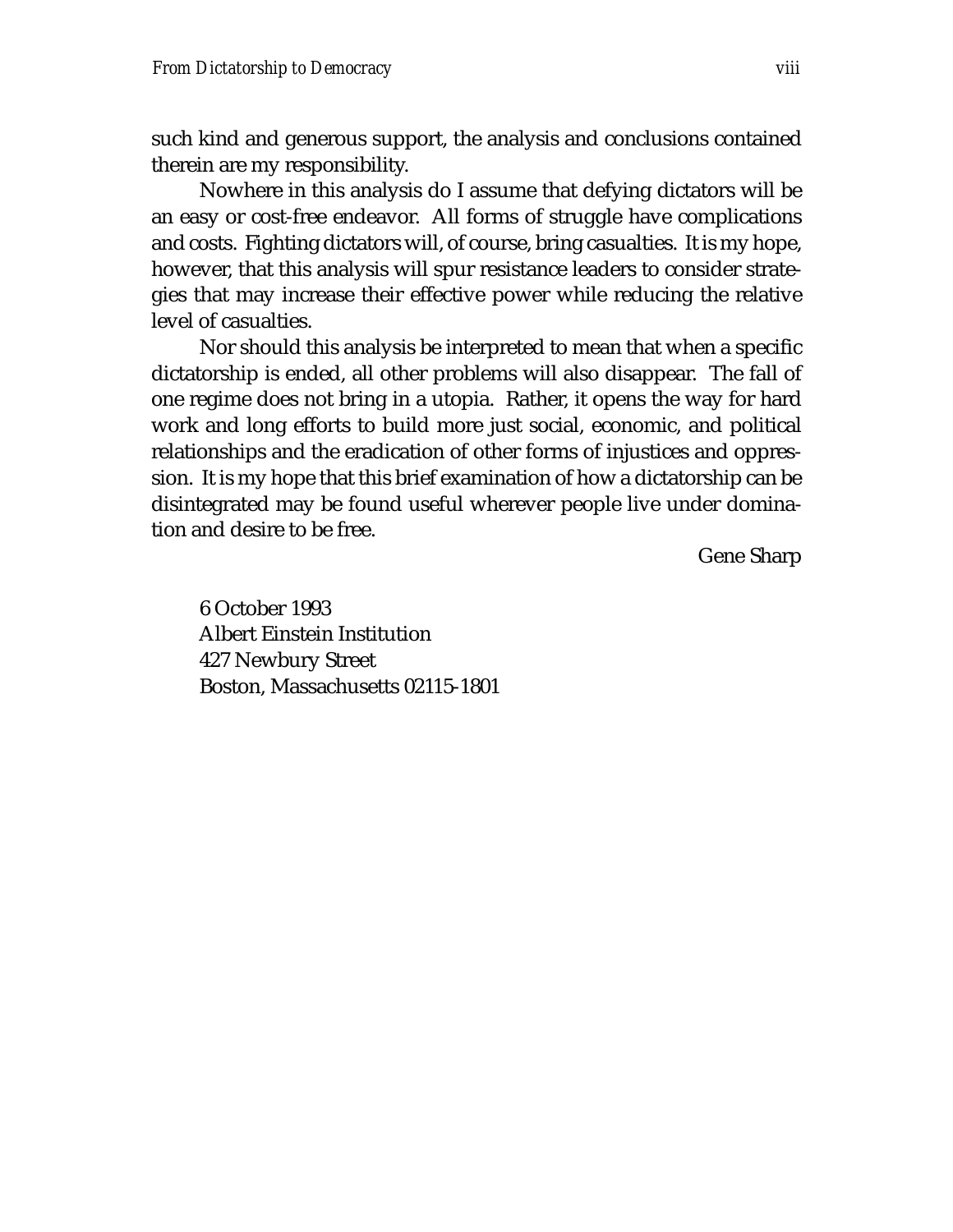such kind and generous support, the analysis and conclusions contained therein are my responsibility.

Nowhere in this analysis do I assume that defying dictators will be an easy or cost-free endeavor. All forms of struggle have complications and costs. Fighting dictators will, of course, bring casualties. It is my hope, however, that this analysis will spur resistance leaders to consider strategies that may increase their effective power while reducing the relative level of casualties.

Nor should this analysis be interpreted to mean that when a specific dictatorship is ended, all other problems will also disappear. The fall of one regime does not bring in a utopia. Rather, it opens the way for hard work and long efforts to build more just social, economic, and political relationships and the eradication of other forms of injustices and oppression. It is my hope that this brief examination of how a dictatorship can be disintegrated may be found useful wherever people live under domination and desire to be free.

Gene Sharp

6 October 1993
Albert Einstein Institution
427 Newbury Street
Boston, Massachusetts 02115-1801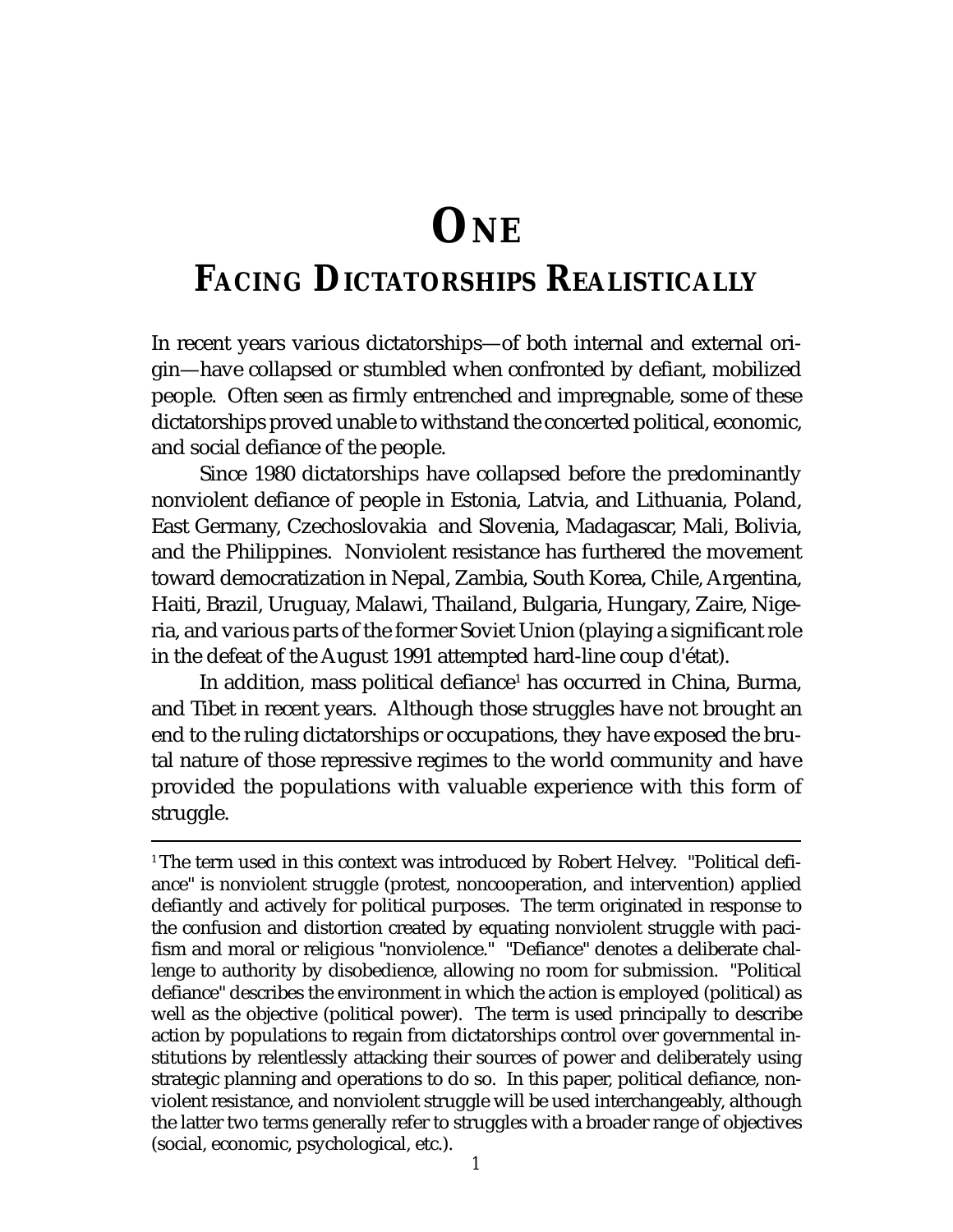# ONE

## FACING DICTATORSHIPS REALISTICALLY

In recent years various dictatorships—of both internal and external origin—have collapsed or stumbled when confronted by defiant, mobilized people. Often seen as firmly entrenched and impregnable, some of these dictatorships proved unable to withstand the concerted political, economic, and social defiance of the people.

Since 1980 dictatorships have collapsed before the predominantly nonviolent defiance of people in Estonia, Latvia, and Lithuania, Poland, East Germany, Czechoslovakia and Slovenia, Madagascar, Mali, Bolivia, and the Philippines. Nonviolent resistance has furthered the movement toward democratization in Nepal, Zambia, South Korea, Chile, Argentina, Haiti, Brazil, Uruguay, Malawi, Thailand, Bulgaria, Hungary, Zaire, Nigeria, and various parts of the former Soviet Union (playing a significant role in the defeat of the August 1991 attempted hard-line coup d'état).

In addition, mass political defiance[1] has occurred in China, Burma, and Tibet in recent years. Although those struggles have not brought an end to the ruling dictatorships or occupations, they have exposed the brutal nature of those repressive regimes to the world community and have provided the populations with valuable experience with this form of struggle.

---

[1] The term used in this context was introduced by Robert Helvey. "Political defiance" is nonviolent struggle (protest, noncooperation, and intervention) applied defiantly and actively for political purposes. The term originated in response to the confusion and distortion created by equating nonviolent struggle with pacifism and moral or religious "nonviolence." "Defiance" denotes a deliberate challenge to authority by disobedience, allowing no room for submission. "Political defiance" describes the environment in which the action is employed (political) as well as the objective (political power). The term is used principally to describe action by populations to regain from dictatorships control over governmental institutions by relentlessly attacking their sources of power and deliberately using strategic planning and operations to do so. In this paper, political defiance, nonviolent resistance, and nonviolent struggle will be used interchangeably, although the latter two terms generally refer to struggles with a broader range of objectives (social, economic, psychological, etc.).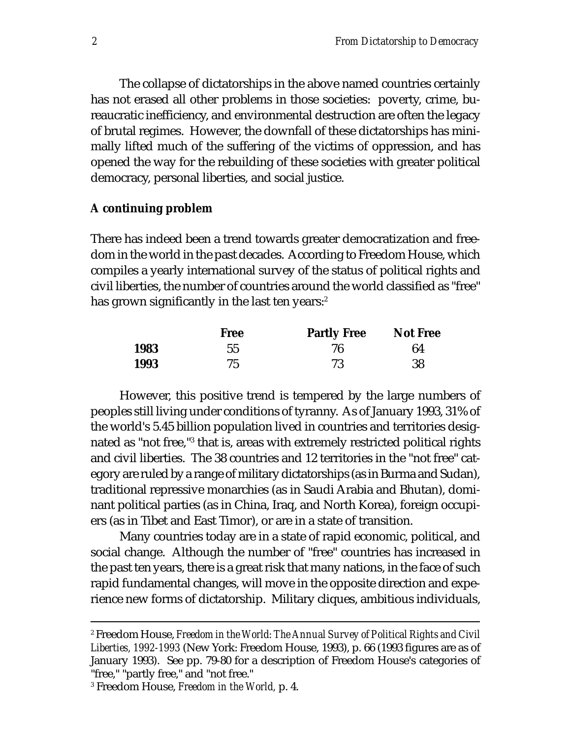The collapse of dictatorships in the above named countries certainly has not erased all other problems in those societies: poverty, crime, bureaucratic inefficiency, and environmental destruction are often the legacy of brutal regimes. However, the downfall of these dictatorships has minimally lifted much of the suffering of the victims of oppression, and has opened the way for the rebuilding of these societies with greater political democracy, personal liberties, and social justice.

### A continuing problem

There has indeed been a trend towards greater democratization and freedom in the world in the past decades. According to Freedom House, which compiles a yearly international survey of the status of political rights and civil liberties, the number of countries around the world classified as "free" has grown significantly in the last ten years:[2]

| | **Free** | **Partly Free** | **Not Free** |
|---|---|---|---|
| **1983** | 55 | 76 | 64 |
| **1993** | 75 | 73 | 38 |

However, this positive trend is tempered by the large numbers of peoples still living under conditions of tyranny. As of January 1993, 31% of the world's 5.45 billion population lived in countries and territories designated as "not free,"[3] that is, areas with extremely restricted political rights and civil liberties. The 38 countries and 12 territories in the "not free" category are ruled by a range of military dictatorships (as in Burma and Sudan), traditional repressive monarchies (as in Saudi Arabia and Bhutan), dominant political parties (as in China, Iraq, and North Korea), foreign occupiers (as in Tibet and East Timor), or are in a state of transition.

Many countries today are in a state of rapid economic, political, and social change. Although the number of "free" countries has increased in the past ten years, there is a great risk that many nations, in the face of such rapid fundamental changes, will move in the opposite direction and experience new forms of dictatorship. Military cliques, ambitious individuals,

---

[2] Freedom House, *Freedom in the World: The Annual Survey of Political Rights and Civil Liberties, 1992-1993* (New York: Freedom House, 1993), p. 66 (1993 figures are as of January 1993). See pp. 79-80 for a description of Freedom House's categories of "free," "partly free," and "not free."

[3] Freedom House, *Freedom in the World,* p. 4.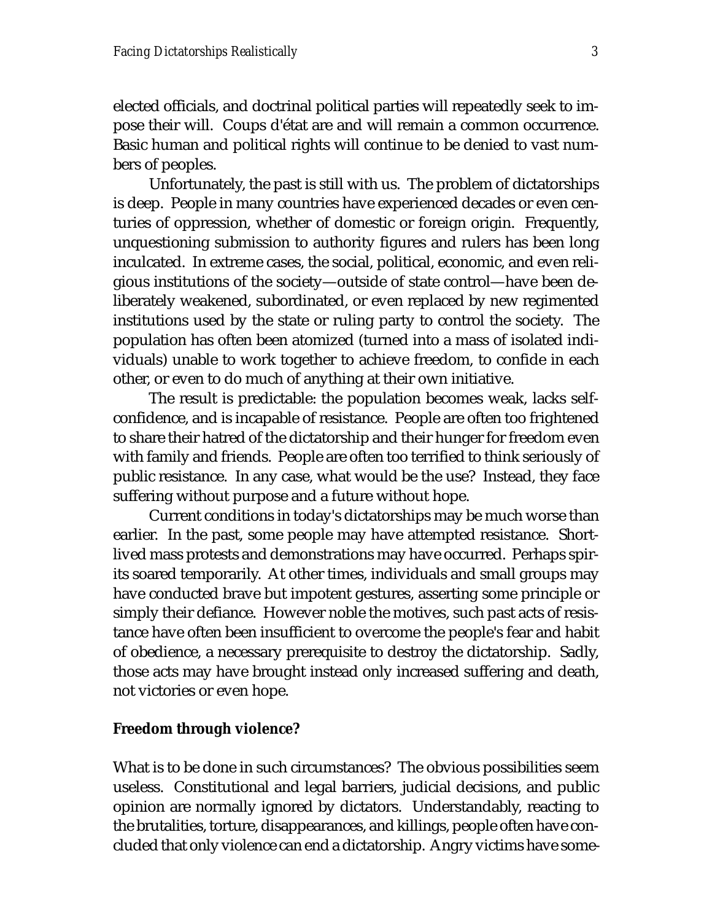elected officials, and doctrinal political parties will repeatedly seek to impose their will. Coups d'état are and will remain a common occurrence. Basic human and political rights will continue to be denied to vast numbers of peoples.

Unfortunately, the past is still with us. The problem of dictatorships is deep. People in many countries have experienced decades or even centuries of oppression, whether of domestic or foreign origin. Frequently, unquestioning submission to authority figures and rulers has been long inculcated. In extreme cases, the social, political, economic, and even religious institutions of the society—outside of state control—have been deliberately weakened, subordinated, or even replaced by new regimented institutions used by the state or ruling party to control the society. The population has often been atomized (turned into a mass of isolated individuals) unable to work together to achieve freedom, to confide in each other, or even to do much of anything at their own initiative.

The result is predictable: the population becomes weak, lacks self-confidence, and is incapable of resistance. People are often too frightened to share their hatred of the dictatorship and their hunger for freedom even with family and friends. People are often too terrified to think seriously of public resistance. In any case, what would be the use? Instead, they face suffering without purpose and a future without hope.

Current conditions in today's dictatorships may be much worse than earlier. In the past, some people may have attempted resistance. Short-lived mass protests and demonstrations may have occurred. Perhaps spirits soared temporarily. At other times, individuals and small groups may have conducted brave but impotent gestures, asserting some principle or simply their defiance. However noble the motives, such past acts of resistance have often been insufficient to overcome the people's fear and habit of obedience, a necessary prerequisite to destroy the dictatorship. Sadly, those acts may have brought instead only increased suffering and death, not victories or even hope.

### Freedom through violence?

What is to be done in such circumstances? The obvious possibilities seem useless. Constitutional and legal barriers, judicial decisions, and public opinion are normally ignored by dictators. Understandably, reacting to the brutalities, torture, disappearances, and killings, people often have concluded that only violence can end a dictatorship. Angry victims have some-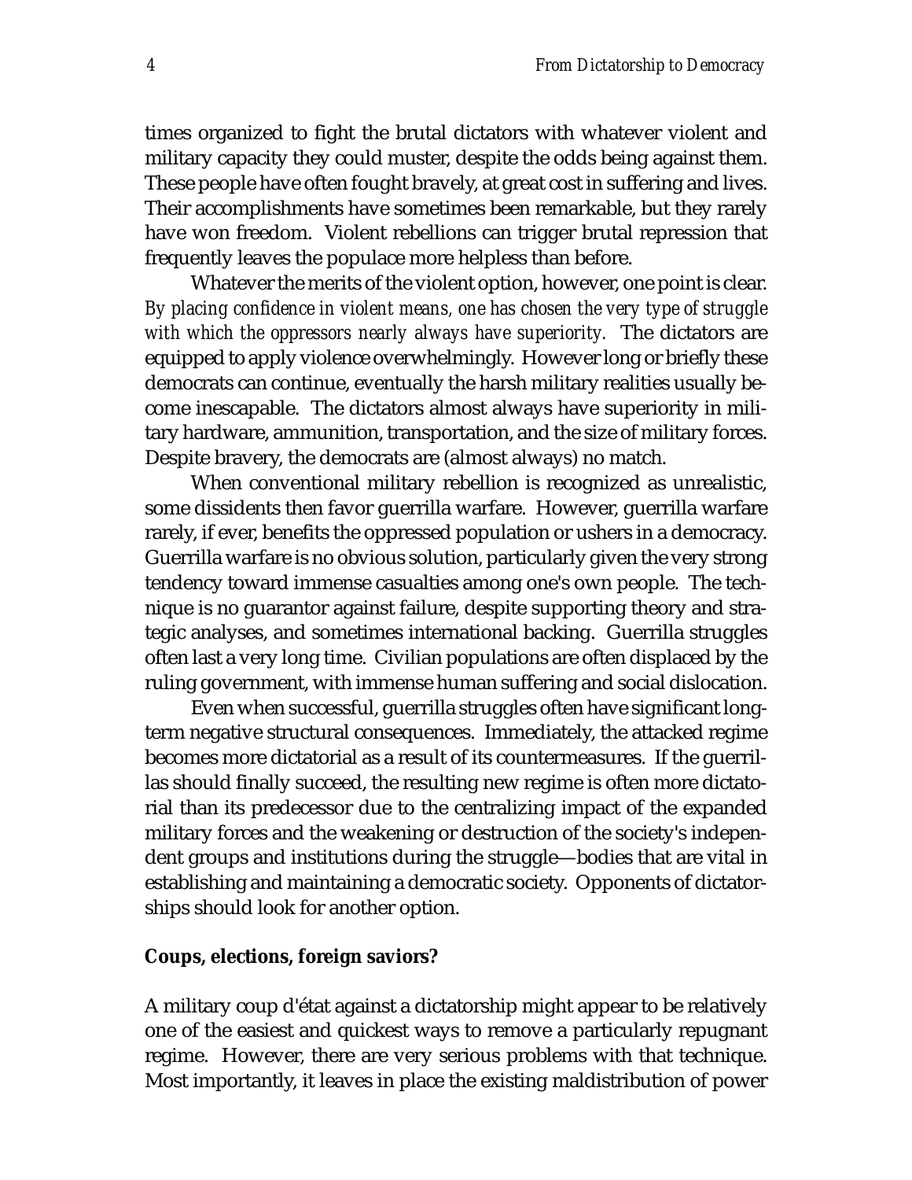times organized to fight the brutal dictators with whatever violent and military capacity they could muster, despite the odds being against them. These people have often fought bravely, at great cost in suffering and lives. Their accomplishments have sometimes been remarkable, but they rarely have won freedom. Violent rebellions can trigger brutal repression that frequently leaves the populace more helpless than before.

Whatever the merits of the violent option, however, one point is clear. *By placing confidence in violent means, one has chosen the very type of struggle with which the oppressors nearly always have superiority.* The dictators are equipped to apply violence overwhelmingly. However long or briefly these democrats can continue, eventually the harsh military realities usually become inescapable. The dictators almost always have superiority in military hardware, ammunition, transportation, and the size of military forces. Despite bravery, the democrats are (almost always) no match.

When conventional military rebellion is recognized as unrealistic, some dissidents then favor guerrilla warfare. However, guerrilla warfare rarely, if ever, benefits the oppressed population or ushers in a democracy. Guerrilla warfare is no obvious solution, particularly given the very strong tendency toward immense casualties among one's own people. The technique is no guarantor against failure, despite supporting theory and strategic analyses, and sometimes international backing. Guerrilla struggles often last a very long time. Civilian populations are often displaced by the ruling government, with immense human suffering and social dislocation.

Even when successful, guerrilla struggles often have significant long-term negative structural consequences. Immediately, the attacked regime becomes more dictatorial as a result of its countermeasures. If the guerrillas should finally succeed, the resulting new regime is often more dictatorial than its predecessor due to the centralizing impact of the expanded military forces and the weakening or destruction of the society's independent groups and institutions during the struggle—bodies that are vital in establishing and maintaining a democratic society. Opponents of dictatorships should look for another option.

### Coups, elections, foreign saviors?

A military coup d'état against a dictatorship might appear to be relatively one of the easiest and quickest ways to remove a particularly repugnant regime. However, there are very serious problems with that technique. Most importantly, it leaves in place the existing maldistribution of power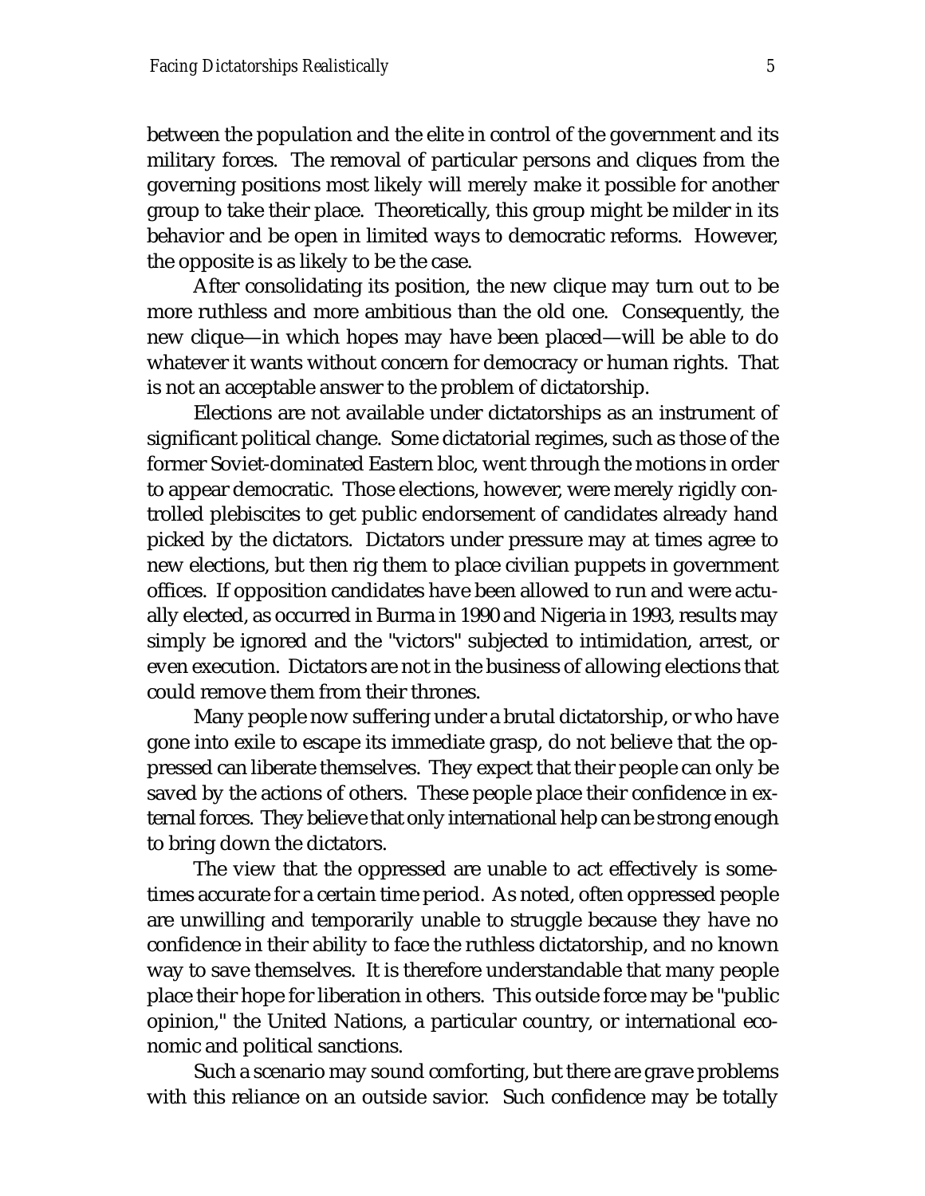between the population and the elite in control of the government and its military forces. The removal of particular persons and cliques from the governing positions most likely will merely make it possible for another group to take their place. Theoretically, this group might be milder in its behavior and be open in limited ways to democratic reforms. However, the opposite is as likely to be the case.

After consolidating its position, the new clique may turn out to be more ruthless and more ambitious than the old one. Consequently, the new clique—in which hopes may have been placed—will be able to do whatever it wants without concern for democracy or human rights. That is not an acceptable answer to the problem of dictatorship.

Elections are not available under dictatorships as an instrument of significant political change. Some dictatorial regimes, such as those of the former Soviet-dominated Eastern bloc, went through the motions in order to appear democratic. Those elections, however, were merely rigidly controlled plebiscites to get public endorsement of candidates already hand picked by the dictators. Dictators under pressure may at times agree to new elections, but then rig them to place civilian puppets in government offices. If opposition candidates have been allowed to run and were actually elected, as occurred in Burma in 1990 and Nigeria in 1993, results may simply be ignored and the "victors" subjected to intimidation, arrest, or even execution. Dictators are not in the business of allowing elections that could remove them from their thrones.

Many people now suffering under a brutal dictatorship, or who have gone into exile to escape its immediate grasp, do not believe that the oppressed can liberate themselves. They expect that their people can only be saved by the actions of others. These people place their confidence in external forces. They believe that only international help can be strong enough to bring down the dictators.

The view that the oppressed are unable to act effectively is sometimes accurate for a certain time period. As noted, often oppressed people are unwilling and temporarily unable to struggle because they have no confidence in their ability to face the ruthless dictatorship, and no known way to save themselves. It is therefore understandable that many people place their hope for liberation in others. This outside force may be "public opinion," the United Nations, a particular country, or international economic and political sanctions.

Such a scenario may sound comforting, but there are grave problems with this reliance on an outside savior. Such confidence may be totally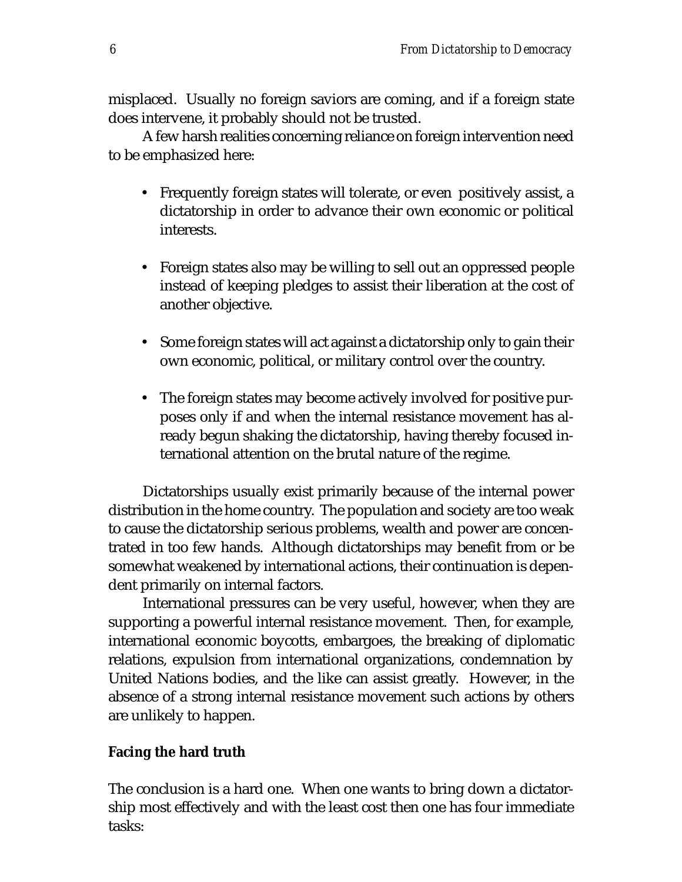misplaced. Usually no foreign saviors are coming, and if a foreign state does intervene, it probably should not be trusted.

A few harsh realities concerning reliance on foreign intervention need to be emphasized here:

- Frequently foreign states will tolerate, or even positively assist, a dictatorship in order to advance their own economic or political interests.

- Foreign states also may be willing to sell out an oppressed people instead of keeping pledges to assist their liberation at the cost of another objective.

- Some foreign states will act against a dictatorship only to gain their own economic, political, or military control over the country.

- The foreign states may become actively involved for positive purposes only if and when the internal resistance movement has already begun shaking the dictatorship, having thereby focused international attention on the brutal nature of the regime.

Dictatorships usually exist primarily because of the internal power distribution in the home country. The population and society are too weak to cause the dictatorship serious problems, wealth and power are concentrated in too few hands. Although dictatorships may benefit from or be somewhat weakened by international actions, their continuation is dependent primarily on internal factors.

International pressures can be very useful, however, when they are supporting a powerful internal resistance movement. Then, for example, international economic boycotts, embargoes, the breaking of diplomatic relations, expulsion from international organizations, condemnation by United Nations bodies, and the like can assist greatly. However, in the absence of a strong internal resistance movement such actions by others are unlikely to happen.

**Facing the hard truth**

The conclusion is a hard one. When one wants to bring down a dictatorship most effectively and with the least cost then one has four immediate tasks: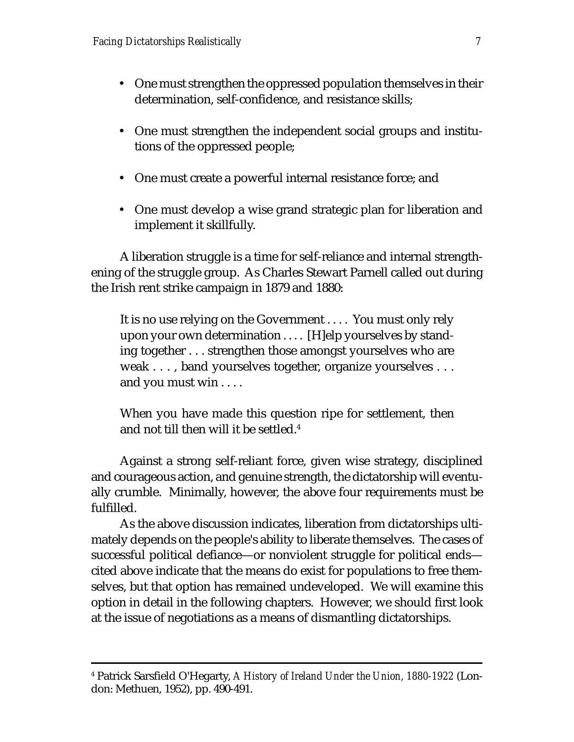- One must strengthen the oppressed population themselves in their determination, self-confidence, and resistance skills;
- One must strengthen the independent social groups and institutions of the oppressed people;
- One must create a powerful internal resistance force; and
- One must develop a wise grand strategic plan for liberation and implement it skillfully.

A liberation struggle is a time for self-reliance and internal strengthening of the struggle group. As Charles Stewart Parnell called out during the Irish rent strike campaign in 1879 and 1880:

> It is no use relying on the Government . . . . You must only rely upon your own determination . . . . [H]elp yourselves by standing together . . . strengthen those amongst yourselves who are weak . . . , band yourselves together, organize yourselves . . . and you must win . . . .
>
> When you have made this question ripe for settlement, then and not till then will it be settled.[4]

Against a strong self-reliant force, given wise strategy, disciplined and courageous action, and genuine strength, the dictatorship will eventually crumble. Minimally, however, the above four requirements must be fulfilled.

As the above discussion indicates, liberation from dictatorships ultimately depends on the people's ability to liberate themselves. The cases of successful political defiance—or nonviolent struggle for political ends—cited above indicate that the means do exist for populations to free themselves, but that option has remained undeveloped. We will examine this option in detail in the following chapters. However, we should first look at the issue of negotiations as a means of dismantling dictatorships.

---

[4] Patrick Sarsfield O'Hegarty, *A History of Ireland Under the Union, 1880-1922* (London: Methuen, 1952), pp. 490-491.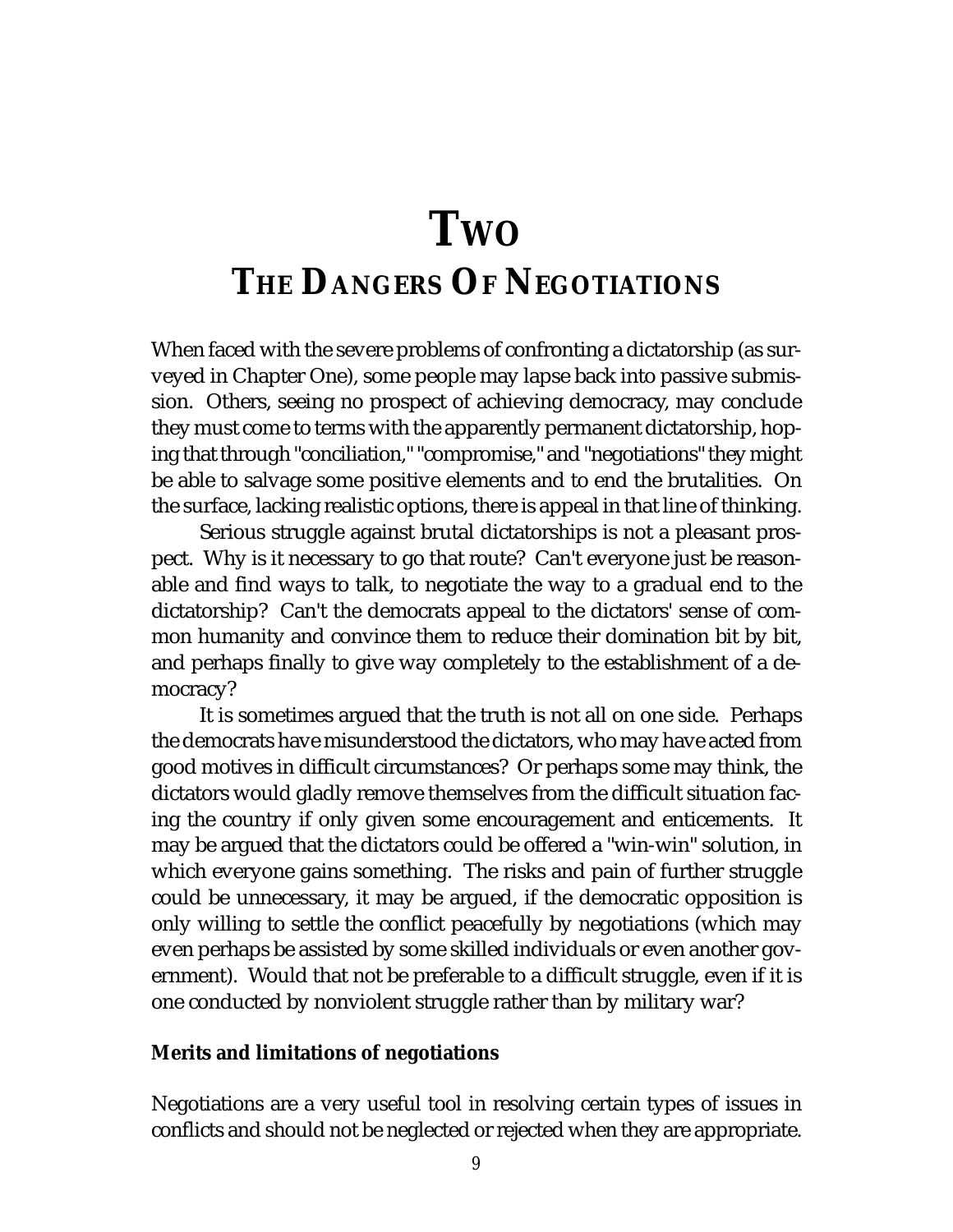# Two
# The Dangers Of Negotiations

When faced with the severe problems of confronting a dictatorship (as surveyed in Chapter One), some people may lapse back into passive submission. Others, seeing no prospect of achieving democracy, may conclude they must come to terms with the apparently permanent dictatorship, hoping that through "conciliation," "compromise," and "negotiations" they might be able to salvage some positive elements and to end the brutalities. On the surface, lacking realistic options, there is appeal in that line of thinking.

Serious struggle against brutal dictatorships is not a pleasant prospect. Why is it necessary to go that route? Can't everyone just be reasonable and find ways to talk, to negotiate the way to a gradual end to the dictatorship? Can't the democrats appeal to the dictators' sense of common humanity and convince them to reduce their domination bit by bit, and perhaps finally to give way completely to the establishment of a democracy?

It is sometimes argued that the truth is not all on one side. Perhaps the democrats have misunderstood the dictators, who may have acted from good motives in difficult circumstances? Or perhaps some may think, the dictators would gladly remove themselves from the difficult situation facing the country if only given some encouragement and enticements. It may be argued that the dictators could be offered a "win-win" solution, in which everyone gains something. The risks and pain of further struggle could be unnecessary, it may be argued, if the democratic opposition is only willing to settle the conflict peacefully by negotiations (which may even perhaps be assisted by some skilled individuals or even another government). Would that not be preferable to a difficult struggle, even if it is one conducted by nonviolent struggle rather than by military war?

### Merits and limitations of negotiations

Negotiations are a very useful tool in resolving certain types of issues in conflicts and should not be neglected or rejected when they are appropriate.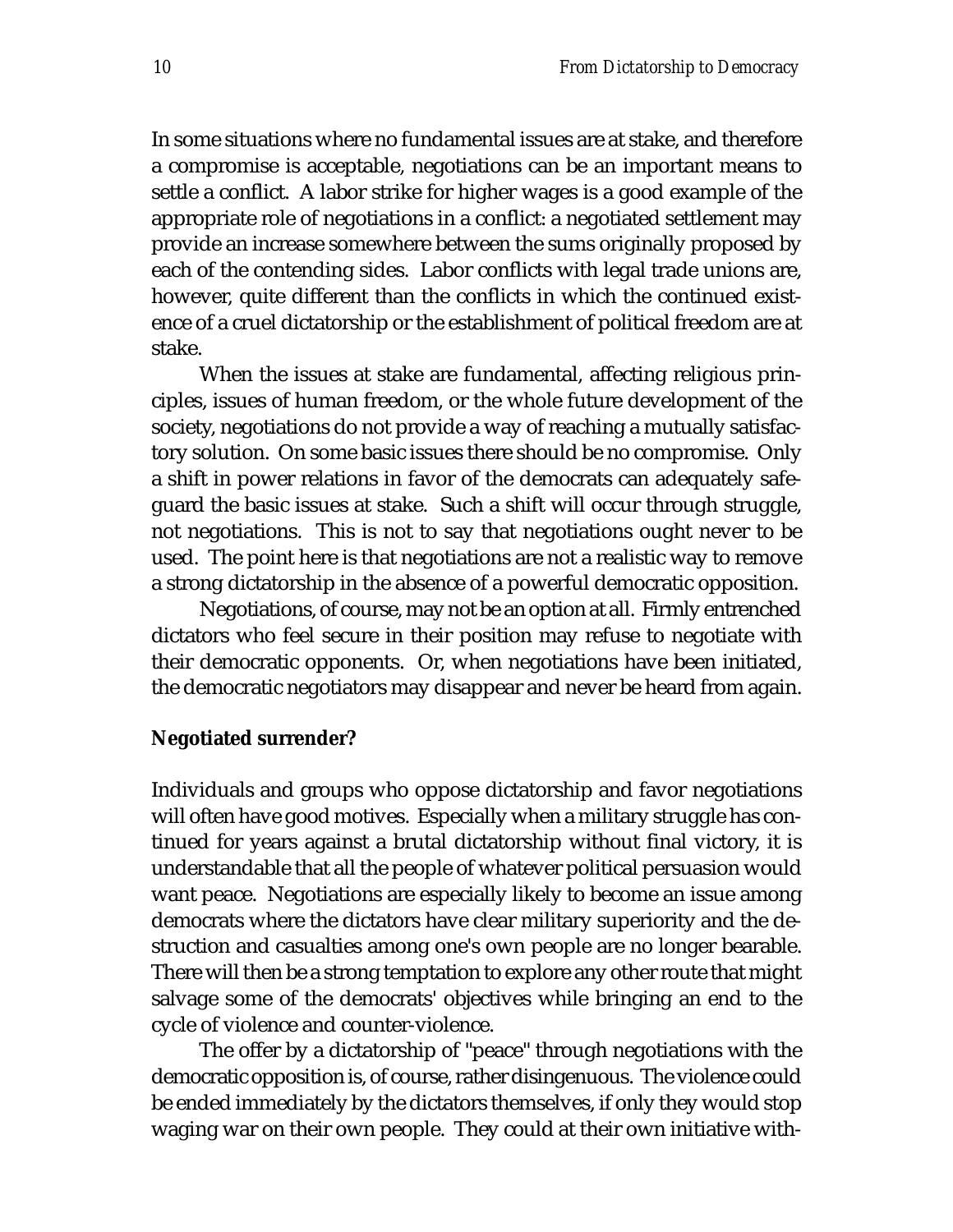In some situations where no fundamental issues are at stake, and therefore a compromise is acceptable, negotiations can be an important means to settle a conflict. A labor strike for higher wages is a good example of the appropriate role of negotiations in a conflict: a negotiated settlement may provide an increase somewhere between the sums originally proposed by each of the contending sides. Labor conflicts with legal trade unions are, however, quite different than the conflicts in which the continued existence of a cruel dictatorship or the establishment of political freedom are at stake.

When the issues at stake are fundamental, affecting religious principles, issues of human freedom, or the whole future development of the society, negotiations do not provide a way of reaching a mutually satisfactory solution. On some basic issues there should be no compromise. Only a shift in power relations in favor of the democrats can adequately safeguard the basic issues at stake. Such a shift will occur through struggle, not negotiations. This is not to say that negotiations ought never to be used. The point here is that negotiations are not a realistic way to remove a strong dictatorship in the absence of a powerful democratic opposition.

Negotiations, of course, may not be an option at all. Firmly entrenched dictators who feel secure in their position may refuse to negotiate with their democratic opponents. Or, when negotiations have been initiated, the democratic negotiators may disappear and never be heard from again.

**Negotiated surrender?**

Individuals and groups who oppose dictatorship and favor negotiations will often have good motives. Especially when a military struggle has continued for years against a brutal dictatorship without final victory, it is understandable that all the people of whatever political persuasion would want peace. Negotiations are especially likely to become an issue among democrats where the dictators have clear military superiority and the destruction and casualties among one's own people are no longer bearable. There will then be a strong temptation to explore any other route that might salvage some of the democrats' objectives while bringing an end to the cycle of violence and counter-violence.

The offer by a dictatorship of "peace" through negotiations with the democratic opposition is, of course, rather disingenuous. The violence could be ended immediately by the dictators themselves, if only they would stop waging war on their own people. They could at their own initiative with-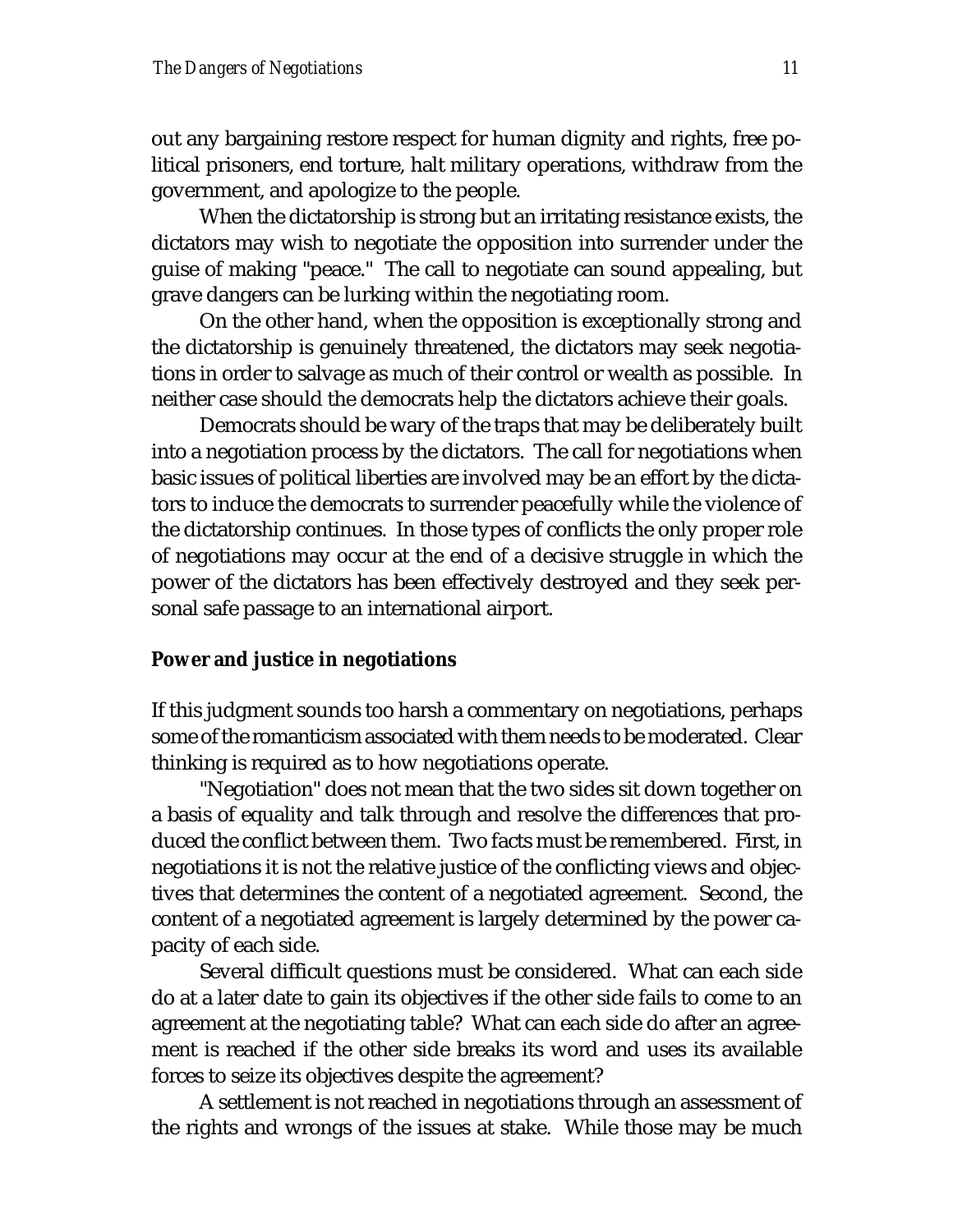out any bargaining restore respect for human dignity and rights, free political prisoners, end torture, halt military operations, withdraw from the government, and apologize to the people.

When the dictatorship is strong but an irritating resistance exists, the dictators may wish to negotiate the opposition into surrender under the guise of making "peace." The call to negotiate can sound appealing, but grave dangers can be lurking within the negotiating room.

On the other hand, when the opposition is exceptionally strong and the dictatorship is genuinely threatened, the dictators may seek negotiations in order to salvage as much of their control or wealth as possible. In neither case should the democrats help the dictators achieve their goals.

Democrats should be wary of the traps that may be deliberately built into a negotiation process by the dictators. The call for negotiations when basic issues of political liberties are involved may be an effort by the dictators to induce the democrats to surrender peacefully while the violence of the dictatorship continues. In those types of conflicts the only proper role of negotiations may occur at the end of a decisive struggle in which the power of the dictators has been effectively destroyed and they seek personal safe passage to an international airport.

**Power and justice in negotiations**

If this judgment sounds too harsh a commentary on negotiations, perhaps some of the romanticism associated with them needs to be moderated. Clear thinking is required as to how negotiations operate.

"Negotiation" does not mean that the two sides sit down together on a basis of equality and talk through and resolve the differences that produced the conflict between them. Two facts must be remembered. First, in negotiations it is not the relative justice of the conflicting views and objectives that determines the content of a negotiated agreement. Second, the content of a negotiated agreement is largely determined by the power capacity of each side.

Several difficult questions must be considered. What can each side do at a later date to gain its objectives if the other side fails to come to an agreement at the negotiating table? What can each side do after an agreement is reached if the other side breaks its word and uses its available forces to seize its objectives despite the agreement?

A settlement is not reached in negotiations through an assessment of the rights and wrongs of the issues at stake. While those may be much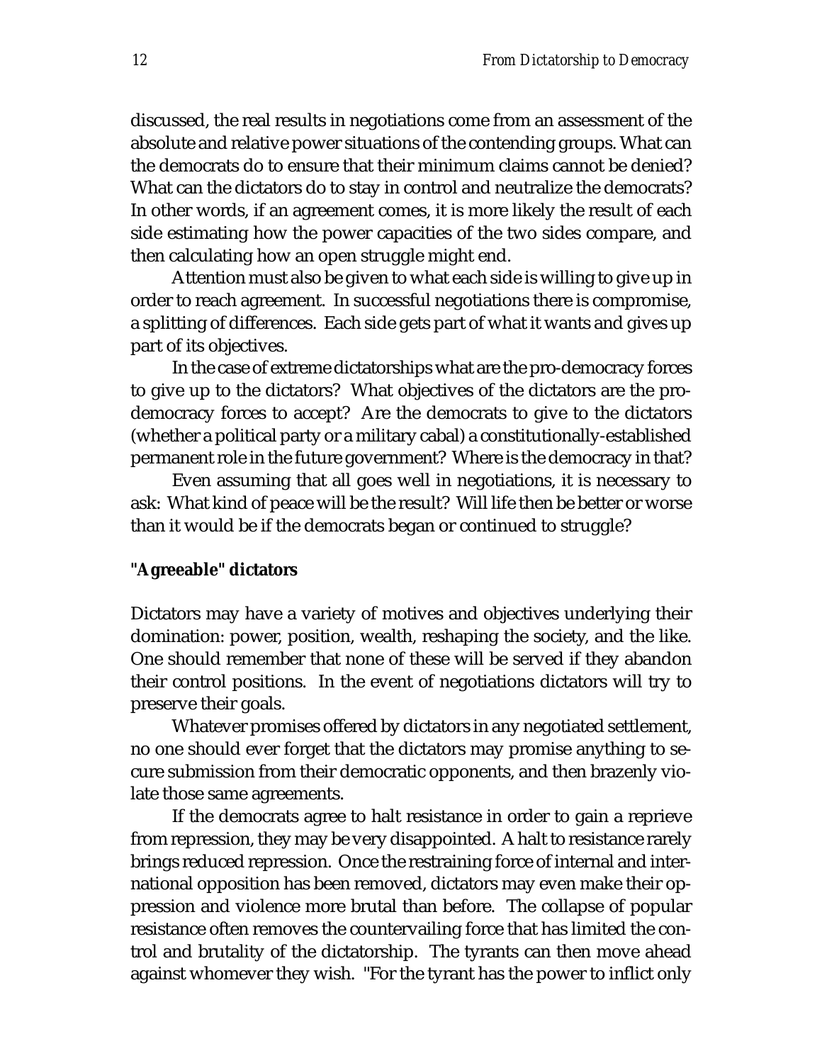discussed, the real results in negotiations come from an assessment of the absolute and relative power situations of the contending groups. What can the democrats do to ensure that their minimum claims cannot be denied? What can the dictators do to stay in control and neutralize the democrats? In other words, if an agreement comes, it is more likely the result of each side estimating how the power capacities of the two sides compare, and then calculating how an open struggle might end.

Attention must also be given to what each side is willing to give up in order to reach agreement. In successful negotiations there is compromise, a splitting of differences. Each side gets part of what it wants and gives up part of its objectives.

In the case of extreme dictatorships what are the pro-democracy forces to give up to the dictators? What objectives of the dictators are the pro-democracy forces to accept? Are the democrats to give to the dictators (whether a political party or a military cabal) a constitutionally-established permanent role in the future government? Where is the democracy in that?

Even assuming that all goes well in negotiations, it is necessary to ask: What kind of peace will be the result? Will life then be better or worse than it would be if the democrats began or continued to struggle?

**"Agreeable" dictators**

Dictators may have a variety of motives and objectives underlying their domination: power, position, wealth, reshaping the society, and the like. One should remember that none of these will be served if they abandon their control positions. In the event of negotiations dictators will try to preserve their goals.

Whatever promises offered by dictators in any negotiated settlement, no one should ever forget that the dictators may promise anything to secure submission from their democratic opponents, and then brazenly violate those same agreements.

If the democrats agree to halt resistance in order to gain a reprieve from repression, they may be very disappointed. A halt to resistance rarely brings reduced repression. Once the restraining force of internal and international opposition has been removed, dictators may even make their oppression and violence more brutal than before. The collapse of popular resistance often removes the countervailing force that has limited the control and brutality of the dictatorship. The tyrants can then move ahead against whomever they wish. "For the tyrant has the power to inflict only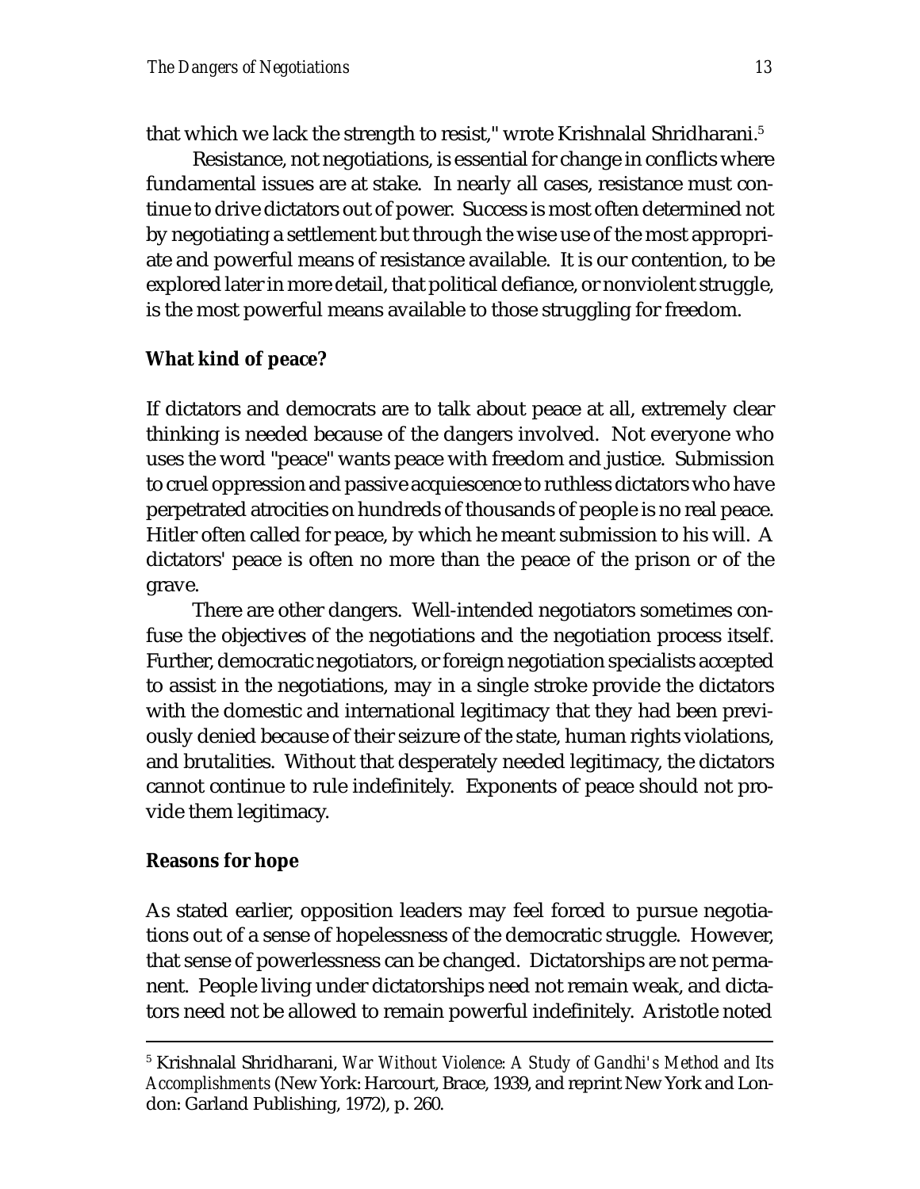that which we lack the strength to resist," wrote Krishnalal Shridharani.[5]

Resistance, not negotiations, is essential for change in conflicts where fundamental issues are at stake. In nearly all cases, resistance must continue to drive dictators out of power. Success is most often determined not by negotiating a settlement but through the wise use of the most appropriate and powerful means of resistance available. It is our contention, to be explored later in more detail, that political defiance, or nonviolent struggle, is the most powerful means available to those struggling for freedom.

### What kind of peace?

If dictators and democrats are to talk about peace at all, extremely clear thinking is needed because of the dangers involved. Not everyone who uses the word "peace" wants peace with freedom and justice. Submission to cruel oppression and passive acquiescence to ruthless dictators who have perpetrated atrocities on hundreds of thousands of people is no real peace. Hitler often called for peace, by which he meant submission to his will. A dictators' peace is often no more than the peace of the prison or of the grave.

There are other dangers. Well-intended negotiators sometimes confuse the objectives of the negotiations and the negotiation process itself. Further, democratic negotiators, or foreign negotiation specialists accepted to assist in the negotiations, may in a single stroke provide the dictators with the domestic and international legitimacy that they had been previously denied because of their seizure of the state, human rights violations, and brutalities. Without that desperately needed legitimacy, the dictators cannot continue to rule indefinitely. Exponents of peace should not provide them legitimacy.

### Reasons for hope

As stated earlier, opposition leaders may feel forced to pursue negotiations out of a sense of hopelessness of the democratic struggle. However, that sense of powerlessness can be changed. Dictatorships are not permanent. People living under dictatorships need not remain weak, and dictators need not be allowed to remain powerful indefinitely. Aristotle noted

---

[5] Krishnalal Shridharani, *War Without Violence: A Study of Gandhi's Method and Its Accomplishments* (New York: Harcourt, Brace, 1939, and reprint New York and London: Garland Publishing, 1972), p. 260.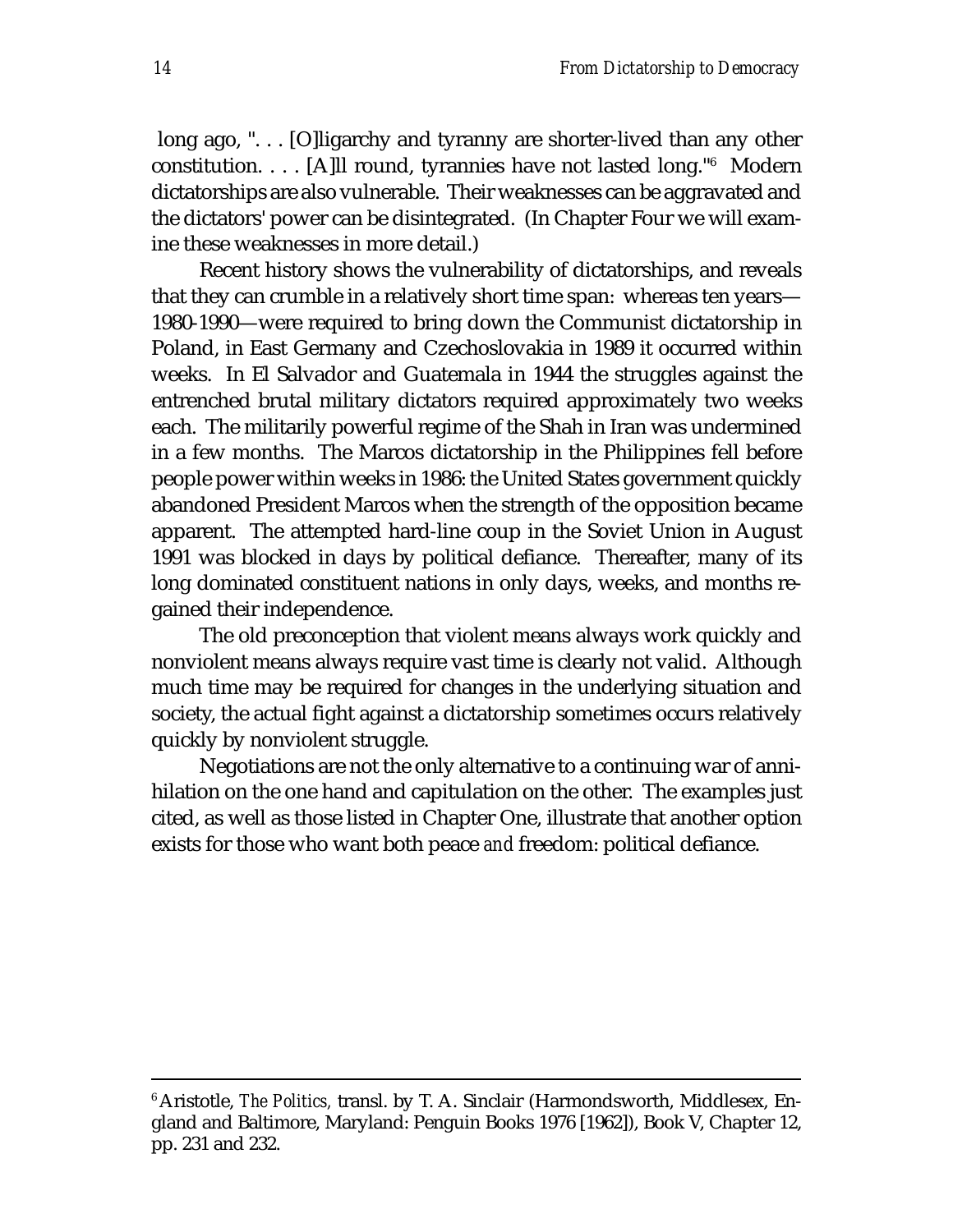long ago, ". . . [O]ligarchy and tyranny are shorter-lived than any other constitution. . . . [A]ll round, tyrannies have not lasted long."[6] Modern dictatorships are also vulnerable. Their weaknesses can be aggravated and the dictators' power can be disintegrated. (In Chapter Four we will examine these weaknesses in more detail.)

Recent history shows the vulnerability of dictatorships, and reveals that they can crumble in a relatively short time span: whereas ten years—1980-1990—were required to bring down the Communist dictatorship in Poland, in East Germany and Czechoslovakia in 1989 it occurred within weeks. In El Salvador and Guatemala in 1944 the struggles against the entrenched brutal military dictators required approximately two weeks each. The militarily powerful regime of the Shah in Iran was undermined in a few months. The Marcos dictatorship in the Philippines fell before people power within weeks in 1986: the United States government quickly abandoned President Marcos when the strength of the opposition became apparent. The attempted hard-line coup in the Soviet Union in August 1991 was blocked in days by political defiance. Thereafter, many of its long dominated constituent nations in only days, weeks, and months regained their independence.

The old preconception that violent means always work quickly and nonviolent means always require vast time is clearly not valid. Although much time may be required for changes in the underlying situation and society, the actual fight against a dictatorship sometimes occurs relatively quickly by nonviolent struggle.

Negotiations are not the only alternative to a continuing war of annihilation on the one hand and capitulation on the other. The examples just cited, as well as those listed in Chapter One, illustrate that another option exists for those who want both peace *and* freedom: political defiance.

---

[6] Aristotle, *The Politics,* transl. by T. A. Sinclair (Harmondsworth, Middlesex, England and Baltimore, Maryland: Penguin Books 1976 [1962]), Book V, Chapter 12, pp. 231 and 232.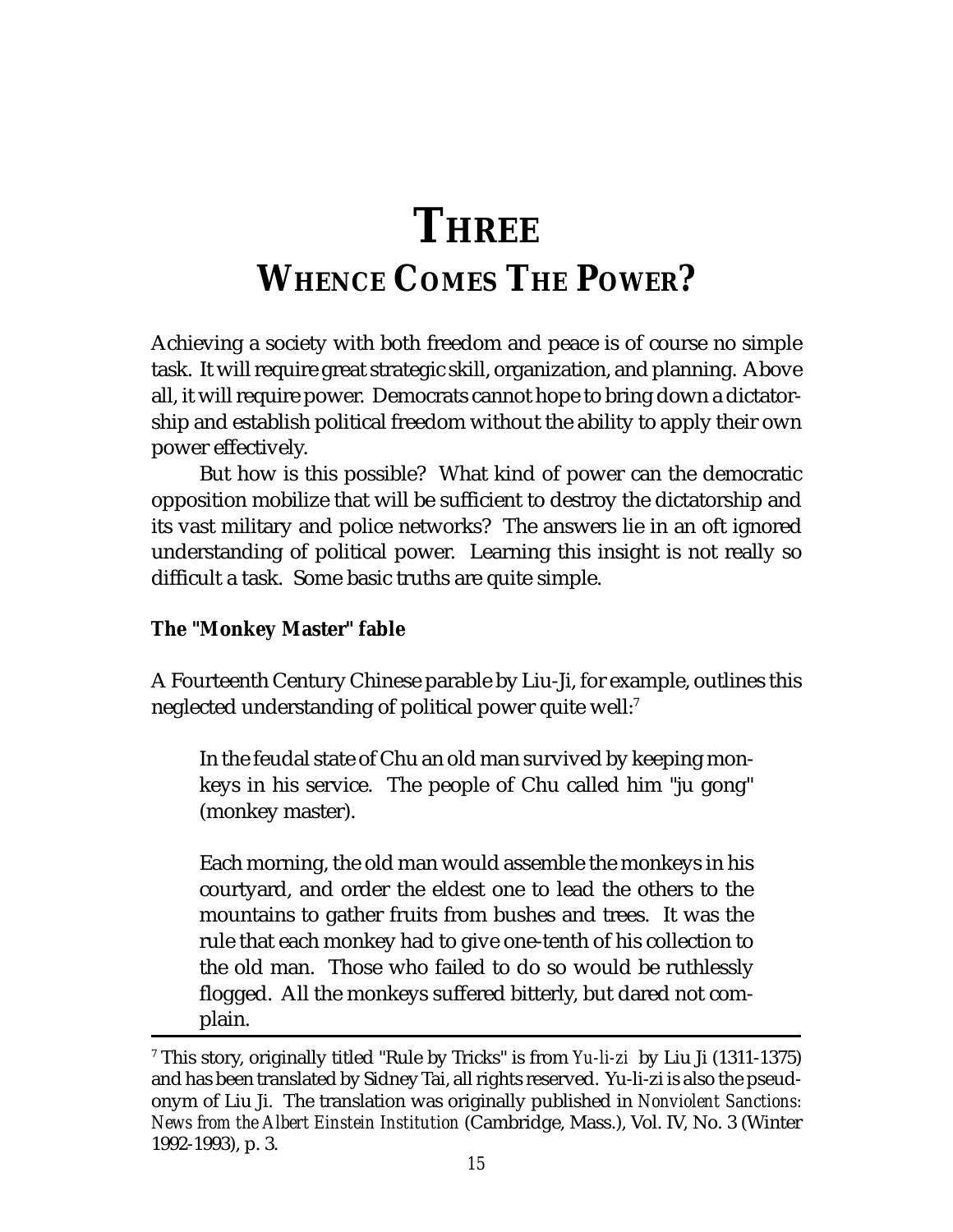# THREE
# WHENCE COMES THE POWER?

Achieving a society with both freedom and peace is of course no simple task. It will require great strategic skill, organization, and planning. Above all, it will require power. Democrats cannot hope to bring down a dictatorship and establish political freedom without the ability to apply their own power effectively.

But how is this possible? What kind of power can the democratic opposition mobilize that will be sufficient to destroy the dictatorship and its vast military and police networks? The answers lie in an oft ignored understanding of political power. Learning this insight is not really so difficult a task. Some basic truths are quite simple.

**The "Monkey Master" fable**

A Fourteenth Century Chinese parable by Liu-Ji, for example, outlines this neglected understanding of political power quite well:[7]

> In the feudal state of Chu an old man survived by keeping monkeys in his service. The people of Chu called him "ju gong" (monkey master).
>
> Each morning, the old man would assemble the monkeys in his courtyard, and order the eldest one to lead the others to the mountains to gather fruits from bushes and trees. It was the rule that each monkey had to give one-tenth of his collection to the old man. Those who failed to do so would be ruthlessly flogged. All the monkeys suffered bitterly, but dared not complain.

---

[7] This story, originally titled "Rule by Tricks" is from *Yu-li-zi* by Liu Ji (1311-1375) and has been translated by Sidney Tai, all rights reserved. Yu-li-zi is also the pseudonym of Liu Ji. The translation was originally published in *Nonviolent Sanctions: News from the Albert Einstein Institution* (Cambridge, Mass.), Vol. IV, No. 3 (Winter 1992-1993), p. 3.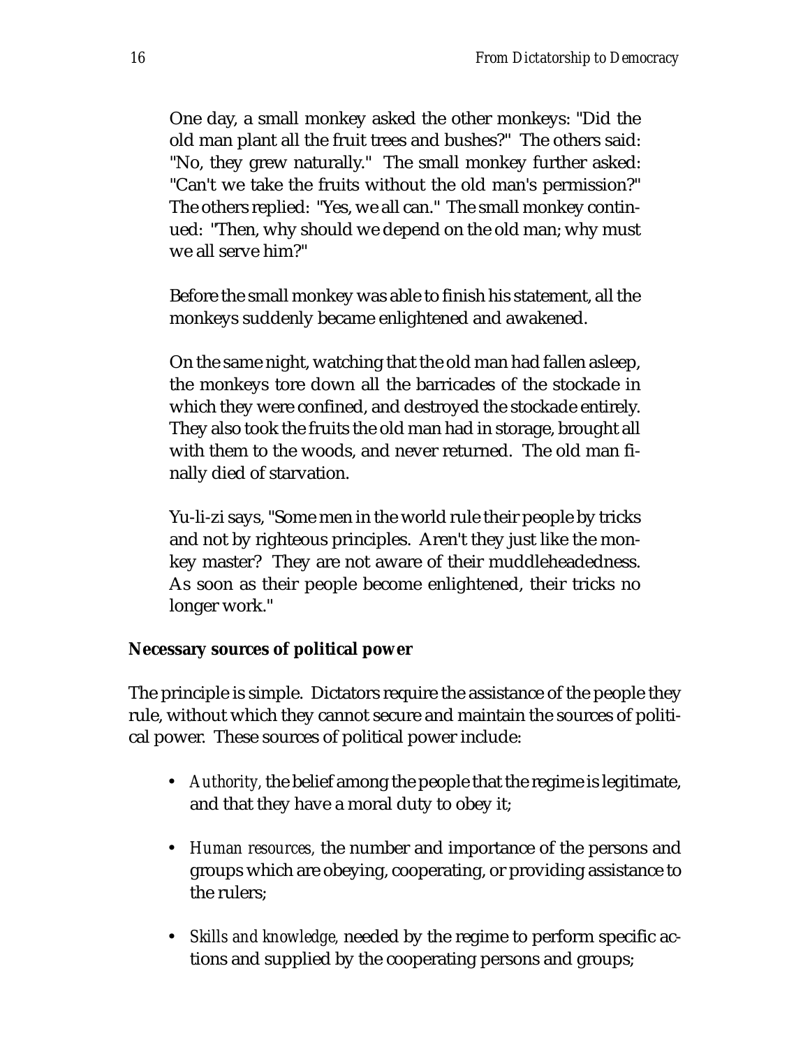One day, a small monkey asked the other monkeys: "Did the old man plant all the fruit trees and bushes?" The others said: "No, they grew naturally." The small monkey further asked: "Can't we take the fruits without the old man's permission?" The others replied: "Yes, we all can." The small monkey continued: "Then, why should we depend on the old man; why must we all serve him?"

Before the small monkey was able to finish his statement, all the monkeys suddenly became enlightened and awakened.

On the same night, watching that the old man had fallen asleep, the monkeys tore down all the barricades of the stockade in which they were confined, and destroyed the stockade entirely. They also took the fruits the old man had in storage, brought all with them to the woods, and never returned. The old man finally died of starvation.

Yu-li-zi says, "Some men in the world rule their people by tricks and not by righteous principles. Aren't they just like the monkey master? They are not aware of their muddleheadedness. As soon as their people become enlightened, their tricks no longer work."

### Necessary sources of political power

The principle is simple. Dictators require the assistance of the people they rule, without which they cannot secure and maintain the sources of political power. These sources of political power include:

- *Authority,* the belief among the people that the regime is legitimate, and that they have a moral duty to obey it;

- *Human resources,* the number and importance of the persons and groups which are obeying, cooperating, or providing assistance to the rulers;

- *Skills and knowledge,* needed by the regime to perform specific actions and supplied by the cooperating persons and groups;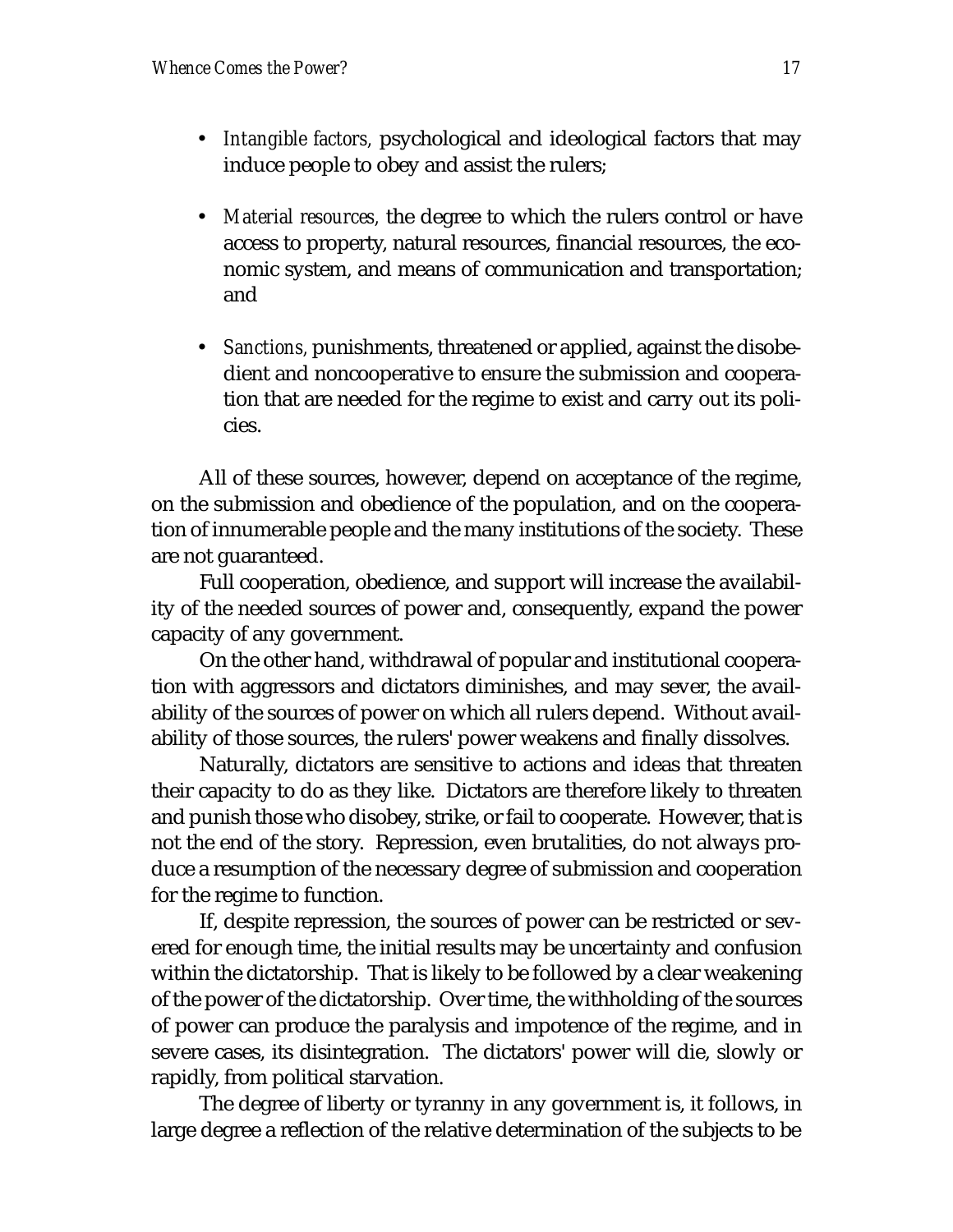- *Intangible factors,* psychological and ideological factors that may induce people to obey and assist the rulers;

- *Material resources,* the degree to which the rulers control or have access to property, natural resources, financial resources, the economic system, and means of communication and transportation; and

- *Sanctions,* punishments, threatened or applied, against the disobedient and noncooperative to ensure the submission and cooperation that are needed for the regime to exist and carry out its policies.

All of these sources, however, depend on acceptance of the regime, on the submission and obedience of the population, and on the cooperation of innumerable people and the many institutions of the society. These are not guaranteed.

Full cooperation, obedience, and support will increase the availability of the needed sources of power and, consequently, expand the power capacity of any government.

On the other hand, withdrawal of popular and institutional cooperation with aggressors and dictators diminishes, and may sever, the availability of the sources of power on which all rulers depend. Without availability of those sources, the rulers' power weakens and finally dissolves.

Naturally, dictators are sensitive to actions and ideas that threaten their capacity to do as they like. Dictators are therefore likely to threaten and punish those who disobey, strike, or fail to cooperate. However, that is not the end of the story. Repression, even brutalities, do not always produce a resumption of the necessary degree of submission and cooperation for the regime to function.

If, despite repression, the sources of power can be restricted or severed for enough time, the initial results may be uncertainty and confusion within the dictatorship. That is likely to be followed by a clear weakening of the power of the dictatorship. Over time, the withholding of the sources of power can produce the paralysis and impotence of the regime, and in severe cases, its disintegration. The dictators' power will die, slowly or rapidly, from political starvation.

The degree of liberty or tyranny in any government is, it follows, in large degree a reflection of the relative determination of the subjects to be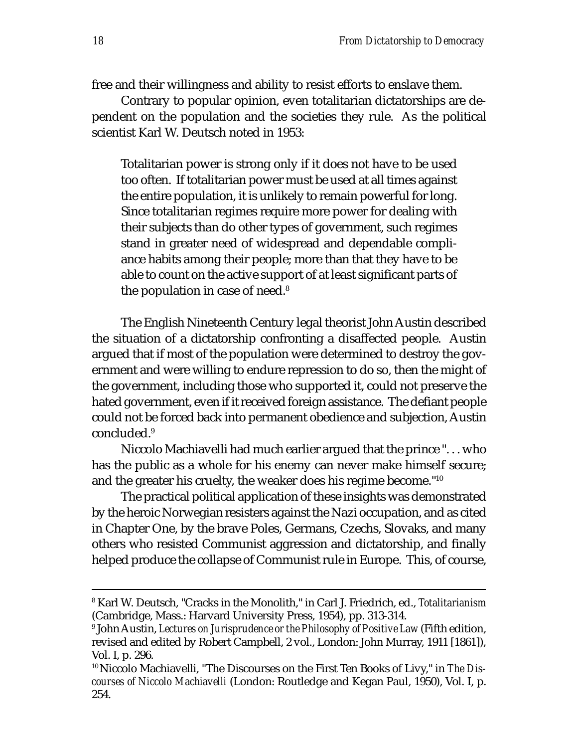free and their willingness and ability to resist efforts to enslave them.

Contrary to popular opinion, even totalitarian dictatorships are dependent on the population and the societies they rule. As the political scientist Karl W. Deutsch noted in 1953:

> Totalitarian power is strong only if it does not have to be used too often. If totalitarian power must be used at all times against the entire population, it is unlikely to remain powerful for long. Since totalitarian regimes require more power for dealing with their subjects than do other types of government, such regimes stand in greater need of widespread and dependable compliance habits among their people; more than that they have to be able to count on the active support of at least significant parts of the population in case of need.[8]

The English Nineteenth Century legal theorist John Austin described the situation of a dictatorship confronting a disaffected people. Austin argued that if most of the population were determined to destroy the government and were willing to endure repression to do so, then the might of the government, including those who supported it, could not preserve the hated government, even if it received foreign assistance. The defiant people could not be forced back into permanent obedience and subjection, Austin concluded.[9]

Niccolo Machiavelli had much earlier argued that the prince ". . . who has the public as a whole for his enemy can never make himself secure; and the greater his cruelty, the weaker does his regime become."[10]

The practical political application of these insights was demonstrated by the heroic Norwegian resisters against the Nazi occupation, and as cited in Chapter One, by the brave Poles, Germans, Czechs, Slovaks, and many others who resisted Communist aggression and dictatorship, and finally helped produce the collapse of Communist rule in Europe. This, of course,

---

[8] Karl W. Deutsch, "Cracks in the Monolith," in Carl J. Friedrich, ed., *Totalitarianism* (Cambridge, Mass.: Harvard University Press, 1954), pp. 313-314.

[9] John Austin, *Lectures on Jurisprudence or the Philosophy of Positive Law* (Fifth edition, revised and edited by Robert Campbell, 2 vol., London: John Murray, 1911 [1861]), Vol. I, p. 296.

[10] Niccolo Machiavelli, "The Discourses on the First Ten Books of Livy," in *The Discourses of Niccolo Machiavelli* (London: Routledge and Kegan Paul, 1950), Vol. I, p. 254.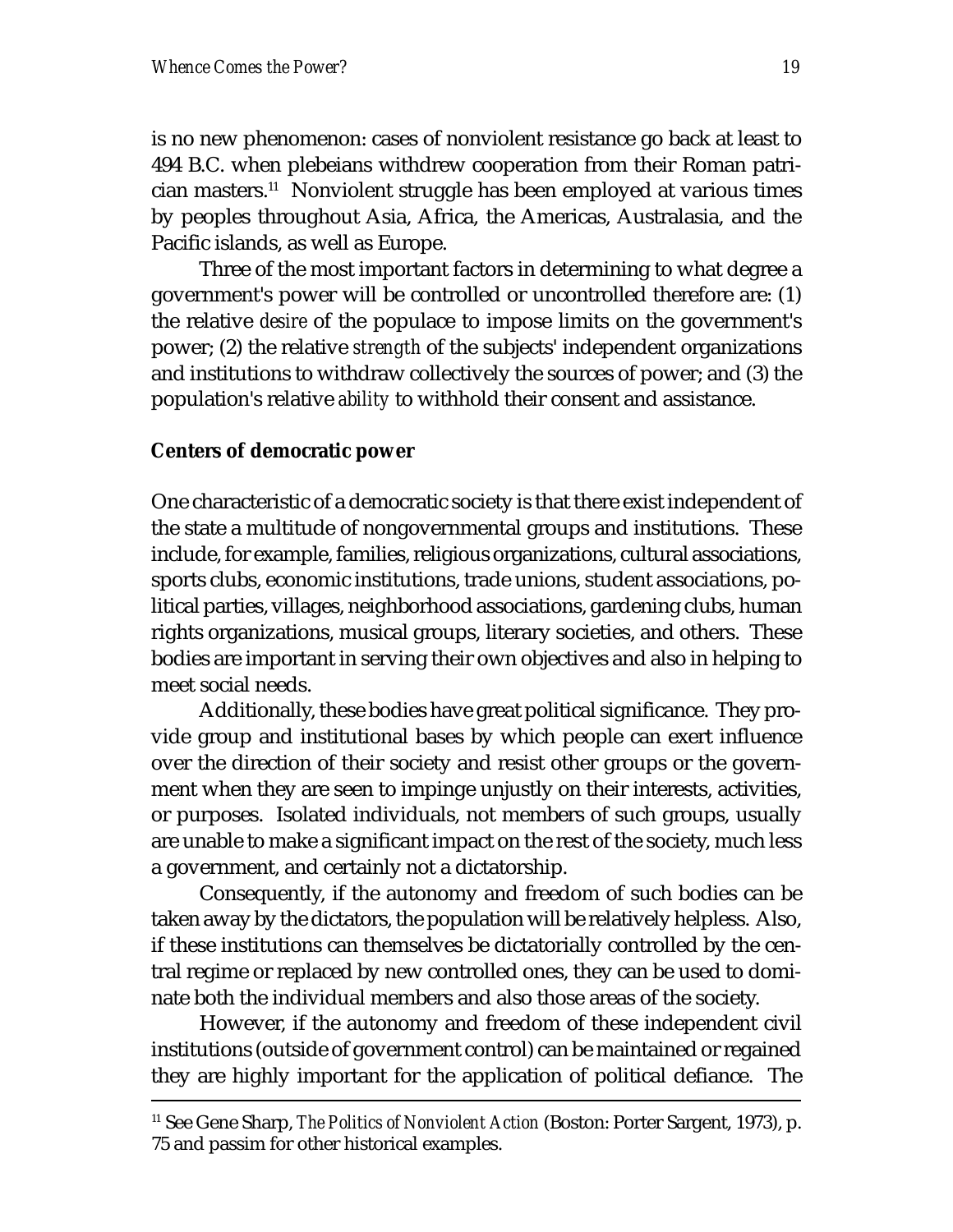is no new phenomenon: cases of nonviolent resistance go back at least to 494 B.C. when plebeians withdrew cooperation from their Roman patrician masters.[11] Nonviolent struggle has been employed at various times by peoples throughout Asia, Africa, the Americas, Australasia, and the Pacific islands, as well as Europe.

Three of the most important factors in determining to what degree a government's power will be controlled or uncontrolled therefore are: (1) the relative *desire* of the populace to impose limits on the government's power; (2) the relative *strength* of the subjects' independent organizations and institutions to withdraw collectively the sources of power; and (3) the population's relative *ability* to withhold their consent and assistance.

**Centers of democratic power**

One characteristic of a democratic society is that there exist independent of the state a multitude of nongovernmental groups and institutions. These include, for example, families, religious organizations, cultural associations, sports clubs, economic institutions, trade unions, student associations, political parties, villages, neighborhood associations, gardening clubs, human rights organizations, musical groups, literary societies, and others. These bodies are important in serving their own objectives and also in helping to meet social needs.

Additionally, these bodies have great political significance. They provide group and institutional bases by which people can exert influence over the direction of their society and resist other groups or the government when they are seen to impinge unjustly on their interests, activities, or purposes. Isolated individuals, not members of such groups, usually are unable to make a significant impact on the rest of the society, much less a government, and certainly not a dictatorship.

Consequently, if the autonomy and freedom of such bodies can be taken away by the dictators, the population will be relatively helpless. Also, if these institutions can themselves be dictatorially controlled by the central regime or replaced by new controlled ones, they can be used to dominate both the individual members and also those areas of the society.

However, if the autonomy and freedom of these independent civil institutions (outside of government control) can be maintained or regained they are highly important for the application of political defiance. The

[11] See Gene Sharp, *The Politics of Nonviolent Action* (Boston: Porter Sargent, 1973), p. 75 and passim for other historical examples.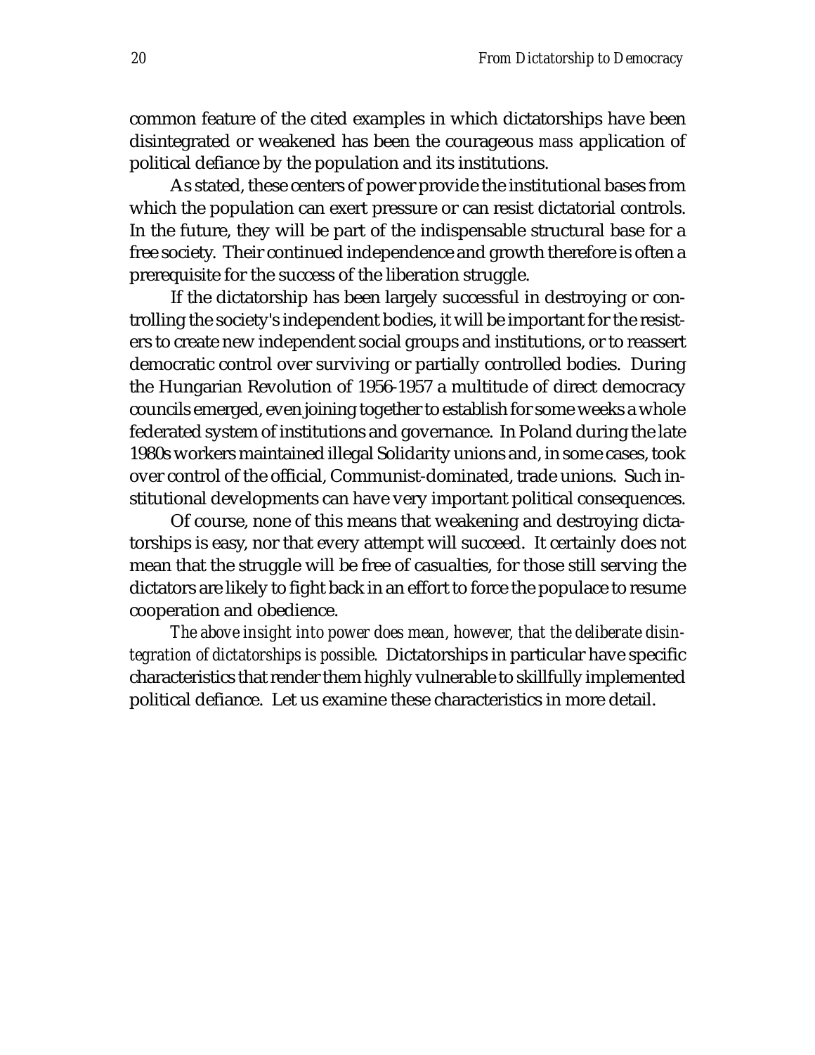common feature of the cited examples in which dictatorships have been disintegrated or weakened has been the courageous *mass* application of political defiance by the population and its institutions.

As stated, these centers of power provide the institutional bases from which the population can exert pressure or can resist dictatorial controls. In the future, they will be part of the indispensable structural base for a free society. Their continued independence and growth therefore is often a prerequisite for the success of the liberation struggle.

If the dictatorship has been largely successful in destroying or controlling the society's independent bodies, it will be important for the resisters to create new independent social groups and institutions, or to reassert democratic control over surviving or partially controlled bodies. During the Hungarian Revolution of 1956-1957 a multitude of direct democracy councils emerged, even joining together to establish for some weeks a whole federated system of institutions and governance. In Poland during the late 1980s workers maintained illegal Solidarity unions and, in some cases, took over control of the official, Communist-dominated, trade unions. Such institutional developments can have very important political consequences.

Of course, none of this means that weakening and destroying dictatorships is easy, nor that every attempt will succeed. It certainly does not mean that the struggle will be free of casualties, for those still serving the dictators are likely to fight back in an effort to force the populace to resume cooperation and obedience.

*The above insight into power does mean, however, that the deliberate disintegration of dictatorships is possible.* Dictatorships in particular have specific characteristics that render them highly vulnerable to skillfully implemented political defiance. Let us examine these characteristics in more detail.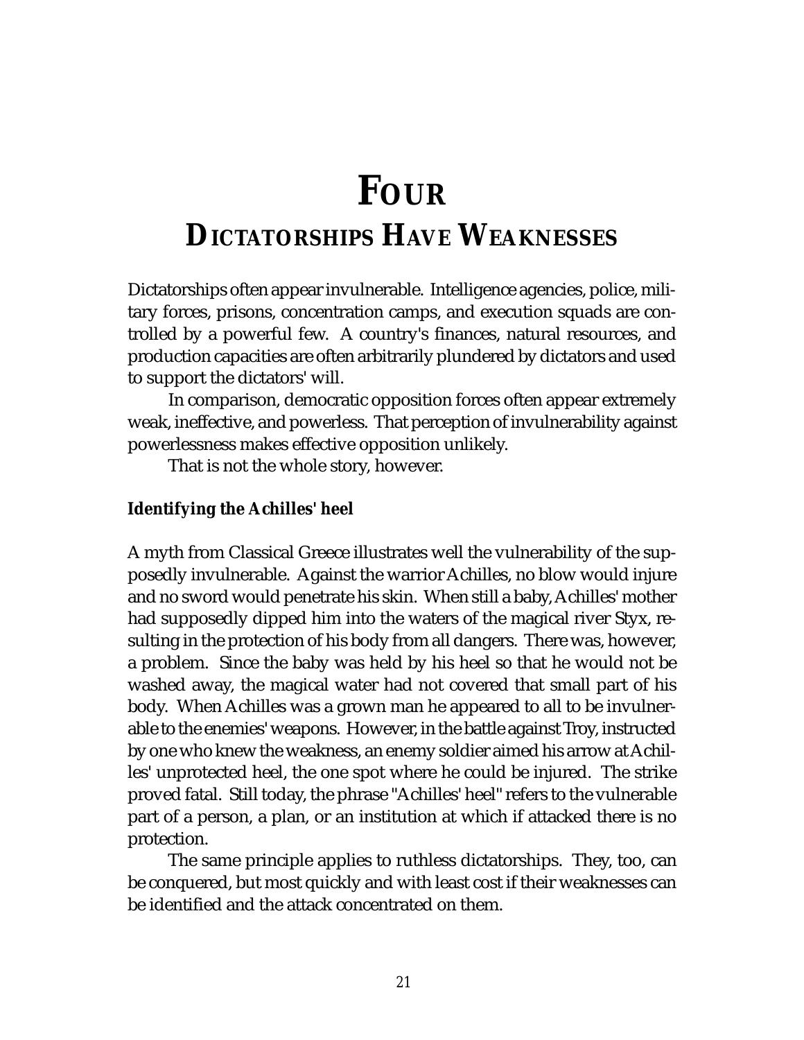# FOUR

# DICTATORSHIPS HAVE WEAKNESSES

Dictatorships often appear invulnerable. Intelligence agencies, police, military forces, prisons, concentration camps, and execution squads are controlled by a powerful few. A country's finances, natural resources, and production capacities are often arbitrarily plundered by dictators and used to support the dictators' will.

In comparison, democratic opposition forces often appear extremely weak, ineffective, and powerless. That perception of invulnerability against powerlessness makes effective opposition unlikely.

That is not the whole story, however.

### Identifying the Achilles' heel

A myth from Classical Greece illustrates well the vulnerability of the supposedly invulnerable. Against the warrior Achilles, no blow would injure and no sword would penetrate his skin. When still a baby, Achilles' mother had supposedly dipped him into the waters of the magical river Styx, resulting in the protection of his body from all dangers. There was, however, a problem. Since the baby was held by his heel so that he would not be washed away, the magical water had not covered that small part of his body. When Achilles was a grown man he appeared to all to be invulnerable to the enemies' weapons. However, in the battle against Troy, instructed by one who knew the weakness, an enemy soldier aimed his arrow at Achilles' unprotected heel, the one spot where he could be injured. The strike proved fatal. Still today, the phrase "Achilles' heel" refers to the vulnerable part of a person, a plan, or an institution at which if attacked there is no protection.

The same principle applies to ruthless dictatorships. They, too, can be conquered, but most quickly and with least cost if their weaknesses can be identified and the attack concentrated on them.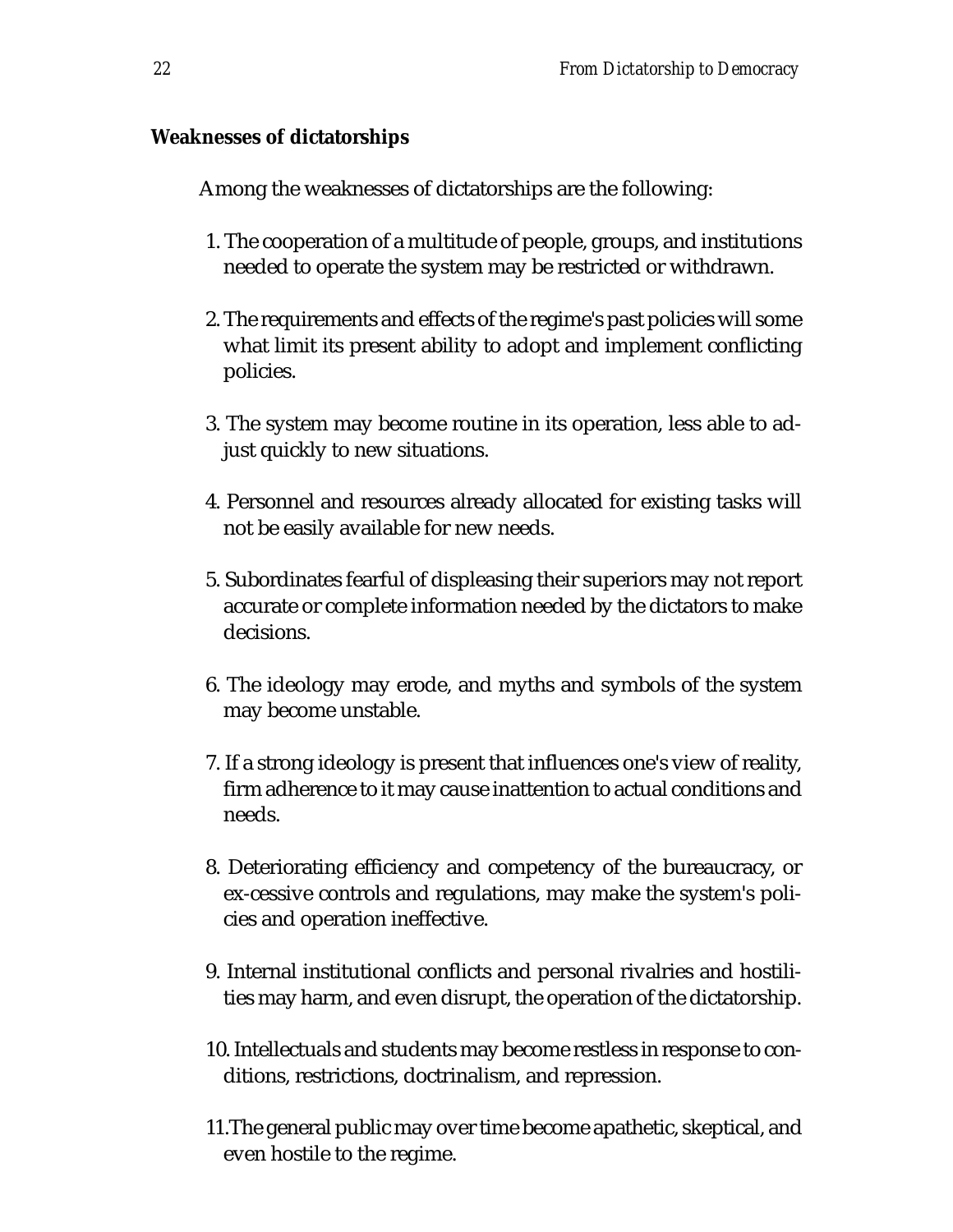**Weaknesses of dictatorships**

Among the weaknesses of dictatorships are the following:

1. The cooperation of a multitude of people, groups, and institutions needed to operate the system may be restricted or withdrawn.

2. The requirements and effects of the regime's past policies will some what limit its present ability to adopt and implement conflicting policies.

3. The system may become routine in its operation, less able to adjust quickly to new situations.

4. Personnel and resources already allocated for existing tasks will not be easily available for new needs.

5. Subordinates fearful of displeasing their superiors may not report accurate or complete information needed by the dictators to make decisions.

6. The ideology may erode, and myths and symbols of the system may become unstable.

7. If a strong ideology is present that influences one's view of reality, firm adherence to it may cause inattention to actual conditions and needs.

8. Deteriorating efficiency and competency of the bureaucracy, or ex-cessive controls and regulations, may make the system's policies and operation ineffective.

9. Internal institutional conflicts and personal rivalries and hostilities may harm, and even disrupt, the operation of the dictatorship.

10. Intellectuals and students may become restless in response to conditions, restrictions, doctrinalism, and repression.

11. The general public may over time become apathetic, skeptical, and even hostile to the regime.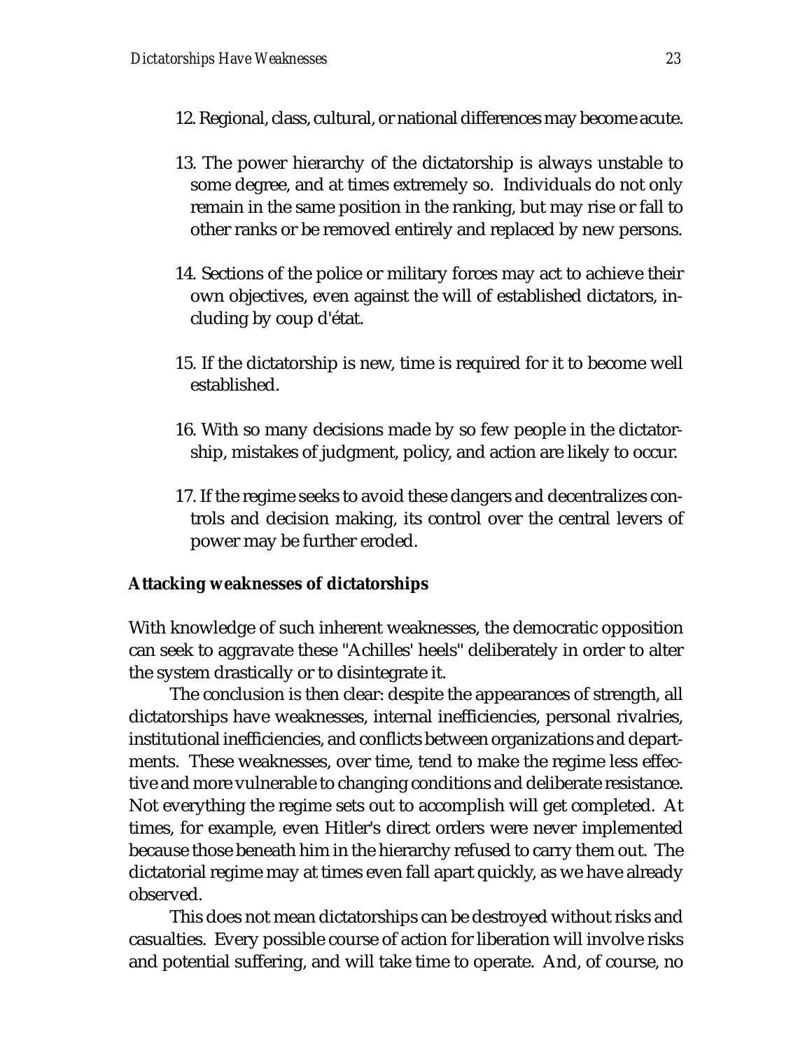12. Regional, class, cultural, or national differences may become acute.

13. The power hierarchy of the dictatorship is always unstable to some degree, and at times extremely so. Individuals do not only remain in the same position in the ranking, but may rise or fall to other ranks or be removed entirely and replaced by new persons.

14. Sections of the police or military forces may act to achieve their own objectives, even against the will of established dictators, including by coup d'état.

15. If the dictatorship is new, time is required for it to become well established.

16. With so many decisions made by so few people in the dictatorship, mistakes of judgment, policy, and action are likely to occur.

17. If the regime seeks to avoid these dangers and decentralizes controls and decision making, its control over the central levers of power may be further eroded.

**Attacking weaknesses of dictatorships**

With knowledge of such inherent weaknesses, the democratic opposition can seek to aggravate these "Achilles' heels" deliberately in order to alter the system drastically or to disintegrate it.

The conclusion is then clear: despite the appearances of strength, all dictatorships have weaknesses, internal inefficiencies, personal rivalries, institutional inefficiencies, and conflicts between organizations and departments. These weaknesses, over time, tend to make the regime less effective and more vulnerable to changing conditions and deliberate resistance. Not everything the regime sets out to accomplish will get completed. At times, for example, even Hitler's direct orders were never implemented because those beneath him in the hierarchy refused to carry them out. The dictatorial regime may at times even fall apart quickly, as we have already observed.

This does not mean dictatorships can be destroyed without risks and casualties. Every possible course of action for liberation will involve risks and potential suffering, and will take time to operate. And, of course, no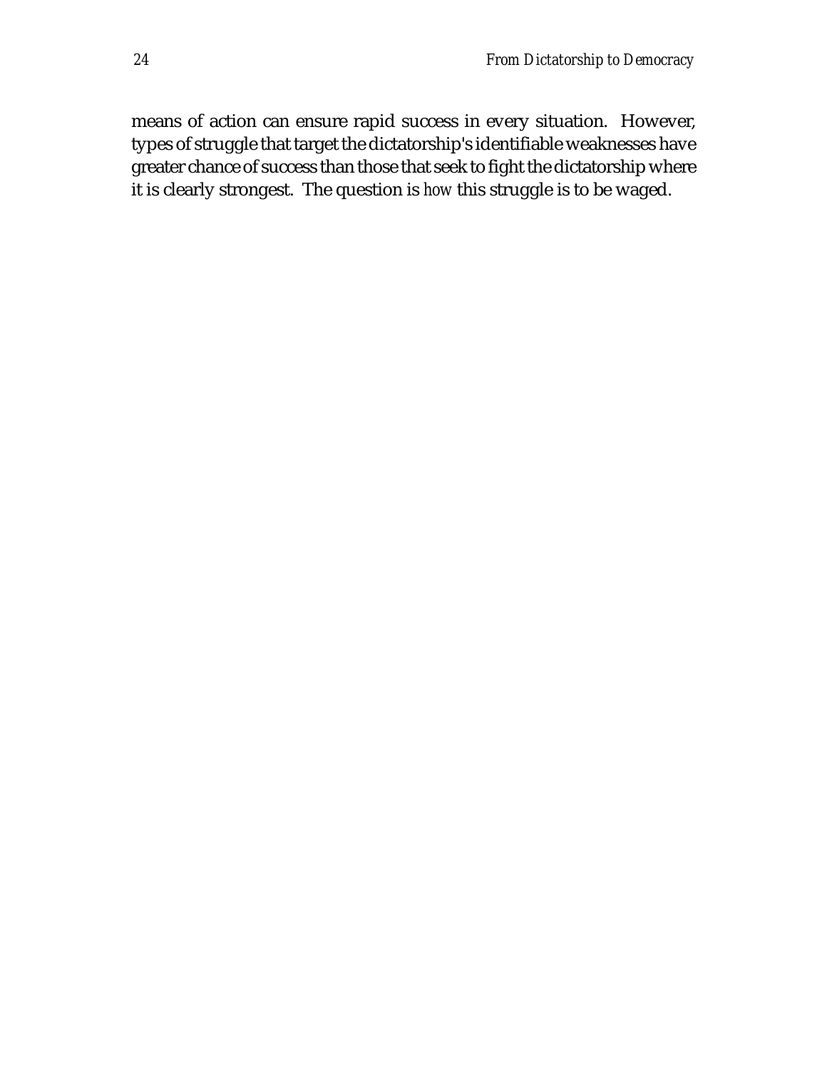means of action can ensure rapid success in every situation. However, types of struggle that target the dictatorship's identifiable weaknesses have greater chance of success than those that seek to fight the dictatorship where it is clearly strongest. The question is *how* this struggle is to be waged.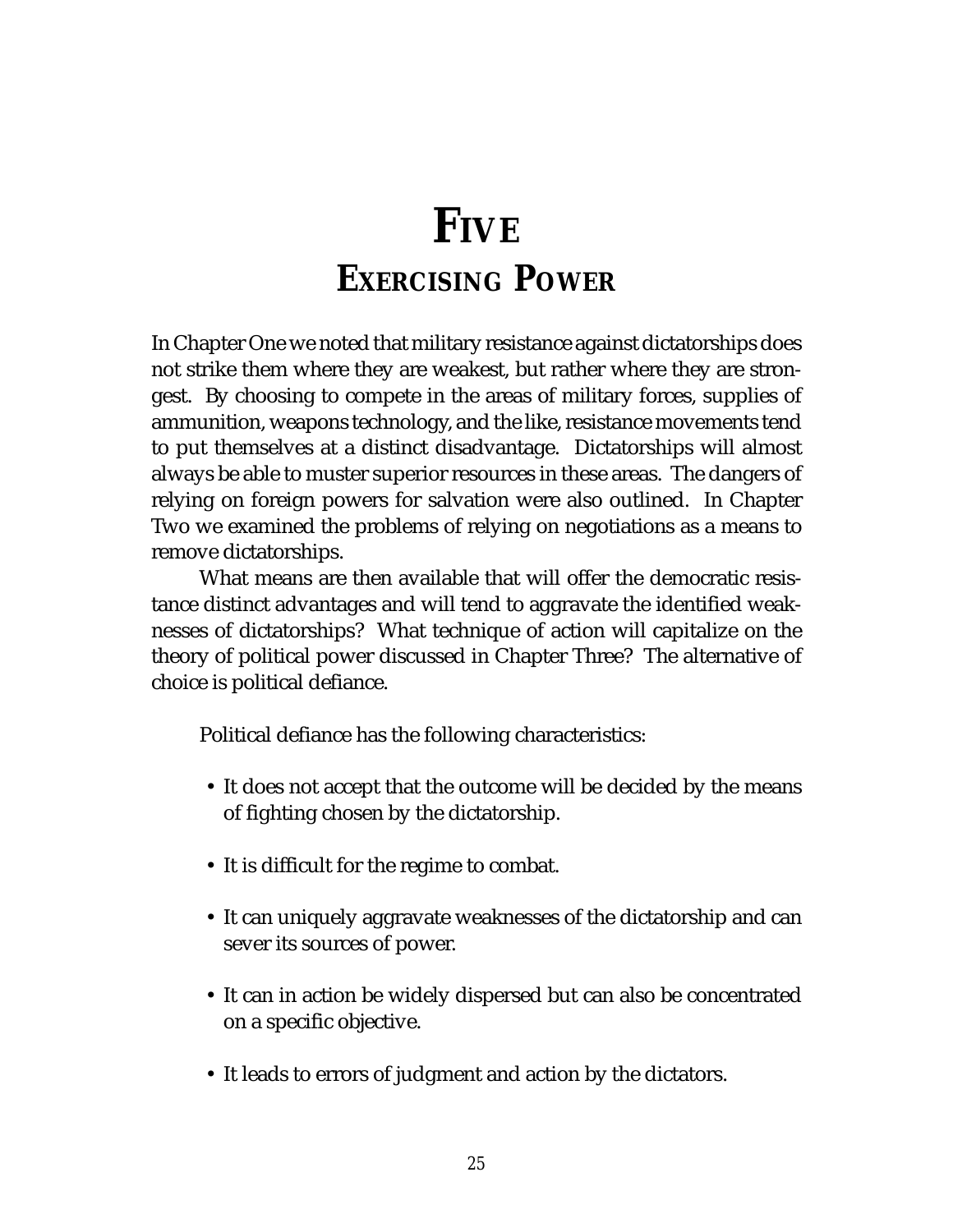# FIVE

# EXERCISING POWER

In Chapter One we noted that military resistance against dictatorships does not strike them where they are weakest, but rather where they are strongest. By choosing to compete in the areas of military forces, supplies of ammunition, weapons technology, and the like, resistance movements tend to put themselves at a distinct disadvantage. Dictatorships will almost always be able to muster superior resources in these areas. The dangers of relying on foreign powers for salvation were also outlined. In Chapter Two we examined the problems of relying on negotiations as a means to remove dictatorships.

What means are then available that will offer the democratic resistance distinct advantages and will tend to aggravate the identified weaknesses of dictatorships? What technique of action will capitalize on the theory of political power discussed in Chapter Three? The alternative of choice is political defiance.

Political defiance has the following characteristics:

- It does not accept that the outcome will be decided by the means of fighting chosen by the dictatorship.
- It is difficult for the regime to combat.
- It can uniquely aggravate weaknesses of the dictatorship and can sever its sources of power.
- It can in action be widely dispersed but can also be concentrated on a specific objective.
- It leads to errors of judgment and action by the dictators.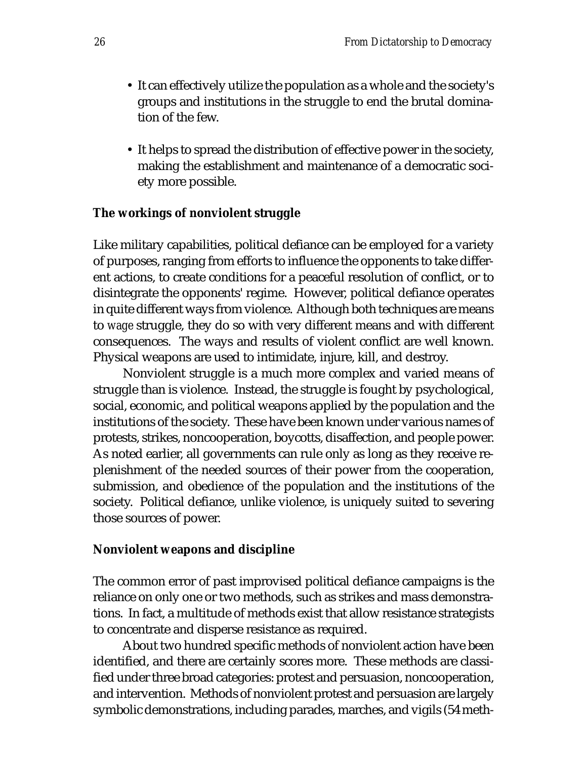- It can effectively utilize the population as a whole and the society's groups and institutions in the struggle to end the brutal domination of the few.

- It helps to spread the distribution of effective power in the society, making the establishment and maintenance of a democratic society more possible.

**The workings of nonviolent struggle**

Like military capabilities, political defiance can be employed for a variety of purposes, ranging from efforts to influence the opponents to take different actions, to create conditions for a peaceful resolution of conflict, or to disintegrate the opponents' regime. However, political defiance operates in quite different ways from violence. Although both techniques are means to *wage* struggle, they do so with very different means and with different consequences. The ways and results of violent conflict are well known. Physical weapons are used to intimidate, injure, kill, and destroy.

Nonviolent struggle is a much more complex and varied means of struggle than is violence. Instead, the struggle is fought by psychological, social, economic, and political weapons applied by the population and the institutions of the society. These have been known under various names of protests, strikes, noncooperation, boycotts, disaffection, and people power. As noted earlier, all governments can rule only as long as they receive replenishment of the needed sources of their power from the cooperation, submission, and obedience of the population and the institutions of the society. Political defiance, unlike violence, is uniquely suited to severing those sources of power.

**Nonviolent weapons and discipline**

The common error of past improvised political defiance campaigns is the reliance on only one or two methods, such as strikes and mass demonstrations. In fact, a multitude of methods exist that allow resistance strategists to concentrate and disperse resistance as required.

About two hundred specific methods of nonviolent action have been identified, and there are certainly scores more. These methods are classified under three broad categories: protest and persuasion, noncooperation, and intervention. Methods of nonviolent protest and persuasion are largely symbolic demonstrations, including parades, marches, and vigils (54 meth-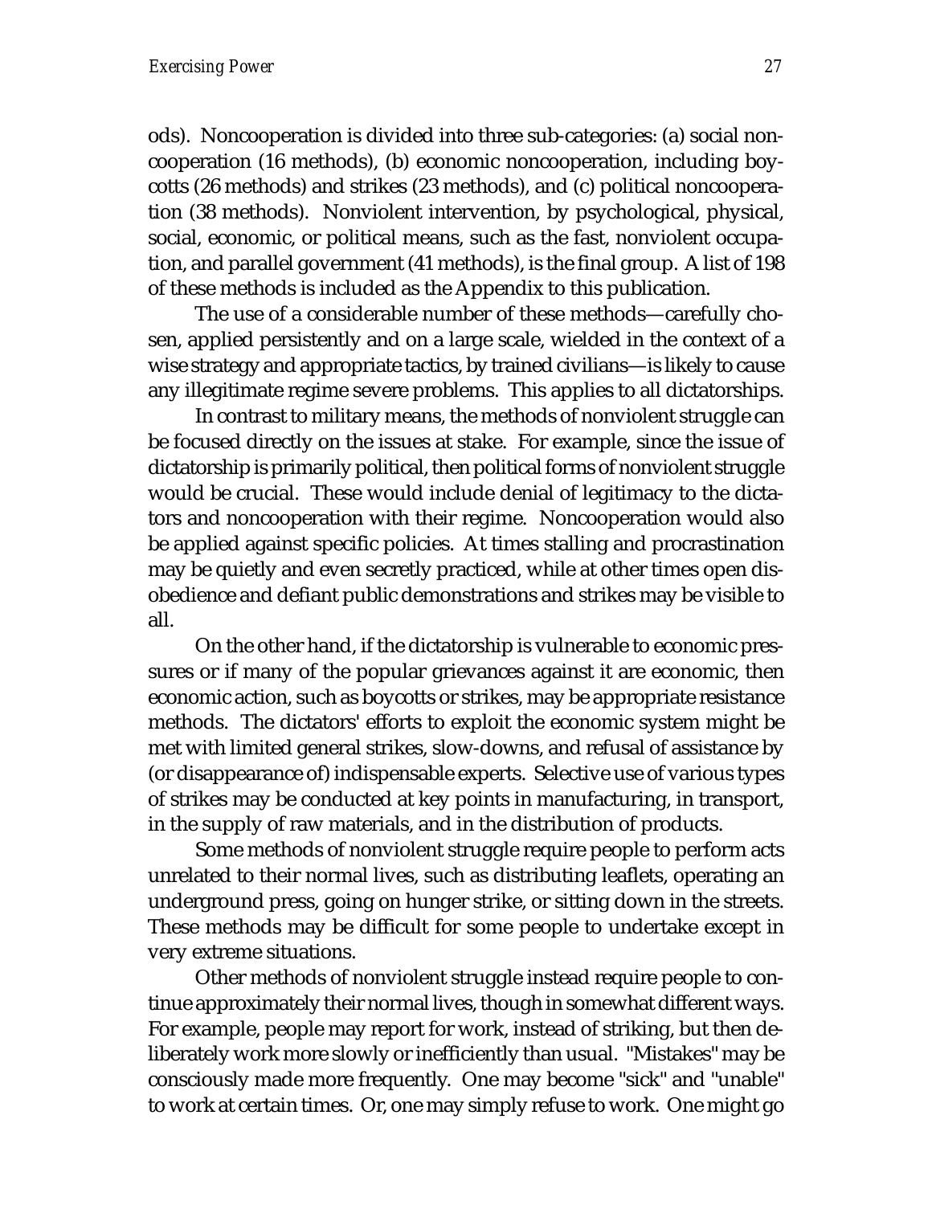ods). Noncooperation is divided into three sub-categories: (a) social noncooperation (16 methods), (b) economic noncooperation, including boycotts (26 methods) and strikes (23 methods), and (c) political noncooperation (38 methods). Nonviolent intervention, by psychological, physical, social, economic, or political means, such as the fast, nonviolent occupation, and parallel government (41 methods), is the final group. A list of 198 of these methods is included as the Appendix to this publication.

The use of a considerable number of these methods—carefully chosen, applied persistently and on a large scale, wielded in the context of a wise strategy and appropriate tactics, by trained civilians—is likely to cause any illegitimate regime severe problems. This applies to all dictatorships.

In contrast to military means, the methods of nonviolent struggle can be focused directly on the issues at stake. For example, since the issue of dictatorship is primarily political, then political forms of nonviolent struggle would be crucial. These would include denial of legitimacy to the dictators and noncooperation with their regime. Noncooperation would also be applied against specific policies. At times stalling and procrastination may be quietly and even secretly practiced, while at other times open disobedience and defiant public demonstrations and strikes may be visible to all.

On the other hand, if the dictatorship is vulnerable to economic pressures or if many of the popular grievances against it are economic, then economic action, such as boycotts or strikes, may be appropriate resistance methods. The dictators' efforts to exploit the economic system might be met with limited general strikes, slow-downs, and refusal of assistance by (or disappearance of) indispensable experts. Selective use of various types of strikes may be conducted at key points in manufacturing, in transport, in the supply of raw materials, and in the distribution of products.

Some methods of nonviolent struggle require people to perform acts unrelated to their normal lives, such as distributing leaflets, operating an underground press, going on hunger strike, or sitting down in the streets. These methods may be difficult for some people to undertake except in very extreme situations.

Other methods of nonviolent struggle instead require people to continue approximately their normal lives, though in somewhat different ways. For example, people may report for work, instead of striking, but then deliberately work more slowly or inefficiently than usual. "Mistakes" may be consciously made more frequently. One may become "sick" and "unable" to work at certain times. Or, one may simply refuse to work. One might go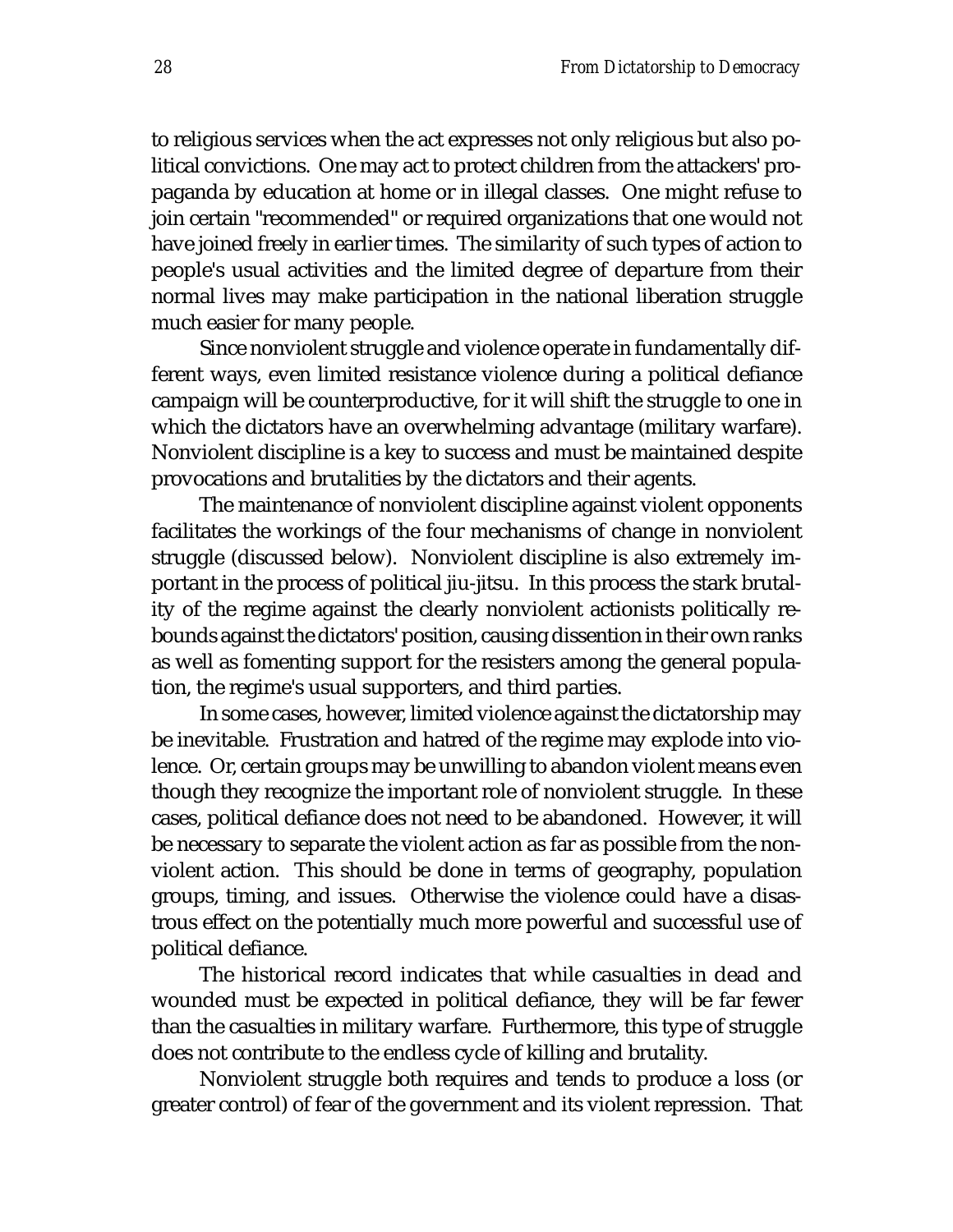to religious services when the act expresses not only religious but also political convictions. One may act to protect children from the attackers' propaganda by education at home or in illegal classes. One might refuse to join certain "recommended" or required organizations that one would not have joined freely in earlier times. The similarity of such types of action to people's usual activities and the limited degree of departure from their normal lives may make participation in the national liberation struggle much easier for many people.

Since nonviolent struggle and violence operate in fundamentally different ways, even limited resistance violence during a political defiance campaign will be counterproductive, for it will shift the struggle to one in which the dictators have an overwhelming advantage (military warfare). Nonviolent discipline is a key to success and must be maintained despite provocations and brutalities by the dictators and their agents.

The maintenance of nonviolent discipline against violent opponents facilitates the workings of the four mechanisms of change in nonviolent struggle (discussed below). Nonviolent discipline is also extremely important in the process of political jiu-jitsu. In this process the stark brutality of the regime against the clearly nonviolent actionists politically rebounds against the dictators' position, causing dissention in their own ranks as well as fomenting support for the resisters among the general population, the regime's usual supporters, and third parties.

In some cases, however, limited violence against the dictatorship may be inevitable. Frustration and hatred of the regime may explode into violence. Or, certain groups may be unwilling to abandon violent means even though they recognize the important role of nonviolent struggle. In these cases, political defiance does not need to be abandoned. However, it will be necessary to separate the violent action as far as possible from the nonviolent action. This should be done in terms of geography, population groups, timing, and issues. Otherwise the violence could have a disastrous effect on the potentially much more powerful and successful use of political defiance.

The historical record indicates that while casualties in dead and wounded must be expected in political defiance, they will be far fewer than the casualties in military warfare. Furthermore, this type of struggle does not contribute to the endless cycle of killing and brutality.

Nonviolent struggle both requires and tends to produce a loss (or greater control) of fear of the government and its violent repression. That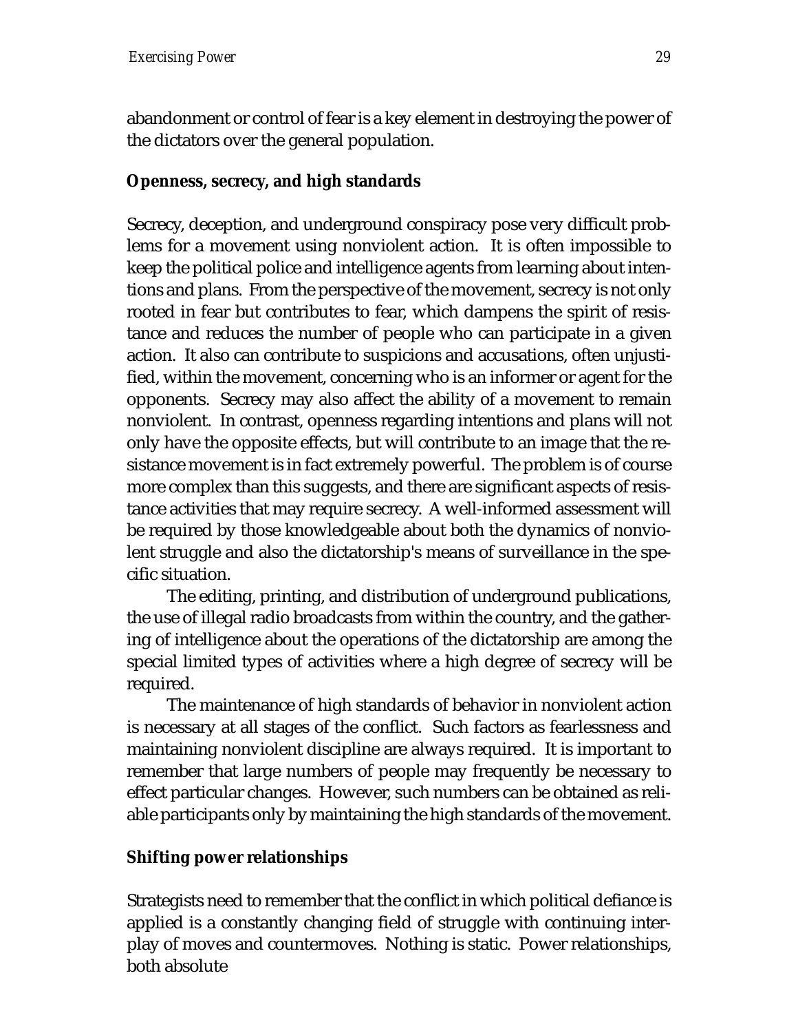abandonment or control of fear is a key element in destroying the power of the dictators over the general population.

### Openness, secrecy, and high standards

Secrecy, deception, and underground conspiracy pose very difficult problems for a movement using nonviolent action. It is often impossible to keep the political police and intelligence agents from learning about intentions and plans. From the perspective of the movement, secrecy is not only rooted in fear but contributes to fear, which dampens the spirit of resistance and reduces the number of people who can participate in a given action. It also can contribute to suspicions and accusations, often unjustified, within the movement, concerning who is an informer or agent for the opponents. Secrecy may also affect the ability of a movement to remain nonviolent. In contrast, openness regarding intentions and plans will not only have the opposite effects, but will contribute to an image that the resistance movement is in fact extremely powerful. The problem is of course more complex than this suggests, and there are significant aspects of resistance activities that may require secrecy. A well-informed assessment will be required by those knowledgeable about both the dynamics of nonviolent struggle and also the dictatorship's means of surveillance in the specific situation.

The editing, printing, and distribution of underground publications, the use of illegal radio broadcasts from within the country, and the gathering of intelligence about the operations of the dictatorship are among the special limited types of activities where a high degree of secrecy will be required.

The maintenance of high standards of behavior in nonviolent action is necessary at all stages of the conflict. Such factors as fearlessness and maintaining nonviolent discipline are always required. It is important to remember that large numbers of people may frequently be necessary to effect particular changes. However, such numbers can be obtained as reliable participants only by maintaining the high standards of the movement.

### Shifting power relationships

Strategists need to remember that the conflict in which political defiance is applied is a constantly changing field of struggle with continuing interplay of moves and countermoves. Nothing is static. Power relationships, both absolute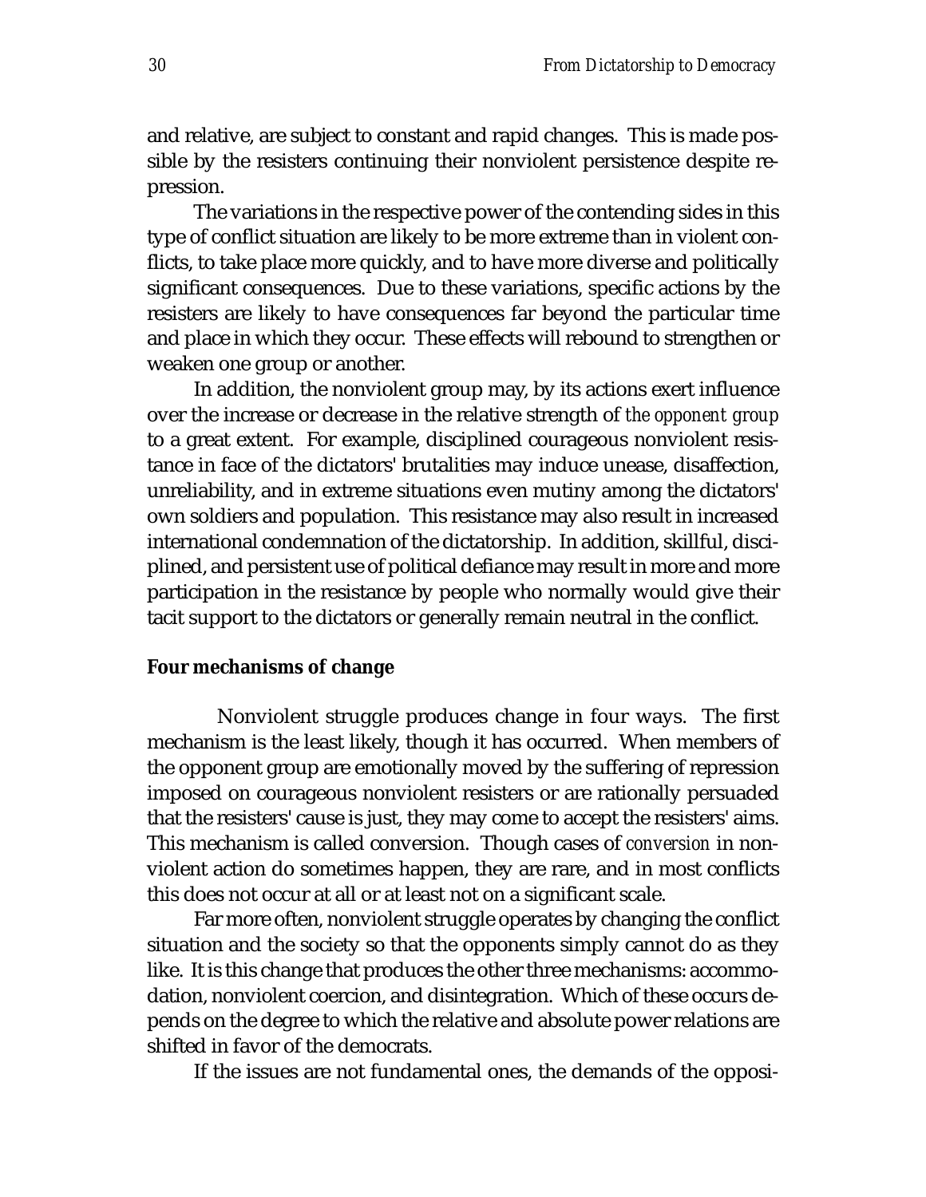and relative, are subject to constant and rapid changes. This is made possible by the resisters continuing their nonviolent persistence despite repression.

The variations in the respective power of the contending sides in this type of conflict situation are likely to be more extreme than in violent conflicts, to take place more quickly, and to have more diverse and politically significant consequences. Due to these variations, specific actions by the resisters are likely to have consequences far beyond the particular time and place in which they occur. These effects will rebound to strengthen or weaken one group or another.

In addition, the nonviolent group may, by its actions exert influence over the increase or decrease in the relative strength of *the opponent group* to a great extent. For example, disciplined courageous nonviolent resistance in face of the dictators' brutalities may induce unease, disaffection, unreliability, and in extreme situations even mutiny among the dictators' own soldiers and population. This resistance may also result in increased international condemnation of the dictatorship. In addition, skillful, disciplined, and persistent use of political defiance may result in more and more participation in the resistance by people who normally would give their tacit support to the dictators or generally remain neutral in the conflict.

**Four mechanisms of change**

Nonviolent struggle produces change in four ways. The first mechanism is the least likely, though it has occurred. When members of the opponent group are emotionally moved by the suffering of repression imposed on courageous nonviolent resisters or are rationally persuaded that the resisters' cause is just, they may come to accept the resisters' aims. This mechanism is called conversion. Though cases of *conversion* in nonviolent action do sometimes happen, they are rare, and in most conflicts this does not occur at all or at least not on a significant scale.

Far more often, nonviolent struggle operates by changing the conflict situation and the society so that the opponents simply cannot do as they like. It is this change that produces the other three mechanisms: accommodation, nonviolent coercion, and disintegration. Which of these occurs depends on the degree to which the relative and absolute power relations are shifted in favor of the democrats.

If the issues are not fundamental ones, the demands of the opposi-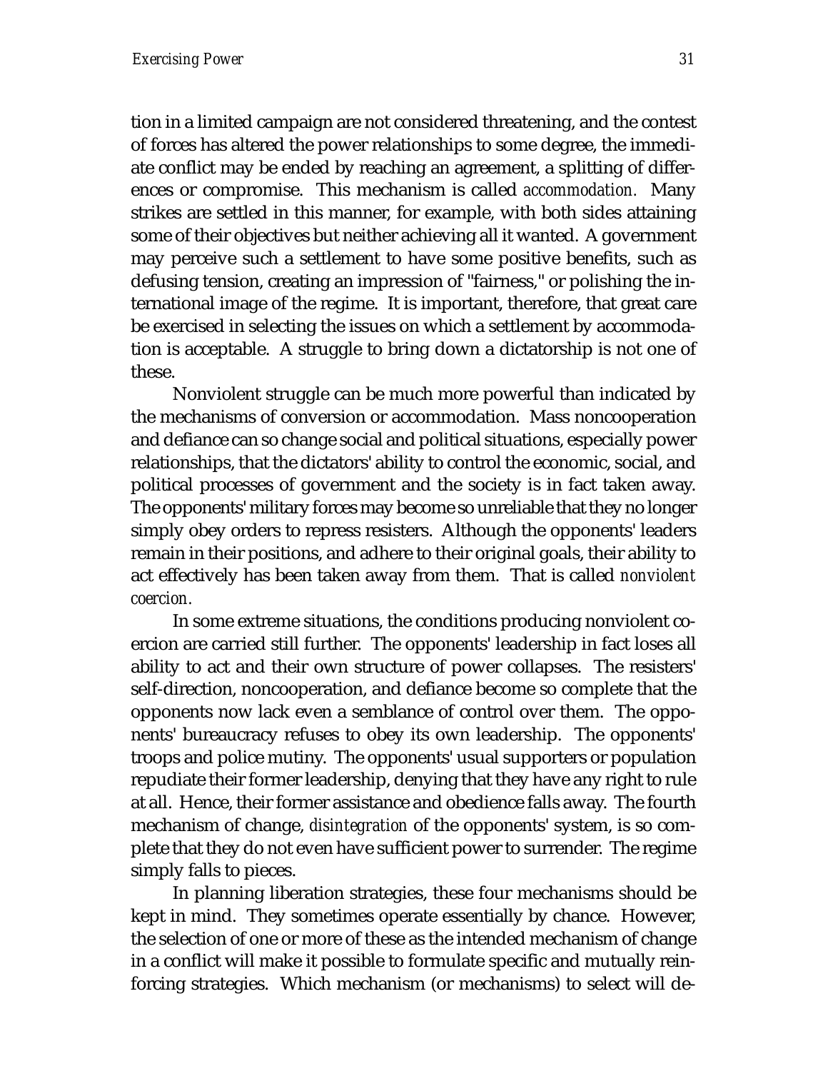tion in a limited campaign are not considered threatening, and the contest of forces has altered the power relationships to some degree, the immediate conflict may be ended by reaching an agreement, a splitting of differences or compromise. This mechanism is called *accommodation*. Many strikes are settled in this manner, for example, with both sides attaining some of their objectives but neither achieving all it wanted. A government may perceive such a settlement to have some positive benefits, such as defusing tension, creating an impression of "fairness," or polishing the international image of the regime. It is important, therefore, that great care be exercised in selecting the issues on which a settlement by accommodation is acceptable. A struggle to bring down a dictatorship is not one of these.

Nonviolent struggle can be much more powerful than indicated by the mechanisms of conversion or accommodation. Mass noncooperation and defiance can so change social and political situations, especially power relationships, that the dictators' ability to control the economic, social, and political processes of government and the society is in fact taken away. The opponents' military forces may become so unreliable that they no longer simply obey orders to repress resisters. Although the opponents' leaders remain in their positions, and adhere to their original goals, their ability to act effectively has been taken away from them. That is called *nonviolent coercion*.

In some extreme situations, the conditions producing nonviolent coercion are carried still further. The opponents' leadership in fact loses all ability to act and their own structure of power collapses. The resisters' self-direction, noncooperation, and defiance become so complete that the opponents now lack even a semblance of control over them. The opponents' bureaucracy refuses to obey its own leadership. The opponents' troops and police mutiny. The opponents' usual supporters or population repudiate their former leadership, denying that they have any right to rule at all. Hence, their former assistance and obedience falls away. The fourth mechanism of change, *disintegration* of the opponents' system, is so complete that they do not even have sufficient power to surrender. The regime simply falls to pieces.

In planning liberation strategies, these four mechanisms should be kept in mind. They sometimes operate essentially by chance. However, the selection of one or more of these as the intended mechanism of change in a conflict will make it possible to formulate specific and mutually reinforcing strategies. Which mechanism (or mechanisms) to select will de-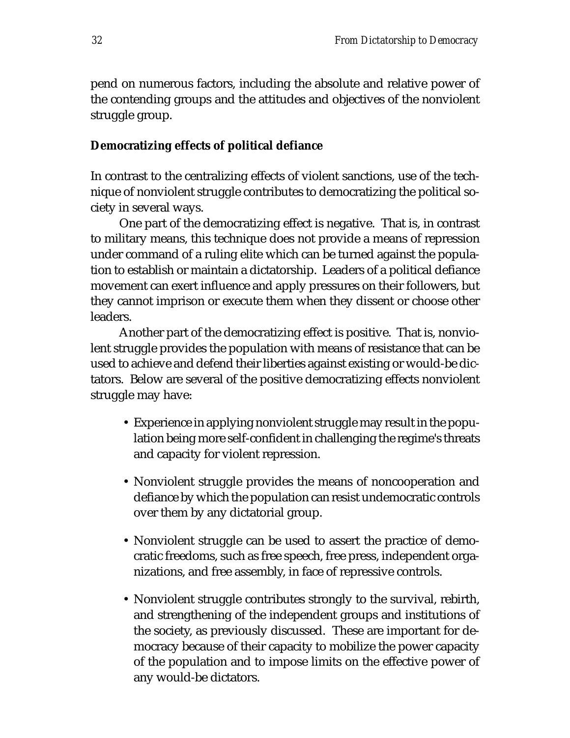pend on numerous factors, including the absolute and relative power of the contending groups and the attitudes and objectives of the nonviolent struggle group.

## Democratizing effects of political defiance

In contrast to the centralizing effects of violent sanctions, use of the technique of nonviolent struggle contributes to democratizing the political society in several ways.

One part of the democratizing effect is negative. That is, in contrast to military means, this technique does not provide a means of repression under command of a ruling elite which can be turned against the population to establish or maintain a dictatorship. Leaders of a political defiance movement can exert influence and apply pressures on their followers, but they cannot imprison or execute them when they dissent or choose other leaders.

Another part of the democratizing effect is positive. That is, nonviolent struggle provides the population with means of resistance that can be used to achieve and defend their liberties against existing or would-be dictators. Below are several of the positive democratizing effects nonviolent struggle may have:

- Experience in applying nonviolent struggle may result in the population being more self-confident in challenging the regime's threats and capacity for violent repression.
- Nonviolent struggle provides the means of noncooperation and defiance by which the population can resist undemocratic controls over them by any dictatorial group.
- Nonviolent struggle can be used to assert the practice of democratic freedoms, such as free speech, free press, independent organizations, and free assembly, in face of repressive controls.
- Nonviolent struggle contributes strongly to the survival, rebirth, and strengthening of the independent groups and institutions of the society, as previously discussed. These are important for democracy because of their capacity to mobilize the power capacity of the population and to impose limits on the effective power of any would-be dictators.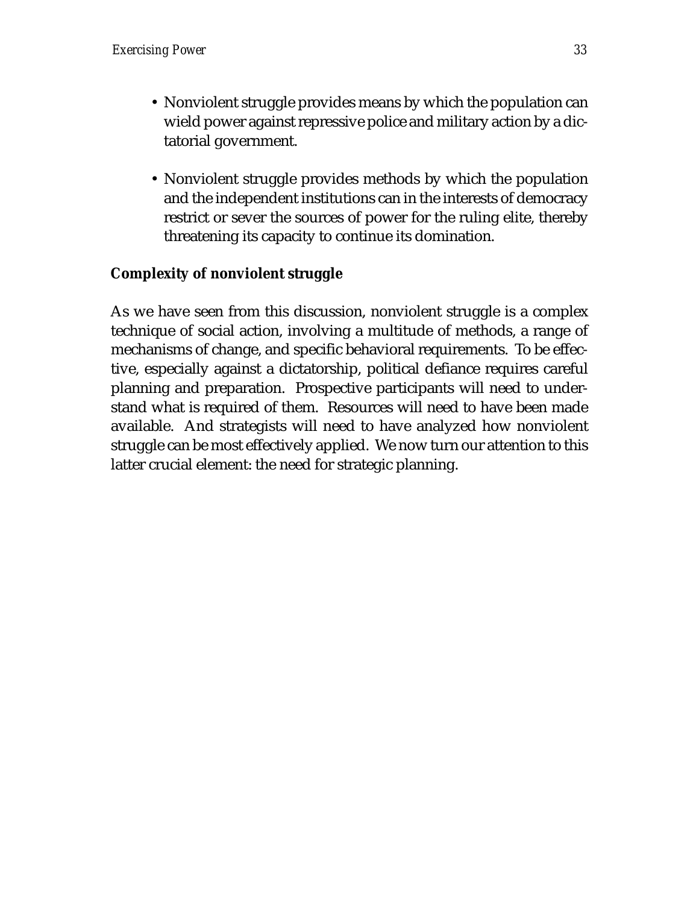- Nonviolent struggle provides means by which the population can wield power against repressive police and military action by a dictatorial government.

- Nonviolent struggle provides methods by which the population and the independent institutions can in the interests of democracy restrict or sever the sources of power for the ruling elite, thereby threatening its capacity to continue its domination.

### Complexity of nonviolent struggle

As we have seen from this discussion, nonviolent struggle is a complex technique of social action, involving a multitude of methods, a range of mechanisms of change, and specific behavioral requirements. To be effective, especially against a dictatorship, political defiance requires careful planning and preparation. Prospective participants will need to understand what is required of them. Resources will need to have been made available. And strategists will need to have analyzed how nonviolent struggle can be most effectively applied. We now turn our attention to this latter crucial element: the need for strategic planning.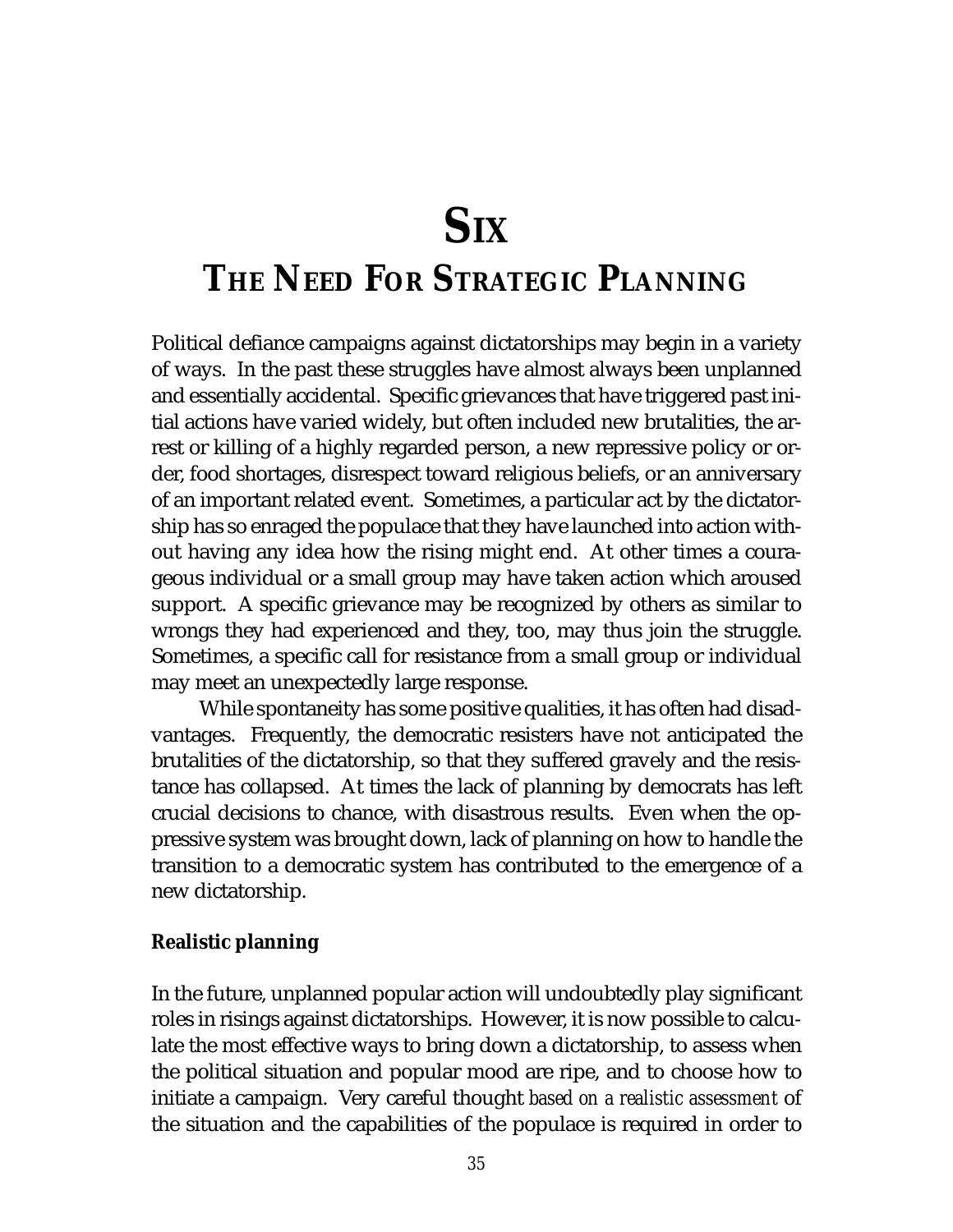# SIX

# THE NEED FOR STRATEGIC PLANNING

Political defiance campaigns against dictatorships may begin in a variety of ways. In the past these struggles have almost always been unplanned and essentially accidental. Specific grievances that have triggered past initial actions have varied widely, but often included new brutalities, the arrest or killing of a highly regarded person, a new repressive policy or order, food shortages, disrespect toward religious beliefs, or an anniversary of an important related event. Sometimes, a particular act by the dictatorship has so enraged the populace that they have launched into action without having any idea how the rising might end. At other times a courageous individual or a small group may have taken action which aroused support. A specific grievance may be recognized by others as similar to wrongs they had experienced and they, too, may thus join the struggle. Sometimes, a specific call for resistance from a small group or individual may meet an unexpectedly large response.

While spontaneity has some positive qualities, it has often had disadvantages. Frequently, the democratic resisters have not anticipated the brutalities of the dictatorship, so that they suffered gravely and the resistance has collapsed. At times the lack of planning by democrats has left crucial decisions to chance, with disastrous results. Even when the oppressive system was brought down, lack of planning on how to handle the transition to a democratic system has contributed to the emergence of a new dictatorship.

### Realistic planning

In the future, unplanned popular action will undoubtedly play significant roles in risings against dictatorships. However, it is now possible to calculate the most effective ways to bring down a dictatorship, to assess when the political situation and popular mood are ripe, and to choose how to initiate a campaign. Very careful thought *based on a realistic assessment* of the situation and the capabilities of the populace is required in order to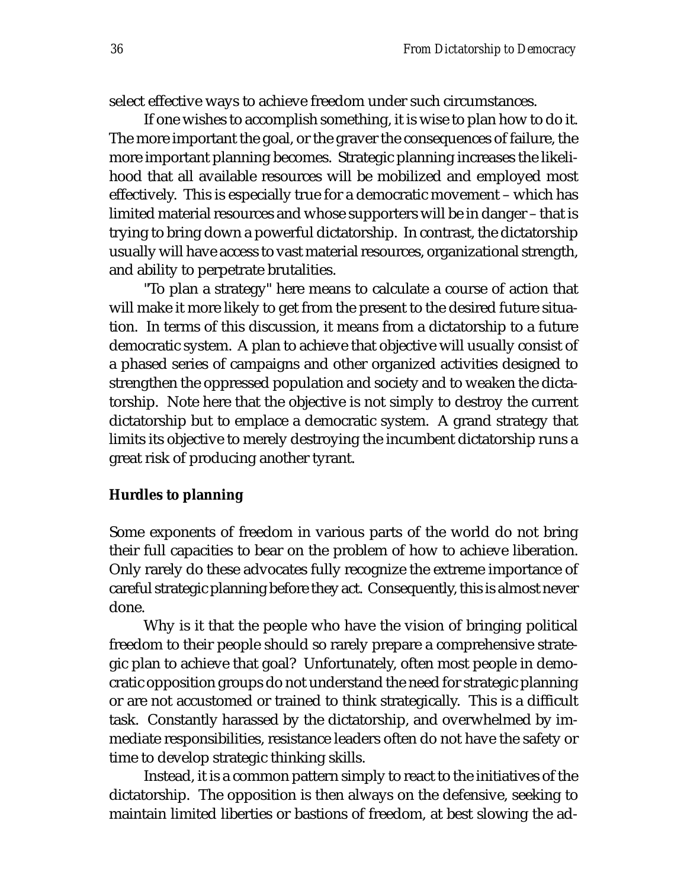select effective ways to achieve freedom under such circumstances.

If one wishes to accomplish something, it is wise to plan how to do it. The more important the goal, or the graver the consequences of failure, the more important planning becomes. Strategic planning increases the likelihood that all available resources will be mobilized and employed most effectively. This is especially true for a democratic movement – which has limited material resources and whose supporters will be in danger – that is trying to bring down a powerful dictatorship. In contrast, the dictatorship usually will have access to vast material resources, organizational strength, and ability to perpetrate brutalities.

"To plan a strategy" here means to calculate a course of action that will make it more likely to get from the present to the desired future situation. In terms of this discussion, it means from a dictatorship to a future democratic system. A plan to achieve that objective will usually consist of a phased series of campaigns and other organized activities designed to strengthen the oppressed population and society and to weaken the dictatorship. Note here that the objective is not simply to destroy the current dictatorship but to emplace a democratic system. A grand strategy that limits its objective to merely destroying the incumbent dictatorship runs a great risk of producing another tyrant.

**Hurdles to planning**

Some exponents of freedom in various parts of the world do not bring their full capacities to bear on the problem of how to achieve liberation. Only rarely do these advocates fully recognize the extreme importance of careful strategic planning before they act. Consequently, this is almost never done.

Why is it that the people who have the vision of bringing political freedom to their people should so rarely prepare a comprehensive strategic plan to achieve that goal? Unfortunately, often most people in democratic opposition groups do not understand the need for strategic planning or are not accustomed or trained to think strategically. This is a difficult task. Constantly harassed by the dictatorship, and overwhelmed by immediate responsibilities, resistance leaders often do not have the safety or time to develop strategic thinking skills.

Instead, it is a common pattern simply to react to the initiatives of the dictatorship. The opposition is then always on the defensive, seeking to maintain limited liberties or bastions of freedom, at best slowing the ad-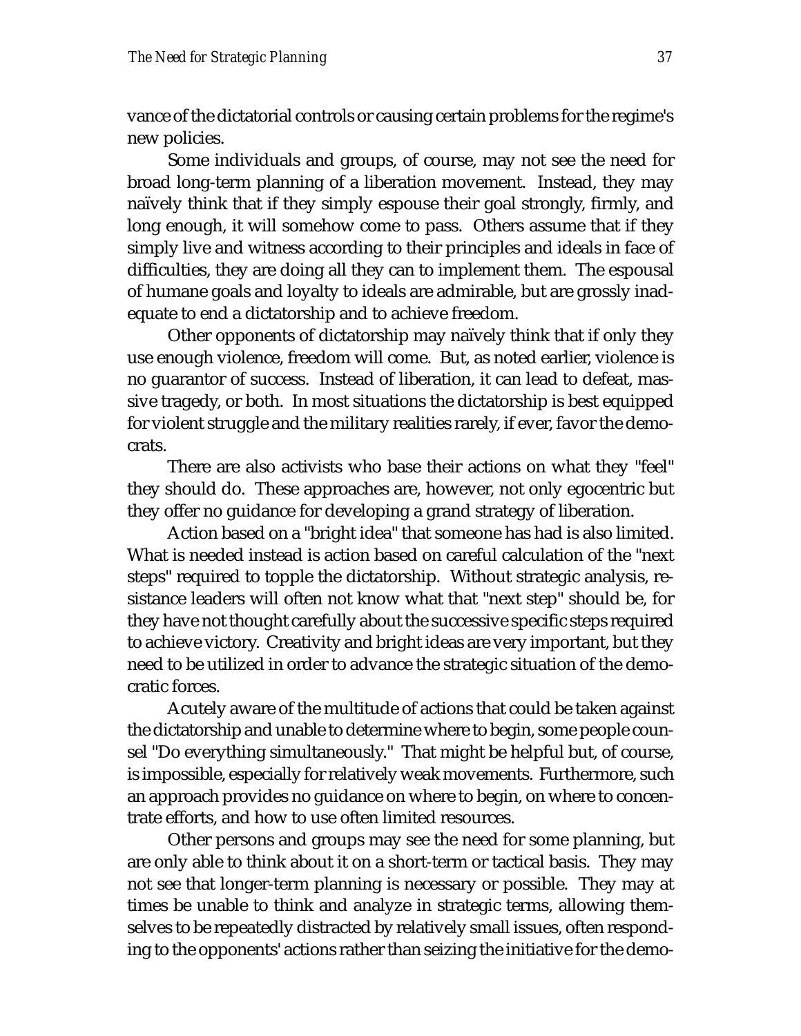vance of the dictatorial controls or causing certain problems for the regime's new policies.

Some individuals and groups, of course, may not see the need for broad long-term planning of a liberation movement. Instead, they may naïvely think that if they simply espouse their goal strongly, firmly, and long enough, it will somehow come to pass. Others assume that if they simply live and witness according to their principles and ideals in face of difficulties, they are doing all they can to implement them. The espousal of humane goals and loyalty to ideals are admirable, but are grossly inadequate to end a dictatorship and to achieve freedom.

Other opponents of dictatorship may naïvely think that if only they use enough violence, freedom will come. But, as noted earlier, violence is no guarantor of success. Instead of liberation, it can lead to defeat, massive tragedy, or both. In most situations the dictatorship is best equipped for violent struggle and the military realities rarely, if ever, favor the democrats.

There are also activists who base their actions on what they "feel" they should do. These approaches are, however, not only egocentric but they offer no guidance for developing a grand strategy of liberation.

Action based on a "bright idea" that someone has had is also limited. What is needed instead is action based on careful calculation of the "next steps" required to topple the dictatorship. Without strategic analysis, resistance leaders will often not know what that "next step" should be, for they have not thought carefully about the successive specific steps required to achieve victory. Creativity and bright ideas are very important, but they need to be utilized in order to advance the strategic situation of the democratic forces.

Acutely aware of the multitude of actions that could be taken against the dictatorship and unable to determine where to begin, some people counsel "Do everything simultaneously." That might be helpful but, of course, is impossible, especially for relatively weak movements. Furthermore, such an approach provides no guidance on where to begin, on where to concentrate efforts, and how to use often limited resources.

Other persons and groups may see the need for some planning, but are only able to think about it on a short-term or tactical basis. They may not see that longer-term planning is necessary or possible. They may at times be unable to think and analyze in strategic terms, allowing themselves to be repeatedly distracted by relatively small issues, often responding to the opponents' actions rather than seizing the initiative for the demo-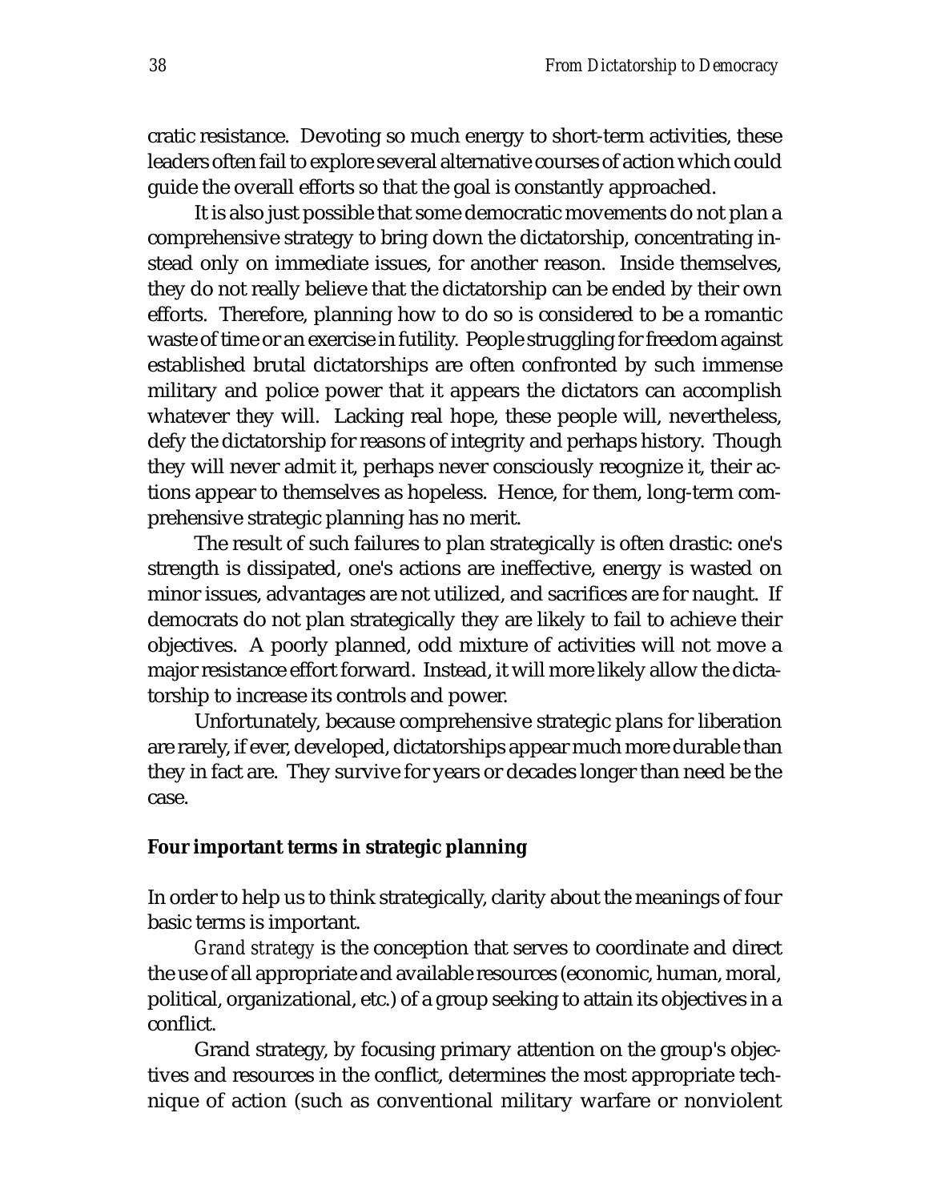cratic resistance. Devoting so much energy to short-term activities, these leaders often fail to explore several alternative courses of action which could guide the overall efforts so that the goal is constantly approached.

It is also just possible that some democratic movements do not plan a comprehensive strategy to bring down the dictatorship, concentrating instead only on immediate issues, for another reason. Inside themselves, they do not really believe that the dictatorship can be ended by their own efforts. Therefore, planning how to do so is considered to be a romantic waste of time or an exercise in futility. People struggling for freedom against established brutal dictatorships are often confronted by such immense military and police power that it appears the dictators can accomplish whatever they will. Lacking real hope, these people will, nevertheless, defy the dictatorship for reasons of integrity and perhaps history. Though they will never admit it, perhaps never consciously recognize it, their actions appear to themselves as hopeless. Hence, for them, long-term comprehensive strategic planning has no merit.

The result of such failures to plan strategically is often drastic: one's strength is dissipated, one's actions are ineffective, energy is wasted on minor issues, advantages are not utilized, and sacrifices are for naught. If democrats do not plan strategically they are likely to fail to achieve their objectives. A poorly planned, odd mixture of activities will not move a major resistance effort forward. Instead, it will more likely allow the dictatorship to increase its controls and power.

Unfortunately, because comprehensive strategic plans for liberation are rarely, if ever, developed, dictatorships appear much more durable than they in fact are. They survive for years or decades longer than need be the case.

**Four important terms in strategic planning**

In order to help us to think strategically, clarity about the meanings of four basic terms is important.

*Grand strategy* is the conception that serves to coordinate and direct the use of all appropriate and available resources (economic, human, moral, political, organizational, etc.) of a group seeking to attain its objectives in a conflict.

Grand strategy, by focusing primary attention on the group's objectives and resources in the conflict, determines the most appropriate technique of action (such as conventional military warfare or nonviolent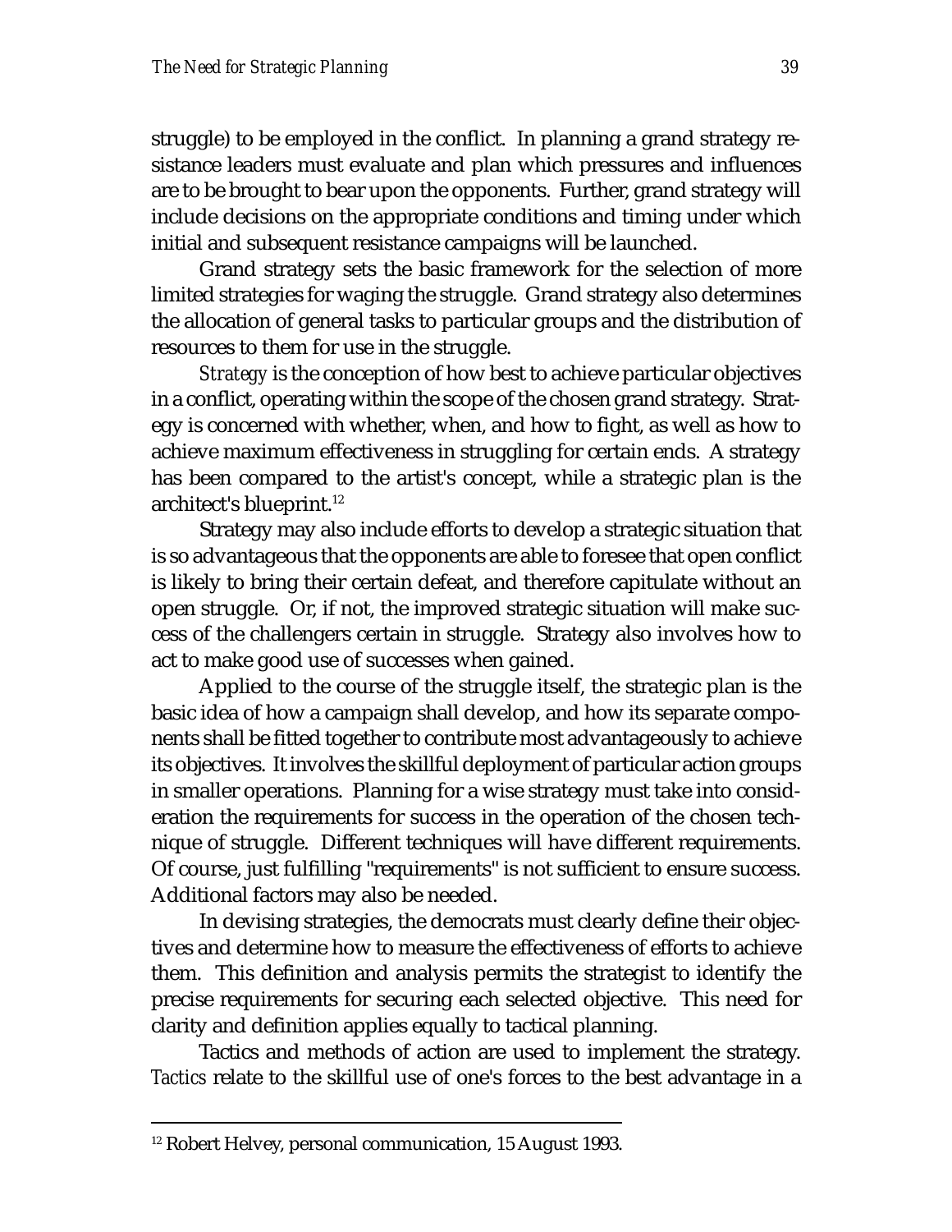struggle) to be employed in the conflict. In planning a grand strategy resistance leaders must evaluate and plan which pressures and influences are to be brought to bear upon the opponents. Further, grand strategy will include decisions on the appropriate conditions and timing under which initial and subsequent resistance campaigns will be launched.

Grand strategy sets the basic framework for the selection of more limited strategies for waging the struggle. Grand strategy also determines the allocation of general tasks to particular groups and the distribution of resources to them for use in the struggle.

*Strategy* is the conception of how best to achieve particular objectives in a conflict, operating within the scope of the chosen grand strategy. Strategy is concerned with whether, when, and how to fight, as well as how to achieve maximum effectiveness in struggling for certain ends. A strategy has been compared to the artist's concept, while a strategic plan is the architect's blueprint.[12]

Strategy may also include efforts to develop a strategic situation that is so advantageous that the opponents are able to foresee that open conflict is likely to bring their certain defeat, and therefore capitulate without an open struggle. Or, if not, the improved strategic situation will make success of the challengers certain in struggle. Strategy also involves how to act to make good use of successes when gained.

Applied to the course of the struggle itself, the strategic plan is the basic idea of how a campaign shall develop, and how its separate components shall be fitted together to contribute most advantageously to achieve its objectives. It involves the skillful deployment of particular action groups in smaller operations. Planning for a wise strategy must take into consideration the requirements for success in the operation of the chosen technique of struggle. Different techniques will have different requirements. Of course, just fulfilling "requirements" is not sufficient to ensure success. Additional factors may also be needed.

In devising strategies, the democrats must clearly define their objectives and determine how to measure the effectiveness of efforts to achieve them. This definition and analysis permits the strategist to identify the precise requirements for securing each selected objective. This need for clarity and definition applies equally to tactical planning.

Tactics and methods of action are used to implement the strategy. *Tactics* relate to the skillful use of one's forces to the best advantage in a

---

[12] Robert Helvey, personal communication, 15 August 1993.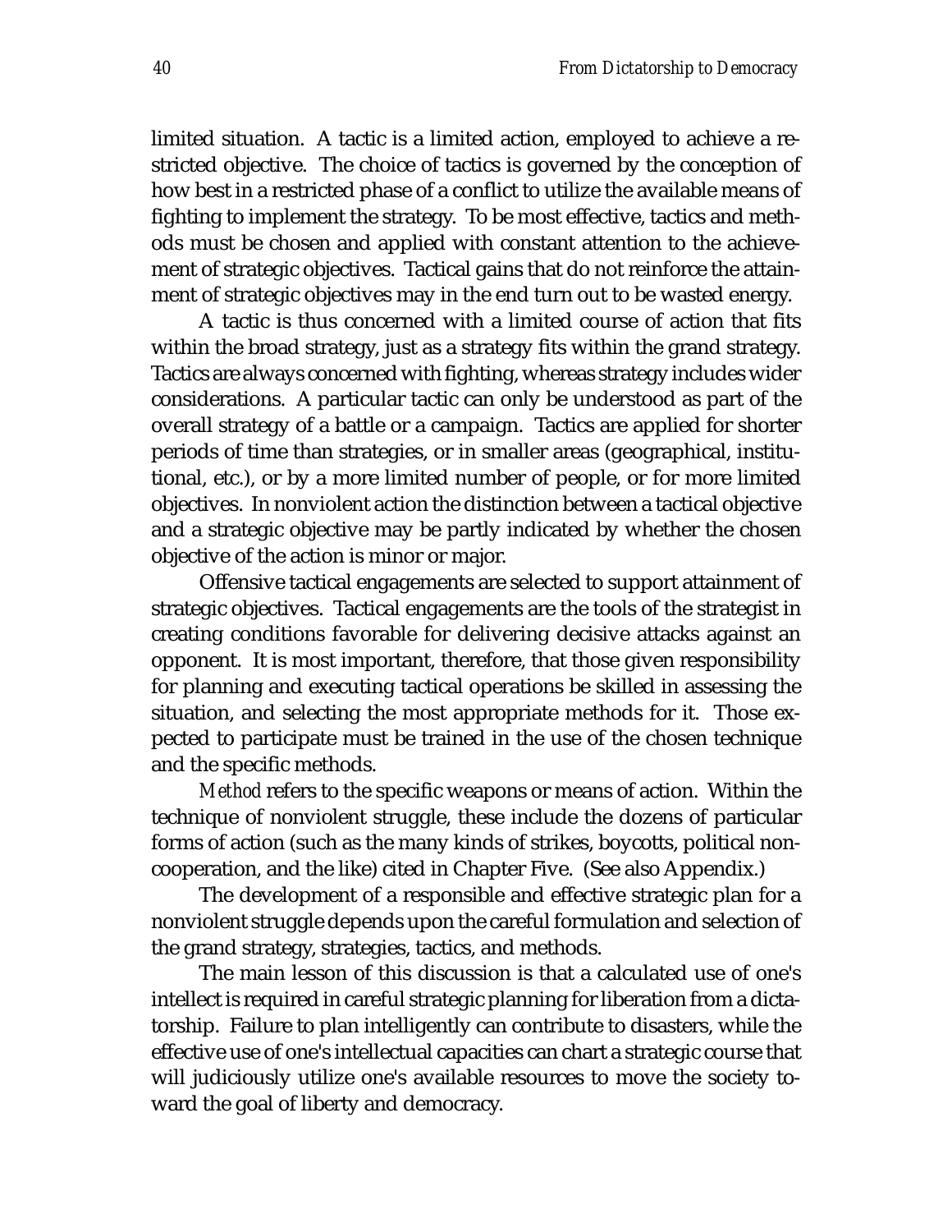limited situation. A tactic is a limited action, employed to achieve a restricted objective. The choice of tactics is governed by the conception of how best in a restricted phase of a conflict to utilize the available means of fighting to implement the strategy. To be most effective, tactics and methods must be chosen and applied with constant attention to the achievement of strategic objectives. Tactical gains that do not reinforce the attainment of strategic objectives may in the end turn out to be wasted energy.

A tactic is thus concerned with a limited course of action that fits within the broad strategy, just as a strategy fits within the grand strategy. Tactics are always concerned with fighting, whereas strategy includes wider considerations. A particular tactic can only be understood as part of the overall strategy of a battle or a campaign. Tactics are applied for shorter periods of time than strategies, or in smaller areas (geographical, institutional, etc.), or by a more limited number of people, or for more limited objectives. In nonviolent action the distinction between a tactical objective and a strategic objective may be partly indicated by whether the chosen objective of the action is minor or major.

Offensive tactical engagements are selected to support attainment of strategic objectives. Tactical engagements are the tools of the strategist in creating conditions favorable for delivering decisive attacks against an opponent. It is most important, therefore, that those given responsibility for planning and executing tactical operations be skilled in assessing the situation, and selecting the most appropriate methods for it. Those expected to participate must be trained in the use of the chosen technique and the specific methods.

*Method* refers to the specific weapons or means of action. Within the technique of nonviolent struggle, these include the dozens of particular forms of action (such as the many kinds of strikes, boycotts, political noncooperation, and the like) cited in Chapter Five. (See also Appendix.)

The development of a responsible and effective strategic plan for a nonviolent struggle depends upon the careful formulation and selection of the grand strategy, strategies, tactics, and methods.

The main lesson of this discussion is that a calculated use of one's intellect is required in careful strategic planning for liberation from a dictatorship. Failure to plan intelligently can contribute to disasters, while the effective use of one's intellectual capacities can chart a strategic course that will judiciously utilize one's available resources to move the society toward the goal of liberty and democracy.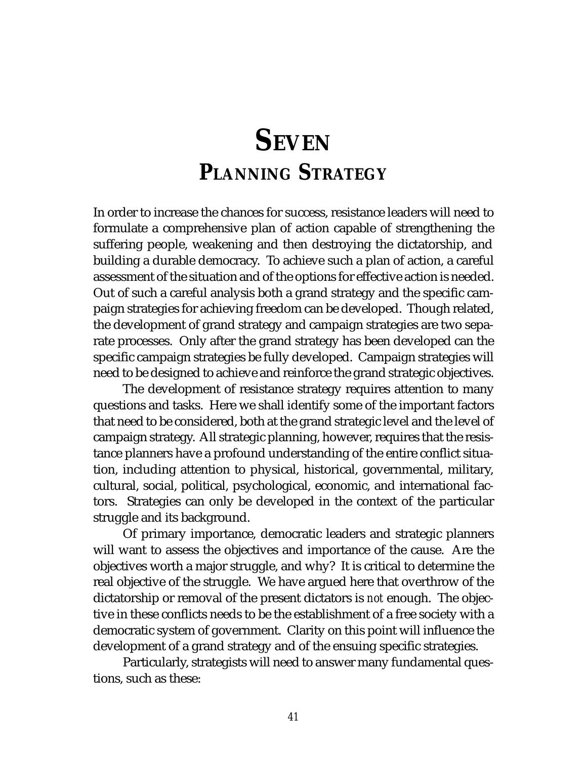# SEVEN

## PLANNING STRATEGY

In order to increase the chances for success, resistance leaders will need to formulate a comprehensive plan of action capable of strengthening the suffering people, weakening and then destroying the dictatorship, and building a durable democracy. To achieve such a plan of action, a careful assessment of the situation and of the options for effective action is needed. Out of such a careful analysis both a grand strategy and the specific campaign strategies for achieving freedom can be developed. Though related, the development of grand strategy and campaign strategies are two separate processes. Only after the grand strategy has been developed can the specific campaign strategies be fully developed. Campaign strategies will need to be designed to achieve and reinforce the grand strategic objectives.

The development of resistance strategy requires attention to many questions and tasks. Here we shall identify some of the important factors that need to be considered, both at the grand strategic level and the level of campaign strategy. All strategic planning, however, requires that the resistance planners have a profound understanding of the entire conflict situation, including attention to physical, historical, governmental, military, cultural, social, political, psychological, economic, and international factors. Strategies can only be developed in the context of the particular struggle and its background.

Of primary importance, democratic leaders and strategic planners will want to assess the objectives and importance of the cause. Are the objectives worth a major struggle, and why? It is critical to determine the real objective of the struggle. We have argued here that overthrow of the dictatorship or removal of the present dictators is *not* enough. The objective in these conflicts needs to be the establishment of a free society with a democratic system of government. Clarity on this point will influence the development of a grand strategy and of the ensuing specific strategies.

Particularly, strategists will need to answer many fundamental questions, such as these: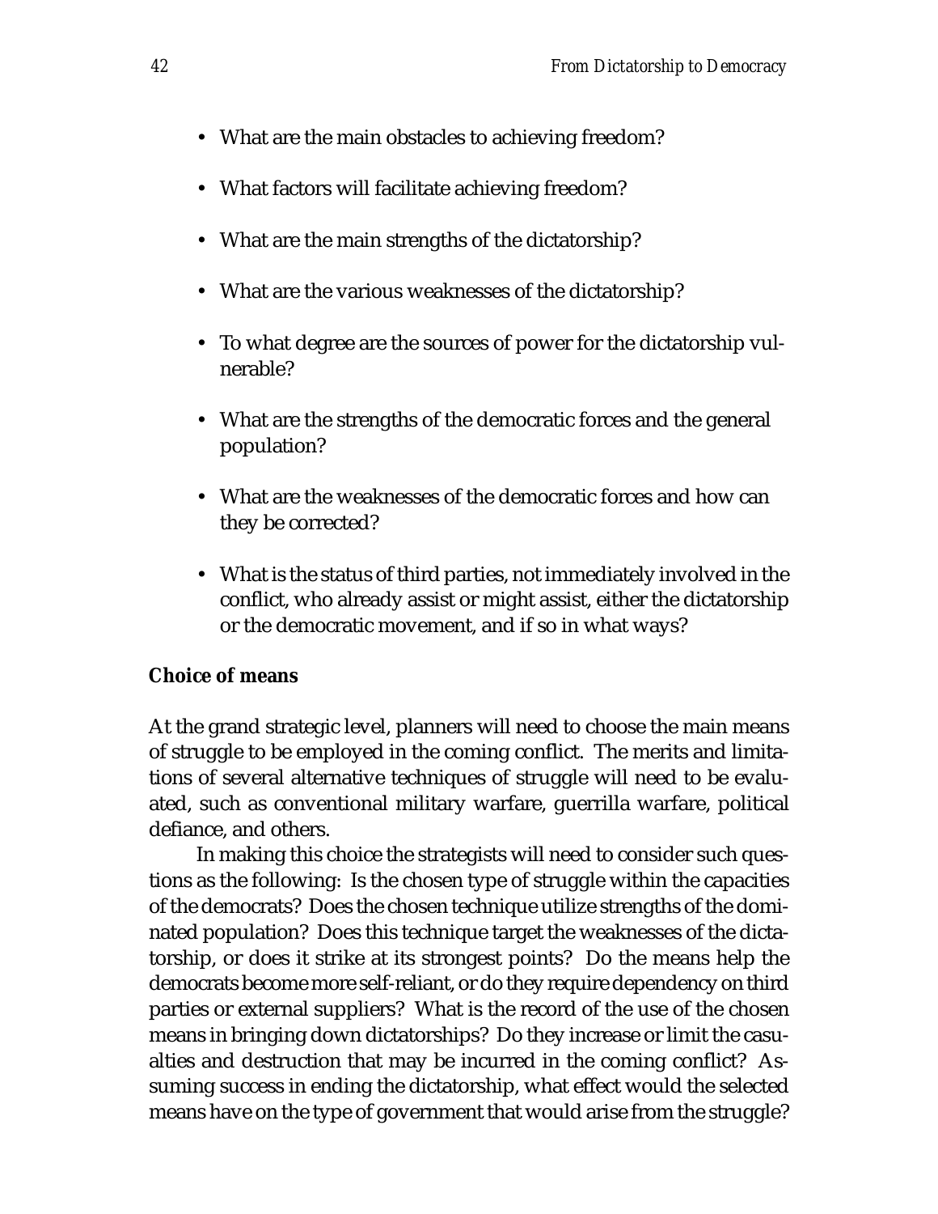- What are the main obstacles to achieving freedom?
- What factors will facilitate achieving freedom?
- What are the main strengths of the dictatorship?
- What are the various weaknesses of the dictatorship?
- To what degree are the sources of power for the dictatorship vulnerable?
- What are the strengths of the democratic forces and the general population?
- What are the weaknesses of the democratic forces and how can they be corrected?
- What is the status of third parties, not immediately involved in the conflict, who already assist or might assist, either the dictatorship or the democratic movement, and if so in what ways?

**Choice of means**

At the grand strategic level, planners will need to choose the main means of struggle to be employed in the coming conflict. The merits and limitations of several alternative techniques of struggle will need to be evaluated, such as conventional military warfare, guerrilla warfare, political defiance, and others.

In making this choice the strategists will need to consider such questions as the following: Is the chosen type of struggle within the capacities of the democrats? Does the chosen technique utilize strengths of the dominated population? Does this technique target the weaknesses of the dictatorship, or does it strike at its strongest points? Do the means help the democrats become more self-reliant, or do they require dependency on third parties or external suppliers? What is the record of the use of the chosen means in bringing down dictatorships? Do they increase or limit the casualties and destruction that may be incurred in the coming conflict? Assuming success in ending the dictatorship, what effect would the selected means have on the type of government that would arise from the struggle?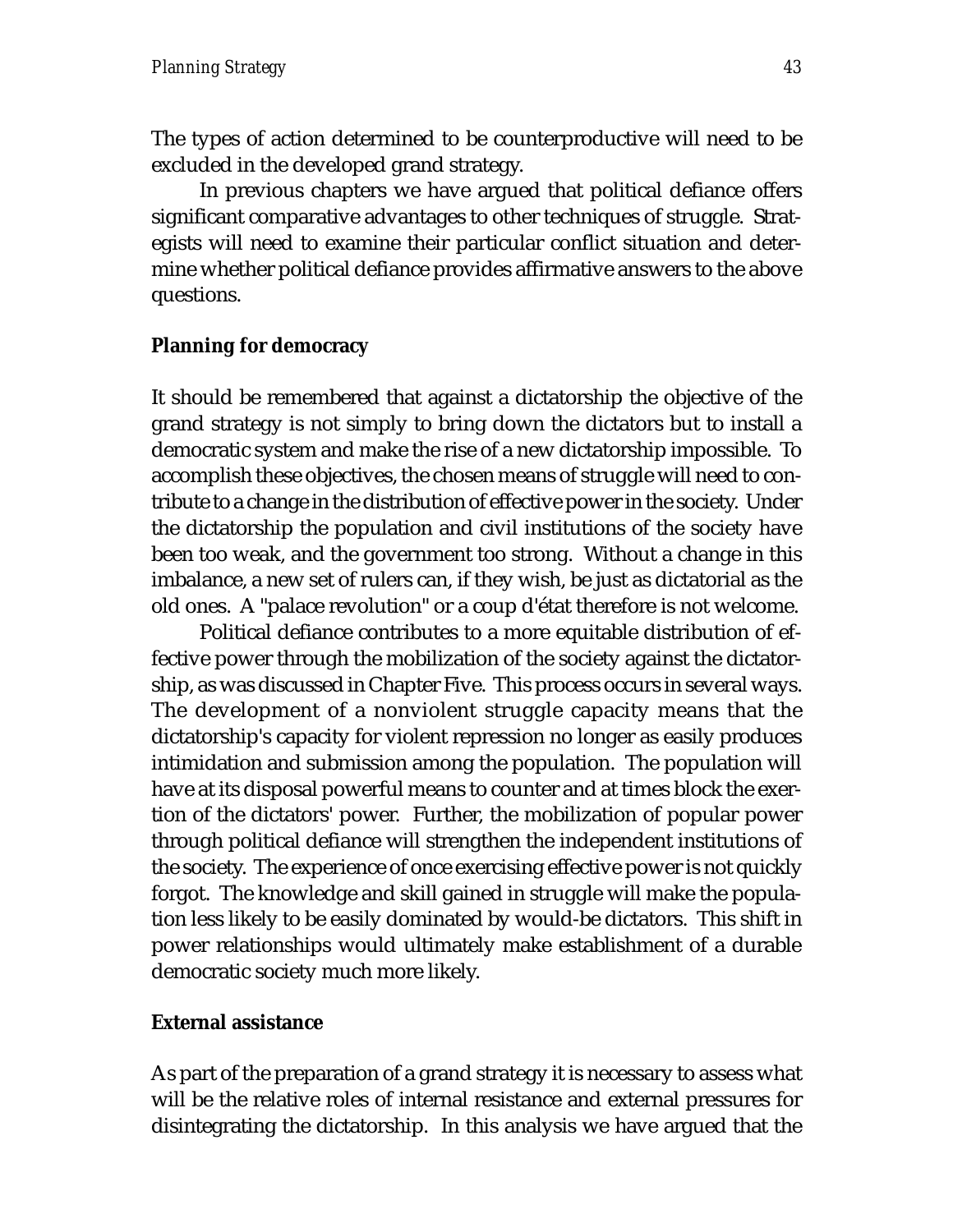The types of action determined to be counterproductive will need to be excluded in the developed grand strategy.

In previous chapters we have argued that political defiance offers significant comparative advantages to other techniques of struggle. Strategists will need to examine their particular conflict situation and determine whether political defiance provides affirmative answers to the above questions.

### Planning for democracy

It should be remembered that against a dictatorship the objective of the grand strategy is not simply to bring down the dictators but to install a democratic system and make the rise of a new dictatorship impossible. To accomplish these objectives, the chosen means of struggle will need to contribute to a change in the distribution of effective power in the society. Under the dictatorship the population and civil institutions of the society have been too weak, and the government too strong. Without a change in this imbalance, a new set of rulers can, if they wish, be just as dictatorial as the old ones. A "palace revolution" or a coup d'état therefore is not welcome.

Political defiance contributes to a more equitable distribution of effective power through the mobilization of the society against the dictatorship, as was discussed in Chapter Five. This process occurs in several ways. The development of a nonviolent struggle capacity means that the dictatorship's capacity for violent repression no longer as easily produces intimidation and submission among the population. The population will have at its disposal powerful means to counter and at times block the exertion of the dictators' power. Further, the mobilization of popular power through political defiance will strengthen the independent institutions of the society. The experience of once exercising effective power is not quickly forgot. The knowledge and skill gained in struggle will make the population less likely to be easily dominated by would-be dictators. This shift in power relationships would ultimately make establishment of a durable democratic society much more likely.

### External assistance

As part of the preparation of a grand strategy it is necessary to assess what will be the relative roles of internal resistance and external pressures for disintegrating the dictatorship. In this analysis we have argued that the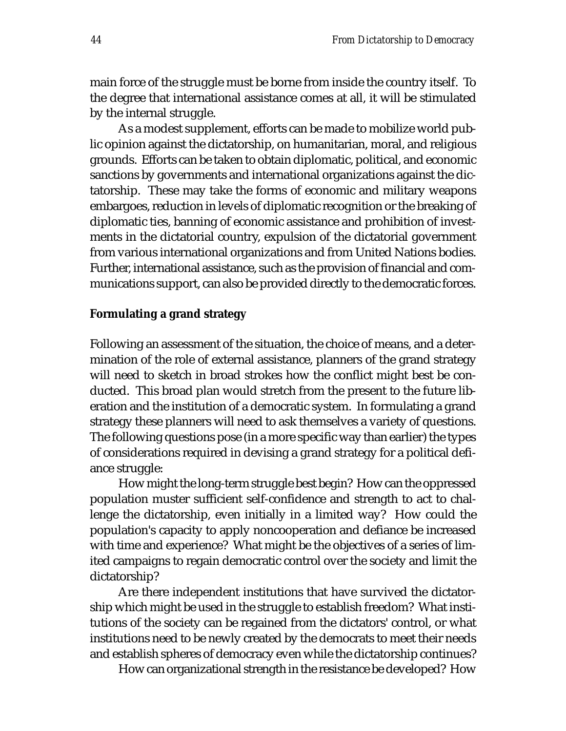main force of the struggle must be borne from inside the country itself. To the degree that international assistance comes at all, it will be stimulated by the internal struggle.

As a modest supplement, efforts can be made to mobilize world public opinion against the dictatorship, on humanitarian, moral, and religious grounds. Efforts can be taken to obtain diplomatic, political, and economic sanctions by governments and international organizations against the dictatorship. These may take the forms of economic and military weapons embargoes, reduction in levels of diplomatic recognition or the breaking of diplomatic ties, banning of economic assistance and prohibition of investments in the dictatorial country, expulsion of the dictatorial government from various international organizations and from United Nations bodies. Further, international assistance, such as the provision of financial and communications support, can also be provided directly to the democratic forces.

**Formulating a grand strategy**

Following an assessment of the situation, the choice of means, and a determination of the role of external assistance, planners of the grand strategy will need to sketch in broad strokes how the conflict might best be conducted. This broad plan would stretch from the present to the future liberation and the institution of a democratic system. In formulating a grand strategy these planners will need to ask themselves a variety of questions. The following questions pose (in a more specific way than earlier) the types of considerations required in devising a grand strategy for a political defiance struggle:

How might the long-term struggle best begin? How can the oppressed population muster sufficient self-confidence and strength to act to challenge the dictatorship, even initially in a limited way? How could the population's capacity to apply noncooperation and defiance be increased with time and experience? What might be the objectives of a series of limited campaigns to regain democratic control over the society and limit the dictatorship?

Are there independent institutions that have survived the dictatorship which might be used in the struggle to establish freedom? What institutions of the society can be regained from the dictators' control, or what institutions need to be newly created by the democrats to meet their needs and establish spheres of democracy even while the dictatorship continues?

How can organizational strength in the resistance be developed? How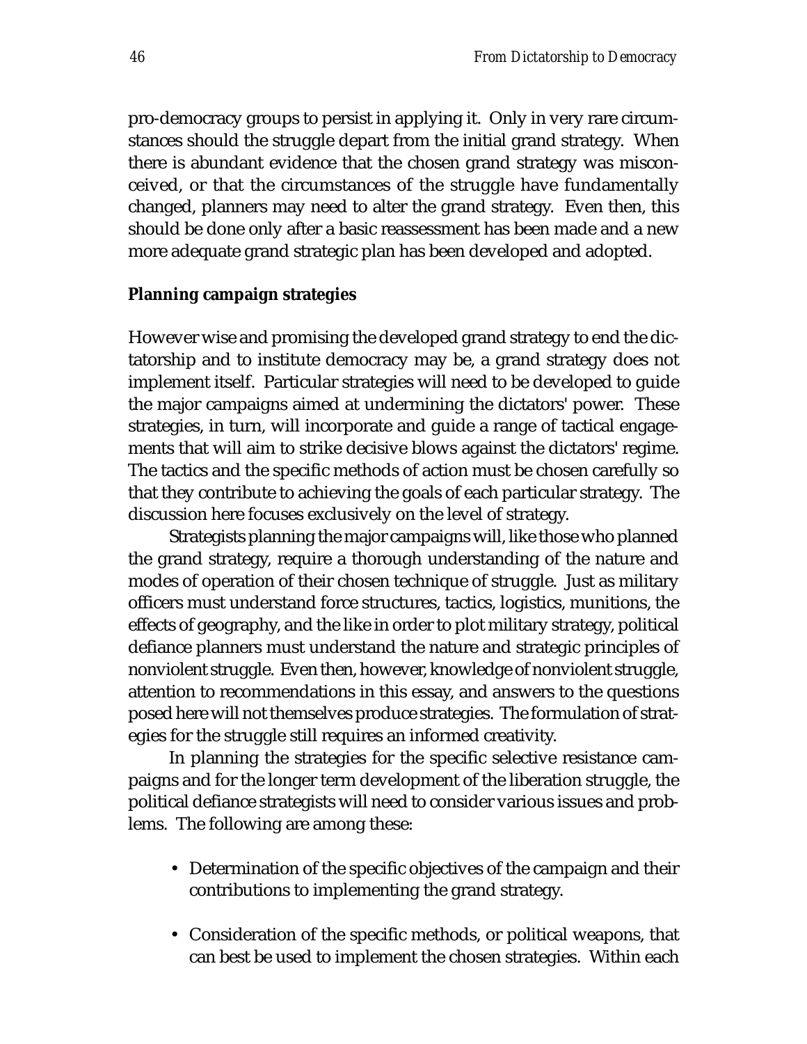pro-democracy groups to persist in applying it. Only in very rare circumstances should the struggle depart from the initial grand strategy. When there is abundant evidence that the chosen grand strategy was misconceived, or that the circumstances of the struggle have fundamentally changed, planners may need to alter the grand strategy. Even then, this should be done only after a basic reassessment has been made and a new more adequate grand strategic plan has been developed and adopted.

### Planning campaign strategies

However wise and promising the developed grand strategy to end the dictatorship and to institute democracy may be, a grand strategy does not implement itself. Particular strategies will need to be developed to guide the major campaigns aimed at undermining the dictators' power. These strategies, in turn, will incorporate and guide a range of tactical engagements that will aim to strike decisive blows against the dictators' regime. The tactics and the specific methods of action must be chosen carefully so that they contribute to achieving the goals of each particular strategy. The discussion here focuses exclusively on the level of strategy.

Strategists planning the major campaigns will, like those who planned the grand strategy, require a thorough understanding of the nature and modes of operation of their chosen technique of struggle. Just as military officers must understand force structures, tactics, logistics, munitions, the effects of geography, and the like in order to plot military strategy, political defiance planners must understand the nature and strategic principles of nonviolent struggle. Even then, however, knowledge of nonviolent struggle, attention to recommendations in this essay, and answers to the questions posed here will not themselves produce strategies. The formulation of strategies for the struggle still requires an informed creativity.

In planning the strategies for the specific selective resistance campaigns and for the longer term development of the liberation struggle, the political defiance strategists will need to consider various issues and problems. The following are among these:

- Determination of the specific objectives of the campaign and their contributions to implementing the grand strategy.

- Consideration of the specific methods, or political weapons, that can best be used to implement the chosen strategies. Within each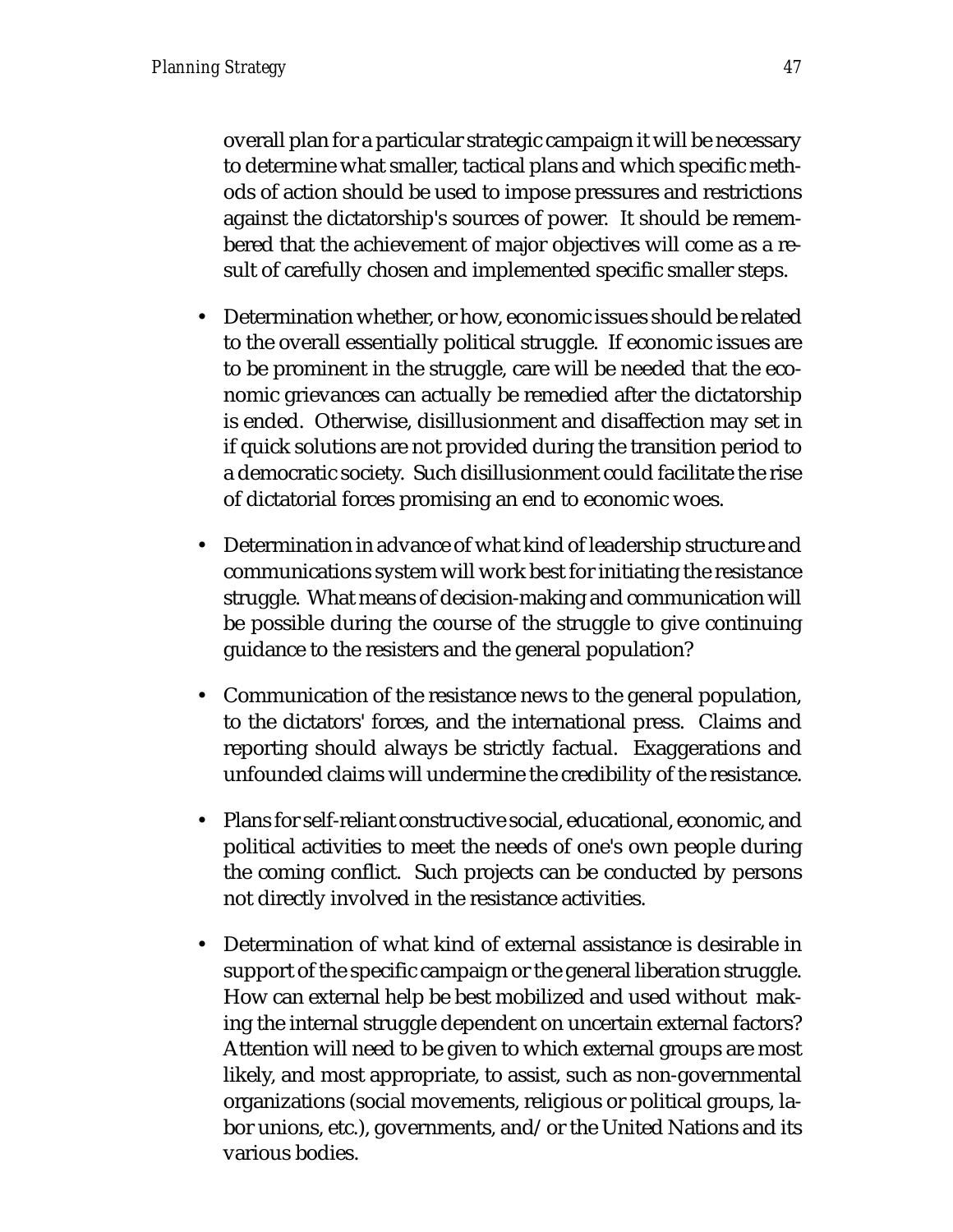overall plan for a particular strategic campaign it will be necessary to determine what smaller, tactical plans and which specific methods of action should be used to impose pressures and restrictions against the dictatorship's sources of power. It should be remembered that the achievement of major objectives will come as a result of carefully chosen and implemented specific smaller steps.

- Determination whether, or how, economic issues should be related to the overall essentially political struggle. If economic issues are to be prominent in the struggle, care will be needed that the economic grievances can actually be remedied after the dictatorship is ended. Otherwise, disillusionment and disaffection may set in if quick solutions are not provided during the transition period to a democratic society. Such disillusionment could facilitate the rise of dictatorial forces promising an end to economic woes.

- Determination in advance of what kind of leadership structure and communications system will work best for initiating the resistance struggle. What means of decision-making and communication will be possible during the course of the struggle to give continuing guidance to the resisters and the general population?

- Communication of the resistance news to the general population, to the dictators' forces, and the international press. Claims and reporting should always be strictly factual. Exaggerations and unfounded claims will undermine the credibility of the resistance.

- Plans for self-reliant constructive social, educational, economic, and political activities to meet the needs of one's own people during the coming conflict. Such projects can be conducted by persons not directly involved in the resistance activities.

- Determination of what kind of external assistance is desirable in support of the specific campaign or the general liberation struggle. How can external help be best mobilized and used without making the internal struggle dependent on uncertain external factors? Attention will need to be given to which external groups are most likely, and most appropriate, to assist, such as non-governmental organizations (social movements, religious or political groups, labor unions, etc.), governments, and/or the United Nations and its various bodies.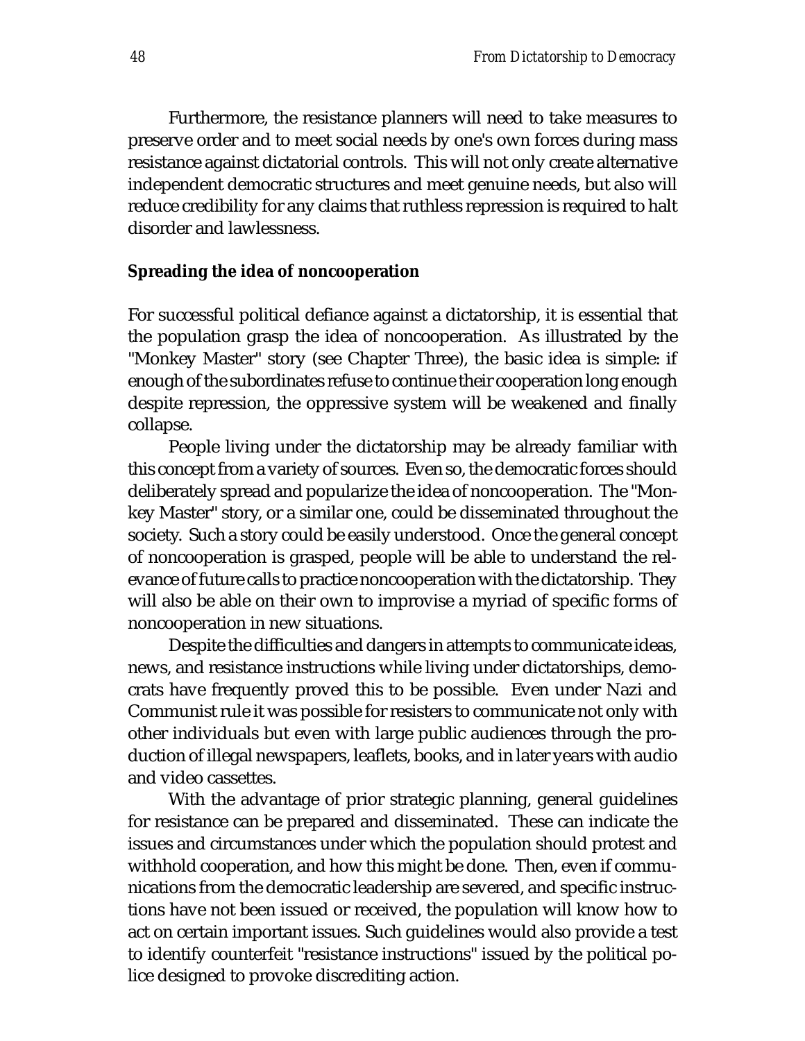Furthermore, the resistance planners will need to take measures to preserve order and to meet social needs by one's own forces during mass resistance against dictatorial controls. This will not only create alternative independent democratic structures and meet genuine needs, but also will reduce credibility for any claims that ruthless repression is required to halt disorder and lawlessness.

**Spreading the idea of noncooperation**

For successful political defiance against a dictatorship, it is essential that the population grasp the idea of noncooperation. As illustrated by the "Monkey Master" story (see Chapter Three), the basic idea is simple: if enough of the subordinates refuse to continue their cooperation long enough despite repression, the oppressive system will be weakened and finally collapse.

People living under the dictatorship may be already familiar with this concept from a variety of sources. Even so, the democratic forces should deliberately spread and popularize the idea of noncooperation. The "Monkey Master" story, or a similar one, could be disseminated throughout the society. Such a story could be easily understood. Once the general concept of noncooperation is grasped, people will be able to understand the relevance of future calls to practice noncooperation with the dictatorship. They will also be able on their own to improvise a myriad of specific forms of noncooperation in new situations.

Despite the difficulties and dangers in attempts to communicate ideas, news, and resistance instructions while living under dictatorships, democrats have frequently proved this to be possible. Even under Nazi and Communist rule it was possible for resisters to communicate not only with other individuals but even with large public audiences through the production of illegal newspapers, leaflets, books, and in later years with audio and video cassettes.

With the advantage of prior strategic planning, general guidelines for resistance can be prepared and disseminated. These can indicate the issues and circumstances under which the population should protest and withhold cooperation, and how this might be done. Then, even if communications from the democratic leadership are severed, and specific instructions have not been issued or received, the population will know how to act on certain important issues. Such guidelines would also provide a test to identify counterfeit "resistance instructions" issued by the political police designed to provoke discrediting action.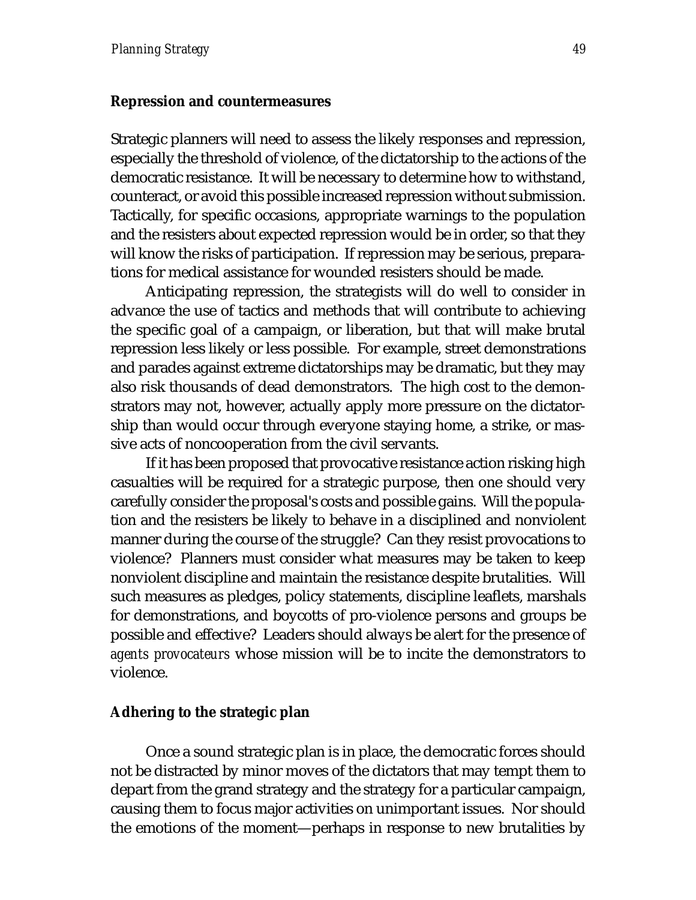### Repression and countermeasures

Strategic planners will need to assess the likely responses and repression, especially the threshold of violence, of the dictatorship to the actions of the democratic resistance. It will be necessary to determine how to withstand, counteract, or avoid this possible increased repression without submission. Tactically, for specific occasions, appropriate warnings to the population and the resisters about expected repression would be in order, so that they will know the risks of participation. If repression may be serious, preparations for medical assistance for wounded resisters should be made.

Anticipating repression, the strategists will do well to consider in advance the use of tactics and methods that will contribute to achieving the specific goal of a campaign, or liberation, but that will make brutal repression less likely or less possible. For example, street demonstrations and parades against extreme dictatorships may be dramatic, but they may also risk thousands of dead demonstrators. The high cost to the demonstrators may not, however, actually apply more pressure on the dictatorship than would occur through everyone staying home, a strike, or massive acts of noncooperation from the civil servants.

If it has been proposed that provocative resistance action risking high casualties will be required for a strategic purpose, then one should very carefully consider the proposal's costs and possible gains. Will the population and the resisters be likely to behave in a disciplined and nonviolent manner during the course of the struggle? Can they resist provocations to violence? Planners must consider what measures may be taken to keep nonviolent discipline and maintain the resistance despite brutalities. Will such measures as pledges, policy statements, discipline leaflets, marshals for demonstrations, and boycotts of pro-violence persons and groups be possible and effective? Leaders should always be alert for the presence of *agents provocateurs* whose mission will be to incite the demonstrators to violence.

### Adhering to the strategic plan

Once a sound strategic plan is in place, the democratic forces should not be distracted by minor moves of the dictators that may tempt them to depart from the grand strategy and the strategy for a particular campaign, causing them to focus major activities on unimportant issues. Nor should the emotions of the moment—perhaps in response to new brutalities by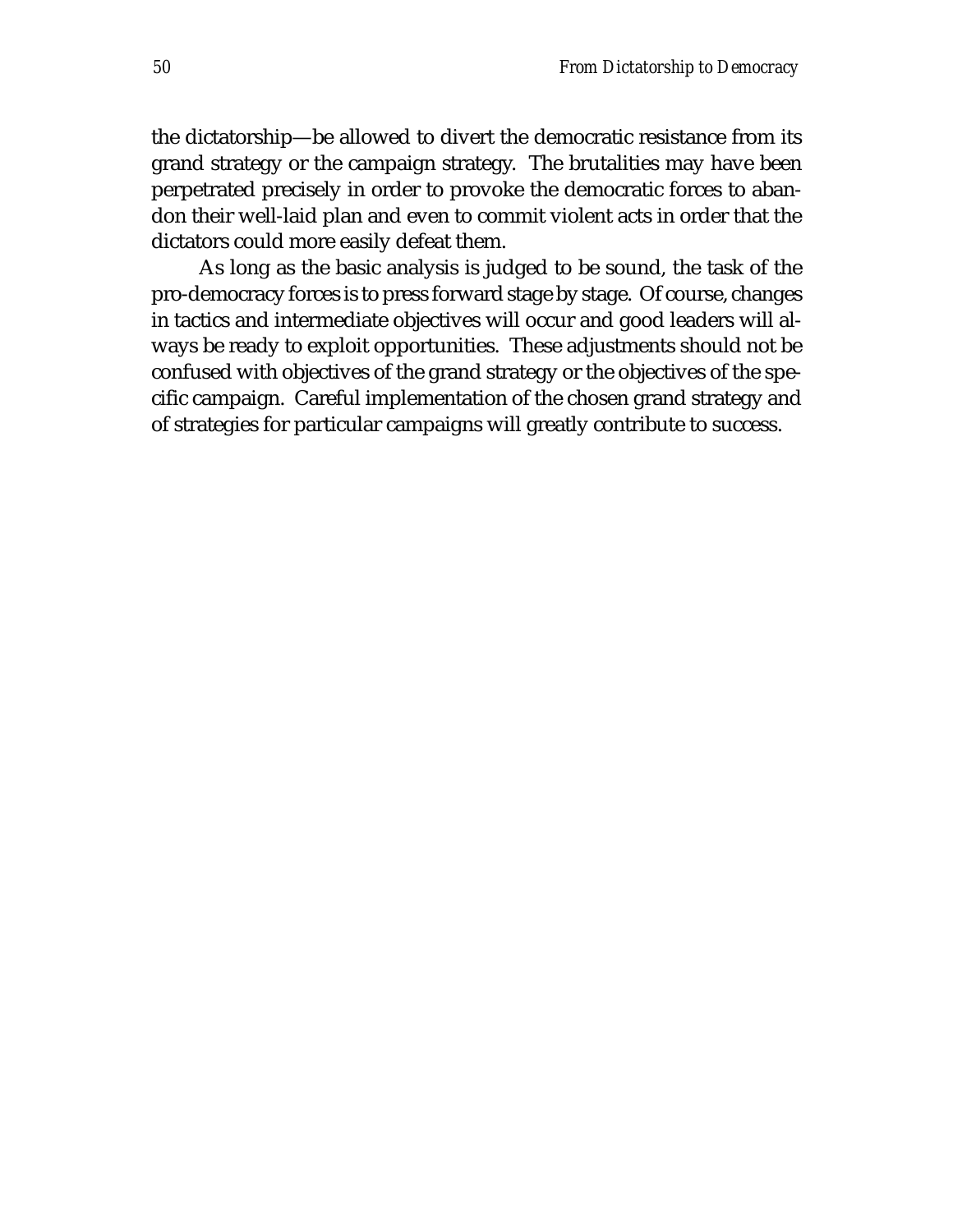the dictatorship—be allowed to divert the democratic resistance from its grand strategy or the campaign strategy. The brutalities may have been perpetrated precisely in order to provoke the democratic forces to abandon their well-laid plan and even to commit violent acts in order that the dictators could more easily defeat them.

As long as the basic analysis is judged to be sound, the task of the pro-democracy forces is to press forward stage by stage. Of course, changes in tactics and intermediate objectives will occur and good leaders will always be ready to exploit opportunities. These adjustments should not be confused with objectives of the grand strategy or the objectives of the specific campaign. Careful implementation of the chosen grand strategy and of strategies for particular campaigns will greatly contribute to success.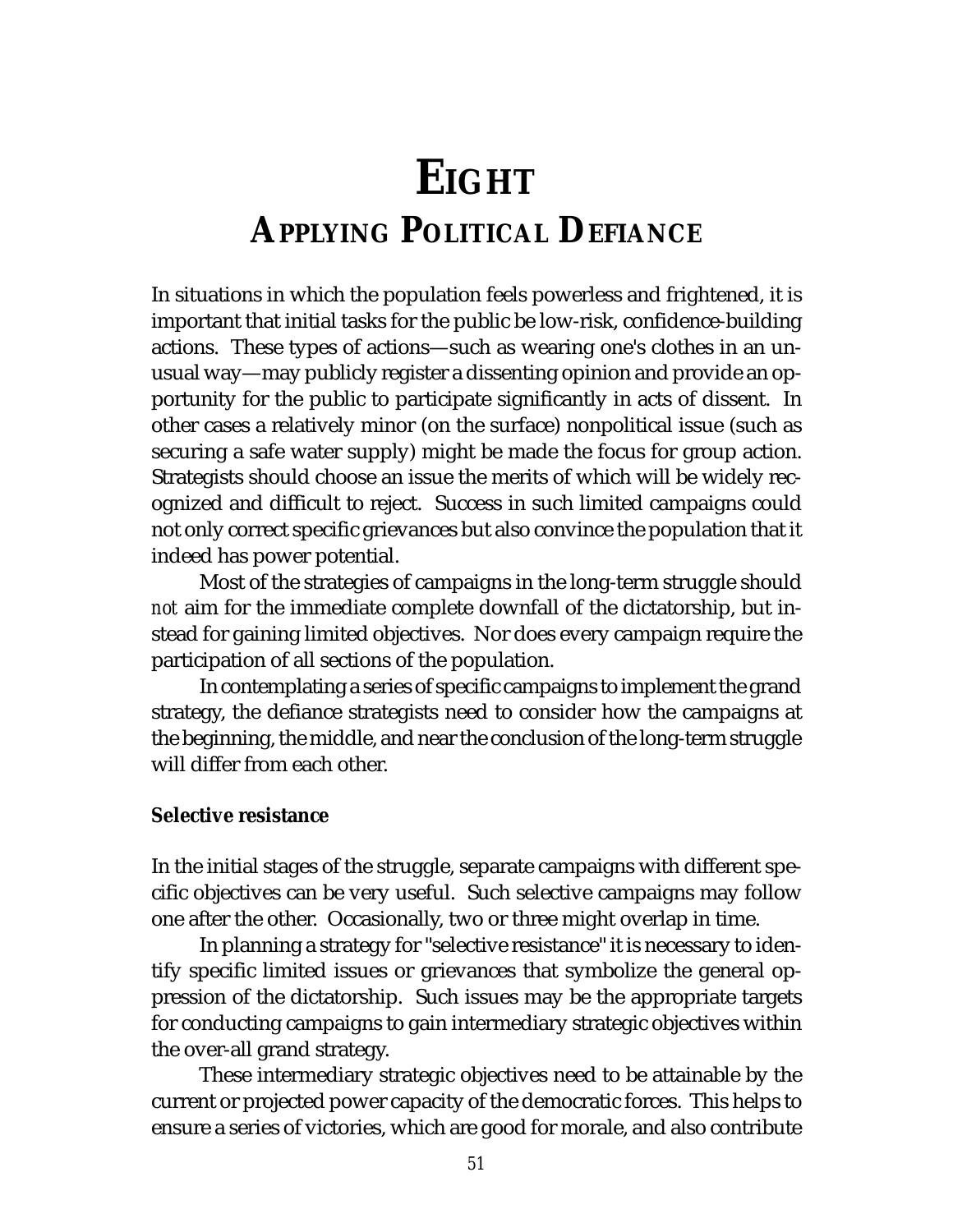# EIGHT
## APPLYING POLITICAL DEFIANCE

In situations in which the population feels powerless and frightened, it is important that initial tasks for the public be low-risk, confidence-building actions. These types of actions—such as wearing one's clothes in an unusual way—may publicly register a dissenting opinion and provide an opportunity for the public to participate significantly in acts of dissent. In other cases a relatively minor (on the surface) nonpolitical issue (such as securing a safe water supply) might be made the focus for group action. Strategists should choose an issue the merits of which will be widely recognized and difficult to reject. Success in such limited campaigns could not only correct specific grievances but also convince the population that it indeed has power potential.

Most of the strategies of campaigns in the long-term struggle should *not* aim for the immediate complete downfall of the dictatorship, but instead for gaining limited objectives. Nor does every campaign require the participation of all sections of the population.

In contemplating a series of specific campaigns to implement the grand strategy, the defiance strategists need to consider how the campaigns at the beginning, the middle, and near the conclusion of the long-term struggle will differ from each other.

**Selective resistance**

In the initial stages of the struggle, separate campaigns with different specific objectives can be very useful. Such selective campaigns may follow one after the other. Occasionally, two or three might overlap in time.

In planning a strategy for "selective resistance" it is necessary to identify specific limited issues or grievances that symbolize the general oppression of the dictatorship. Such issues may be the appropriate targets for conducting campaigns to gain intermediary strategic objectives within the over-all grand strategy.

These intermediary strategic objectives need to be attainable by the current or projected power capacity of the democratic forces. This helps to ensure a series of victories, which are good for morale, and also contribute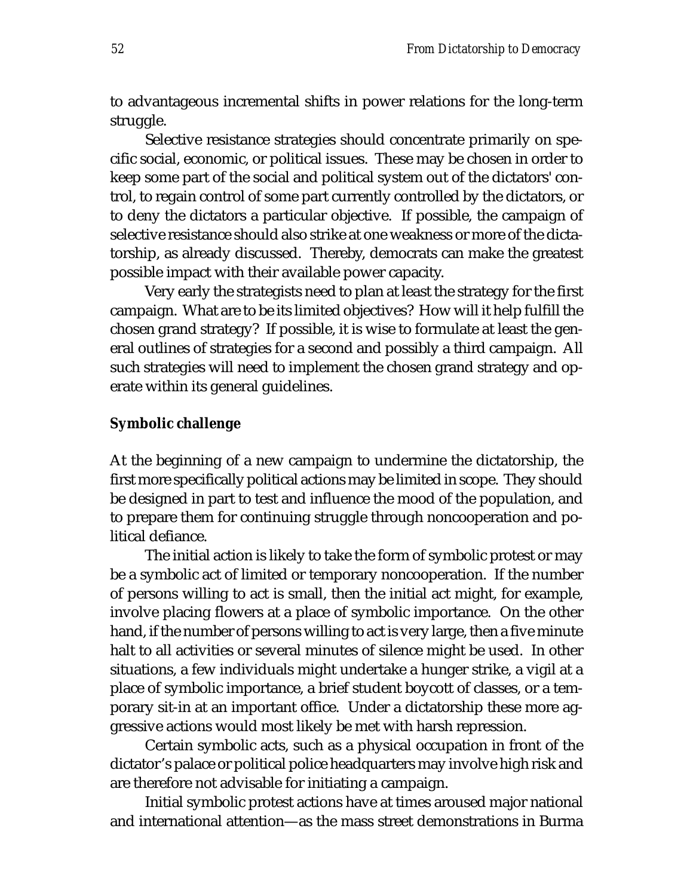to advantageous incremental shifts in power relations for the long-term struggle.

Selective resistance strategies should concentrate primarily on specific social, economic, or political issues. These may be chosen in order to keep some part of the social and political system out of the dictators' control, to regain control of some part currently controlled by the dictators, or to deny the dictators a particular objective. If possible, the campaign of selective resistance should also strike at one weakness or more of the dictatorship, as already discussed. Thereby, democrats can make the greatest possible impact with their available power capacity.

Very early the strategists need to plan at least the strategy for the first campaign. What are to be its limited objectives? How will it help fulfill the chosen grand strategy? If possible, it is wise to formulate at least the general outlines of strategies for a second and possibly a third campaign. All such strategies will need to implement the chosen grand strategy and operate within its general guidelines.

### Symbolic challenge

At the beginning of a new campaign to undermine the dictatorship, the first more specifically political actions may be limited in scope. They should be designed in part to test and influence the mood of the population, and to prepare them for continuing struggle through noncooperation and political defiance.

The initial action is likely to take the form of symbolic protest or may be a symbolic act of limited or temporary noncooperation. If the number of persons willing to act is small, then the initial act might, for example, involve placing flowers at a place of symbolic importance. On the other hand, if the number of persons willing to act is very large, then a five minute halt to all activities or several minutes of silence might be used. In other situations, a few individuals might undertake a hunger strike, a vigil at a place of symbolic importance, a brief student boycott of classes, or a temporary sit-in at an important office. Under a dictatorship these more aggressive actions would most likely be met with harsh repression.

Certain symbolic acts, such as a physical occupation in front of the dictator's palace or political police headquarters may involve high risk and are therefore not advisable for initiating a campaign.

Initial symbolic protest actions have at times aroused major national and international attention—as the mass street demonstrations in Burma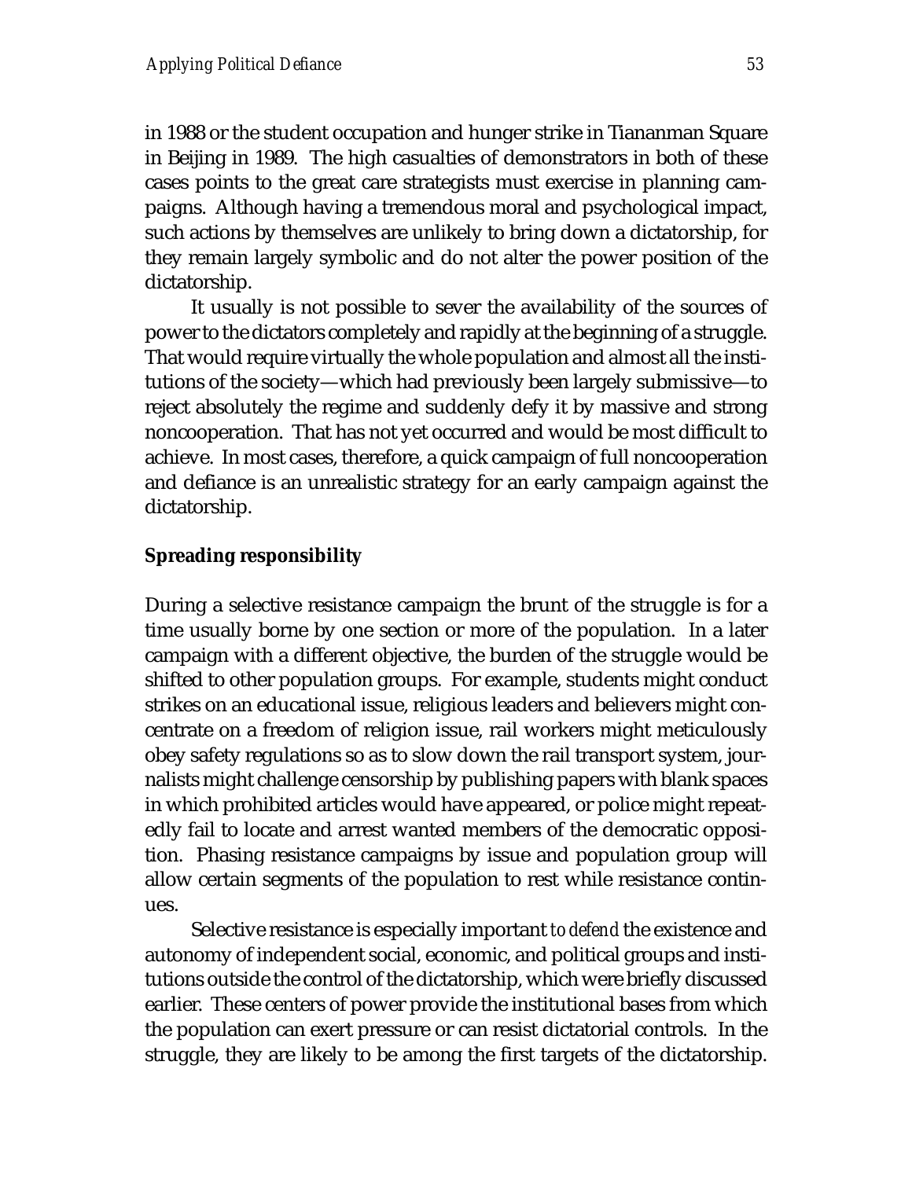in 1988 or the student occupation and hunger strike in Tiananman Square in Beijing in 1989. The high casualties of demonstrators in both of these cases points to the great care strategists must exercise in planning campaigns. Although having a tremendous moral and psychological impact, such actions by themselves are unlikely to bring down a dictatorship, for they remain largely symbolic and do not alter the power position of the dictatorship.

It usually is not possible to sever the availability of the sources of power to the dictators completely and rapidly at the beginning of a struggle. That would require virtually the whole population and almost all the institutions of the society—which had previously been largely submissive—to reject absolutely the regime and suddenly defy it by massive and strong noncooperation. That has not yet occurred and would be most difficult to achieve. In most cases, therefore, a quick campaign of full noncooperation and defiance is an unrealistic strategy for an early campaign against the dictatorship.

**Spreading responsibility**

During a selective resistance campaign the brunt of the struggle is for a time usually borne by one section or more of the population. In a later campaign with a different objective, the burden of the struggle would be shifted to other population groups. For example, students might conduct strikes on an educational issue, religious leaders and believers might concentrate on a freedom of religion issue, rail workers might meticulously obey safety regulations so as to slow down the rail transport system, journalists might challenge censorship by publishing papers with blank spaces in which prohibited articles would have appeared, or police might repeatedly fail to locate and arrest wanted members of the democratic opposition. Phasing resistance campaigns by issue and population group will allow certain segments of the population to rest while resistance continues.

Selective resistance is especially important *to defend* the existence and autonomy of independent social, economic, and political groups and institutions outside the control of the dictatorship, which were briefly discussed earlier. These centers of power provide the institutional bases from which the population can exert pressure or can resist dictatorial controls. In the struggle, they are likely to be among the first targets of the dictatorship.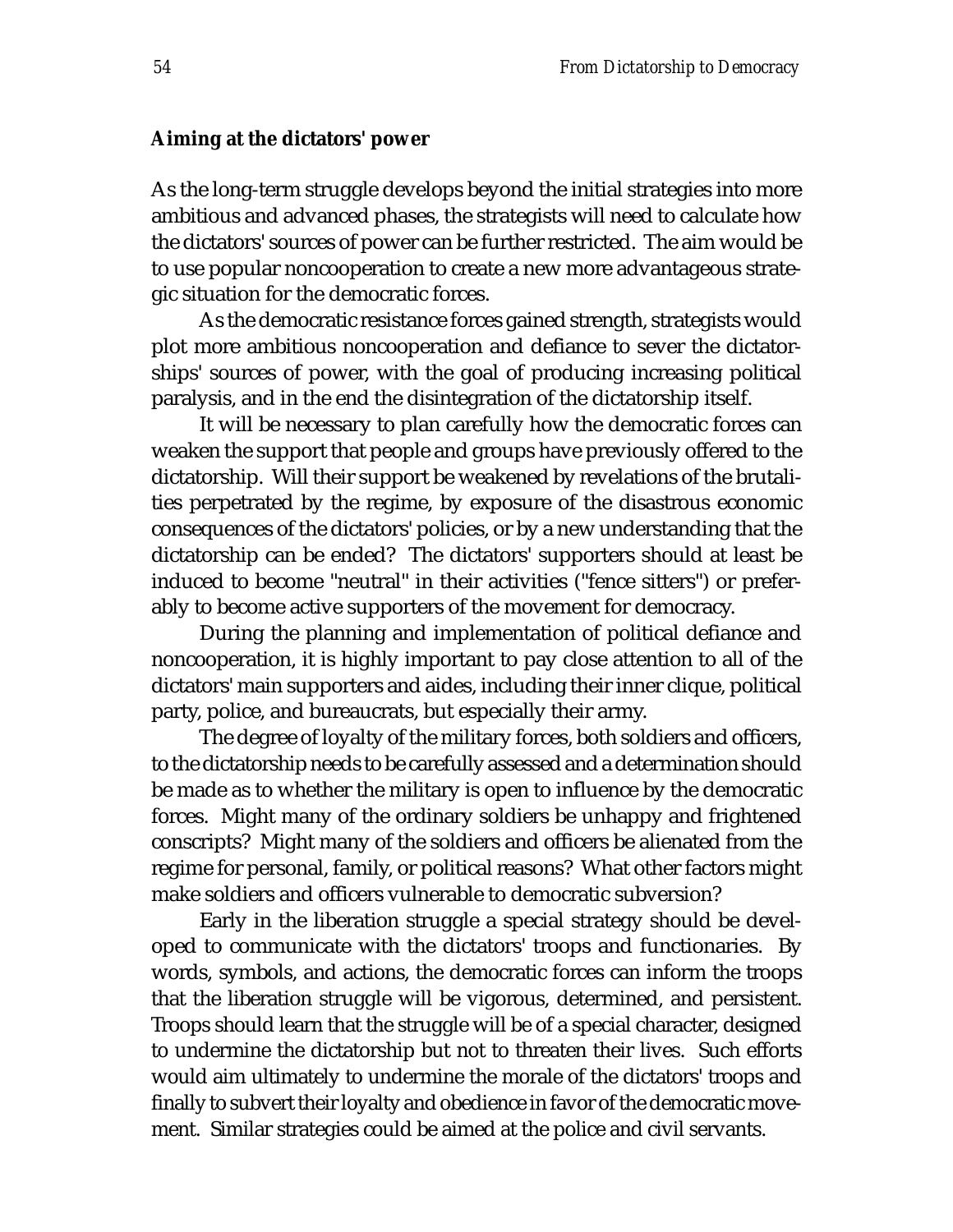### Aiming at the dictators' power

As the long-term struggle develops beyond the initial strategies into more ambitious and advanced phases, the strategists will need to calculate how the dictators' sources of power can be further restricted. The aim would be to use popular noncooperation to create a new more advantageous strategic situation for the democratic forces.

As the democratic resistance forces gained strength, strategists would plot more ambitious noncooperation and defiance to sever the dictatorships' sources of power, with the goal of producing increasing political paralysis, and in the end the disintegration of the dictatorship itself.

It will be necessary to plan carefully how the democratic forces can weaken the support that people and groups have previously offered to the dictatorship. Will their support be weakened by revelations of the brutalities perpetrated by the regime, by exposure of the disastrous economic consequences of the dictators' policies, or by a new understanding that the dictatorship can be ended? The dictators' supporters should at least be induced to become "neutral" in their activities ("fence sitters") or preferably to become active supporters of the movement for democracy.

During the planning and implementation of political defiance and noncooperation, it is highly important to pay close attention to all of the dictators' main supporters and aides, including their inner clique, political party, police, and bureaucrats, but especially their army.

The degree of loyalty of the military forces, both soldiers and officers, to the dictatorship needs to be carefully assessed and a determination should be made as to whether the military is open to influence by the democratic forces. Might many of the ordinary soldiers be unhappy and frightened conscripts? Might many of the soldiers and officers be alienated from the regime for personal, family, or political reasons? What other factors might make soldiers and officers vulnerable to democratic subversion?

Early in the liberation struggle a special strategy should be developed to communicate with the dictators' troops and functionaries. By words, symbols, and actions, the democratic forces can inform the troops that the liberation struggle will be vigorous, determined, and persistent. Troops should learn that the struggle will be of a special character, designed to undermine the dictatorship but not to threaten their lives. Such efforts would aim ultimately to undermine the morale of the dictators' troops and finally to subvert their loyalty and obedience in favor of the democratic movement. Similar strategies could be aimed at the police and civil servants.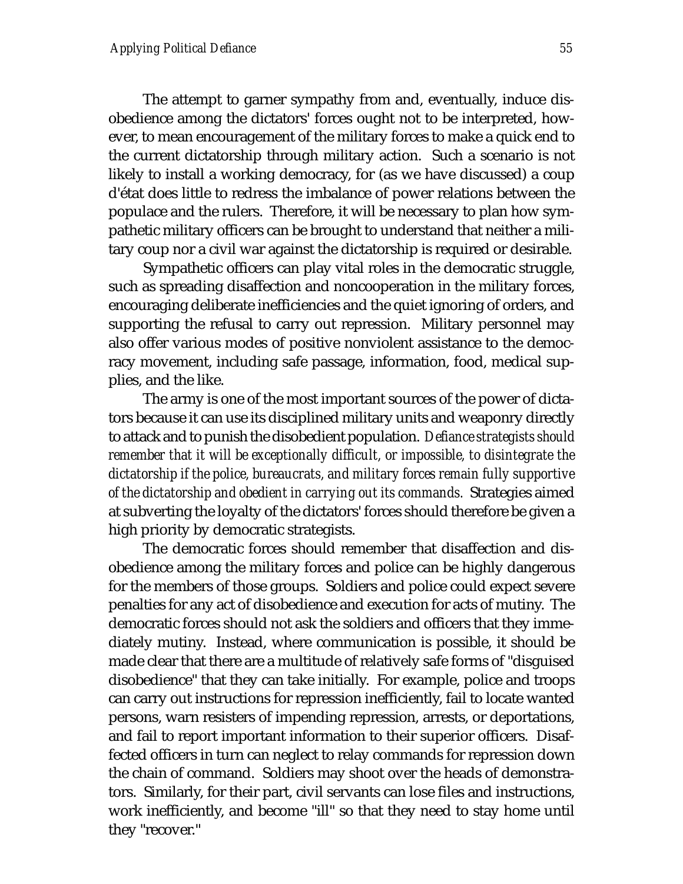The attempt to garner sympathy from and, eventually, induce disobedience among the dictators' forces ought not to be interpreted, however, to mean encouragement of the military forces to make a quick end to the current dictatorship through military action. Such a scenario is not likely to install a working democracy, for (as we have discussed) a coup d'état does little to redress the imbalance of power relations between the populace and the rulers. Therefore, it will be necessary to plan how sympathetic military officers can be brought to understand that neither a military coup nor a civil war against the dictatorship is required or desirable.

Sympathetic officers can play vital roles in the democratic struggle, such as spreading disaffection and noncooperation in the military forces, encouraging deliberate inefficiencies and the quiet ignoring of orders, and supporting the refusal to carry out repression. Military personnel may also offer various modes of positive nonviolent assistance to the democracy movement, including safe passage, information, food, medical supplies, and the like.

The army is one of the most important sources of the power of dictators because it can use its disciplined military units and weaponry directly to attack and to punish the disobedient population. *Defiance strategists should remember that it will be exceptionally difficult, or impossible, to disintegrate the dictatorship if the police, bureaucrats, and military forces remain fully supportive of the dictatorship and obedient in carrying out its commands.* Strategies aimed at subverting the loyalty of the dictators' forces should therefore be given a high priority by democratic strategists.

The democratic forces should remember that disaffection and disobedience among the military forces and police can be highly dangerous for the members of those groups. Soldiers and police could expect severe penalties for any act of disobedience and execution for acts of mutiny. The democratic forces should not ask the soldiers and officers that they immediately mutiny. Instead, where communication is possible, it should be made clear that there are a multitude of relatively safe forms of "disguised disobedience" that they can take initially. For example, police and troops can carry out instructions for repression inefficiently, fail to locate wanted persons, warn resisters of impending repression, arrests, or deportations, and fail to report important information to their superior officers. Disaffected officers in turn can neglect to relay commands for repression down the chain of command. Soldiers may shoot over the heads of demonstrators. Similarly, for their part, civil servants can lose files and instructions, work inefficiently, and become "ill" so that they need to stay home until they "recover."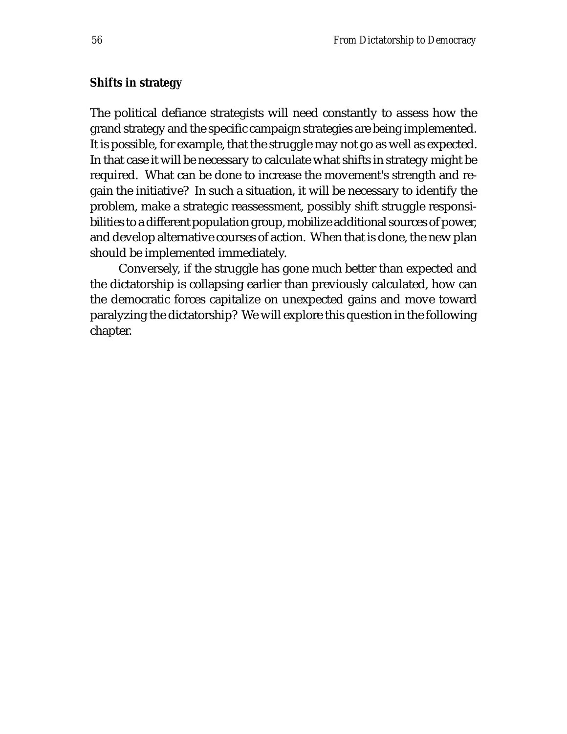### Shifts in strategy

The political defiance strategists will need constantly to assess how the grand strategy and the specific campaign strategies are being implemented. It is possible, for example, that the struggle may not go as well as expected. In that case it will be necessary to calculate what shifts in strategy might be required. What can be done to increase the movement's strength and regain the initiative? In such a situation, it will be necessary to identify the problem, make a strategic reassessment, possibly shift struggle responsibilities to a different population group, mobilize additional sources of power, and develop alternative courses of action. When that is done, the new plan should be implemented immediately.

Conversely, if the struggle has gone much better than expected and the dictatorship is collapsing earlier than previously calculated, how can the democratic forces capitalize on unexpected gains and move toward paralyzing the dictatorship? We will explore this question in the following chapter.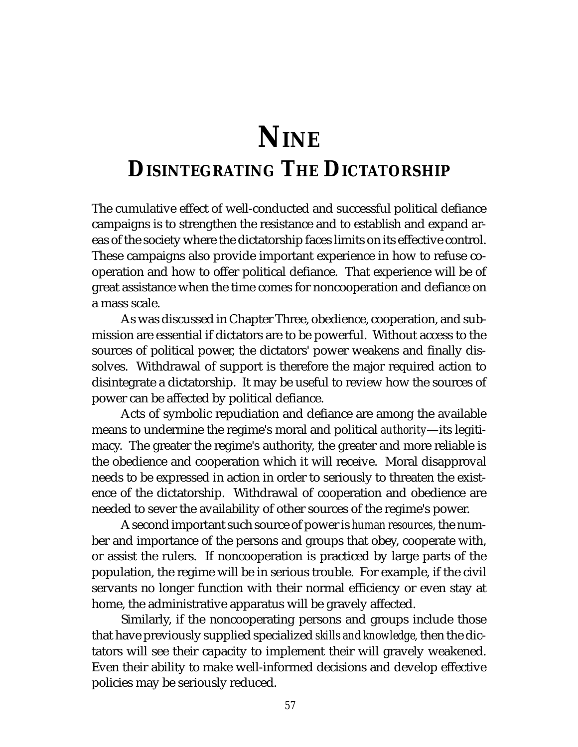# NINE

## DISINTEGRATING THE DICTATORSHIP

The cumulative effect of well-conducted and successful political defiance campaigns is to strengthen the resistance and to establish and expand areas of the society where the dictatorship faces limits on its effective control. These campaigns also provide important experience in how to refuse cooperation and how to offer political defiance. That experience will be of great assistance when the time comes for noncooperation and defiance on a mass scale.

As was discussed in Chapter Three, obedience, cooperation, and submission are essential if dictators are to be powerful. Without access to the sources of political power, the dictators' power weakens and finally dissolves. Withdrawal of support is therefore the major required action to disintegrate a dictatorship. It may be useful to review how the sources of power can be affected by political defiance.

Acts of symbolic repudiation and defiance are among the available means to undermine the regime's moral and political *authority*—its legitimacy. The greater the regime's authority, the greater and more reliable is the obedience and cooperation which it will receive. Moral disapproval needs to be expressed in action in order to seriously to threaten the existence of the dictatorship. Withdrawal of cooperation and obedience are needed to sever the availability of other sources of the regime's power.

A second important such source of power is *human resources,* the number and importance of the persons and groups that obey, cooperate with, or assist the rulers. If noncooperation is practiced by large parts of the population, the regime will be in serious trouble. For example, if the civil servants no longer function with their normal efficiency or even stay at home, the administrative apparatus will be gravely affected.

Similarly, if the noncooperating persons and groups include those that have previously supplied specialized *skills and knowledge,* then the dictators will see their capacity to implement their will gravely weakened. Even their ability to make well-informed decisions and develop effective policies may be seriously reduced.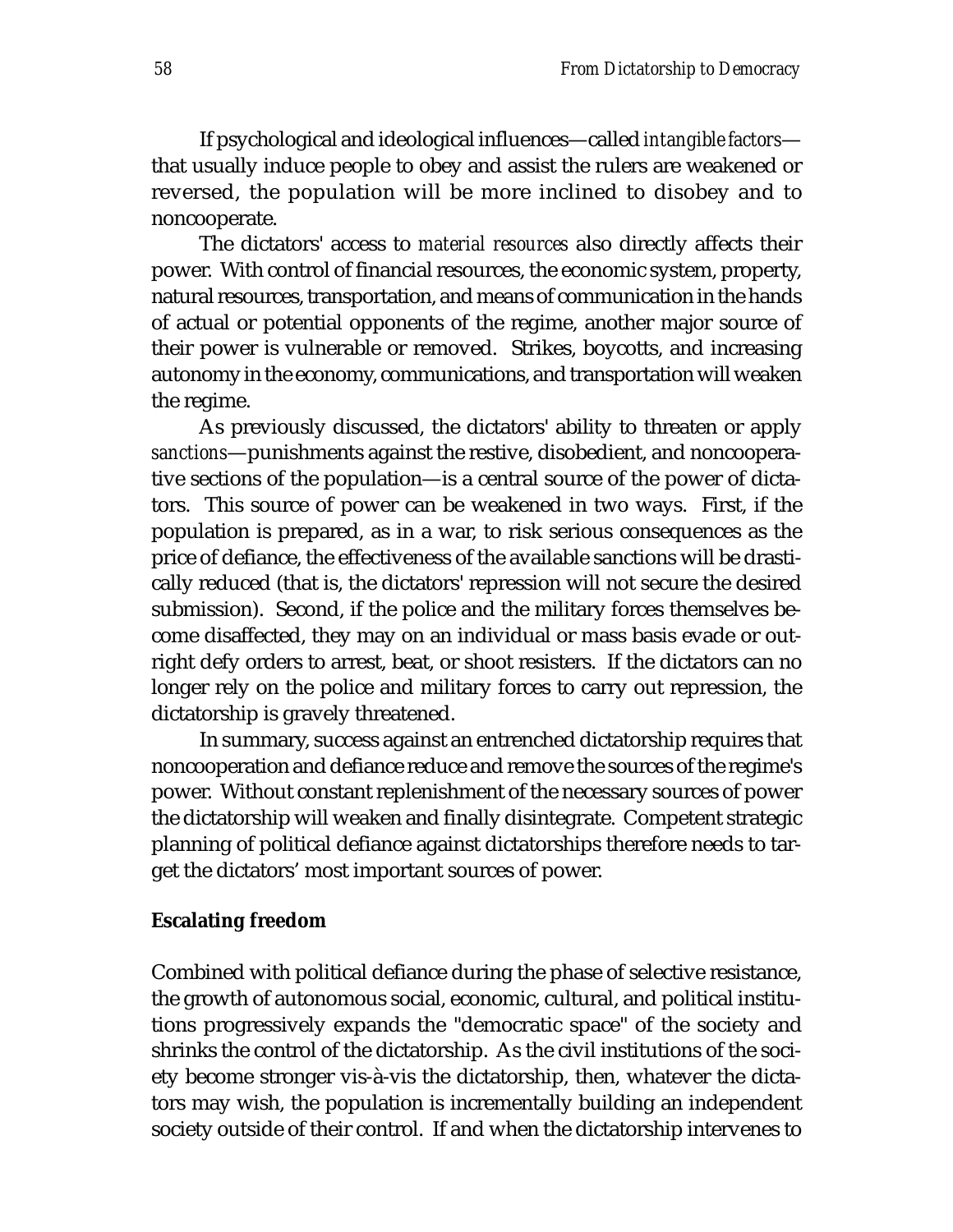If psychological and ideological influences—called *intangible factors*—that usually induce people to obey and assist the rulers are weakened or reversed, the population will be more inclined to disobey and to noncooperate.

The dictators' access to *material resources* also directly affects their power. With control of financial resources, the economic system, property, natural resources, transportation, and means of communication in the hands of actual or potential opponents of the regime, another major source of their power is vulnerable or removed. Strikes, boycotts, and increasing autonomy in the economy, communications, and transportation will weaken the regime.

As previously discussed, the dictators' ability to threaten or apply *sanctions*—punishments against the restive, disobedient, and noncooperative sections of the population—is a central source of the power of dictators. This source of power can be weakened in two ways. First, if the population is prepared, as in a war, to risk serious consequences as the price of defiance, the effectiveness of the available sanctions will be drastically reduced (that is, the dictators' repression will not secure the desired submission). Second, if the police and the military forces themselves become disaffected, they may on an individual or mass basis evade or outright defy orders to arrest, beat, or shoot resisters. If the dictators can no longer rely on the police and military forces to carry out repression, the dictatorship is gravely threatened.

In summary, success against an entrenched dictatorship requires that noncooperation and defiance reduce and remove the sources of the regime's power. Without constant replenishment of the necessary sources of power the dictatorship will weaken and finally disintegrate. Competent strategic planning of political defiance against dictatorships therefore needs to target the dictators' most important sources of power.

### Escalating freedom

Combined with political defiance during the phase of selective resistance, the growth of autonomous social, economic, cultural, and political institutions progressively expands the "democratic space" of the society and shrinks the control of the dictatorship. As the civil institutions of the society become stronger vis-à-vis the dictatorship, then, whatever the dictators may wish, the population is incrementally building an independent society outside of their control. If and when the dictatorship intervenes to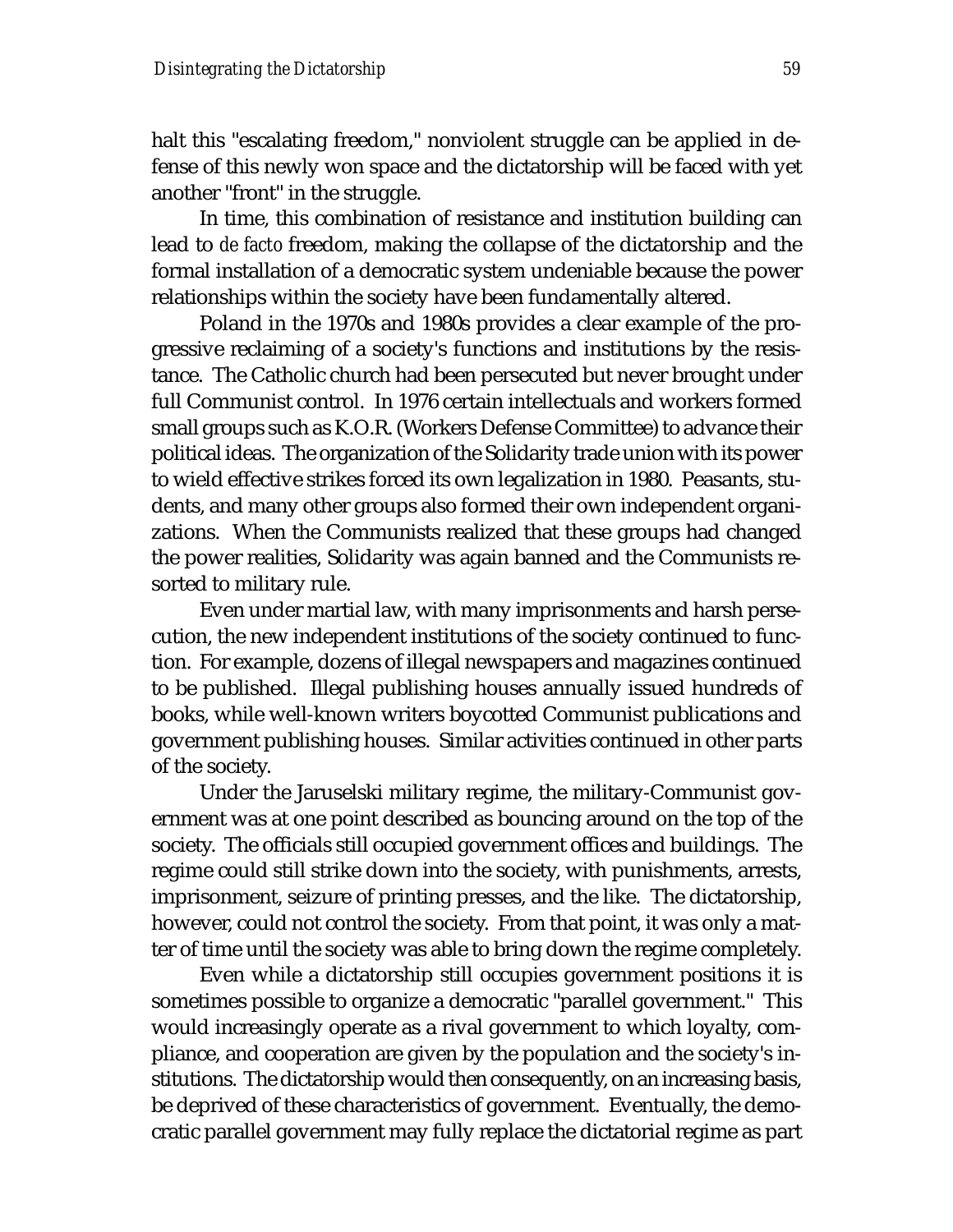halt this "escalating freedom," nonviolent struggle can be applied in defense of this newly won space and the dictatorship will be faced with yet another "front" in the struggle.

In time, this combination of resistance and institution building can lead to *de facto* freedom, making the collapse of the dictatorship and the formal installation of a democratic system undeniable because the power relationships within the society have been fundamentally altered.

Poland in the 1970s and 1980s provides a clear example of the progressive reclaiming of a society's functions and institutions by the resistance. The Catholic church had been persecuted but never brought under full Communist control. In 1976 certain intellectuals and workers formed small groups such as K.O.R. (Workers Defense Committee) to advance their political ideas. The organization of the Solidarity trade union with its power to wield effective strikes forced its own legalization in 1980. Peasants, students, and many other groups also formed their own independent organizations. When the Communists realized that these groups had changed the power realities, Solidarity was again banned and the Communists resorted to military rule.

Even under martial law, with many imprisonments and harsh persecution, the new independent institutions of the society continued to function. For example, dozens of illegal newspapers and magazines continued to be published. Illegal publishing houses annually issued hundreds of books, while well-known writers boycotted Communist publications and government publishing houses. Similar activities continued in other parts of the society.

Under the Jaruselski military regime, the military-Communist government was at one point described as bouncing around on the top of the society. The officials still occupied government offices and buildings. The regime could still strike down into the society, with punishments, arrests, imprisonment, seizure of printing presses, and the like. The dictatorship, however, could not control the society. From that point, it was only a matter of time until the society was able to bring down the regime completely.

Even while a dictatorship still occupies government positions it is sometimes possible to organize a democratic "parallel government." This would increasingly operate as a rival government to which loyalty, compliance, and cooperation are given by the population and the society's institutions. The dictatorship would then consequently, on an increasing basis, be deprived of these characteristics of government. Eventually, the democratic parallel government may fully replace the dictatorial regime as part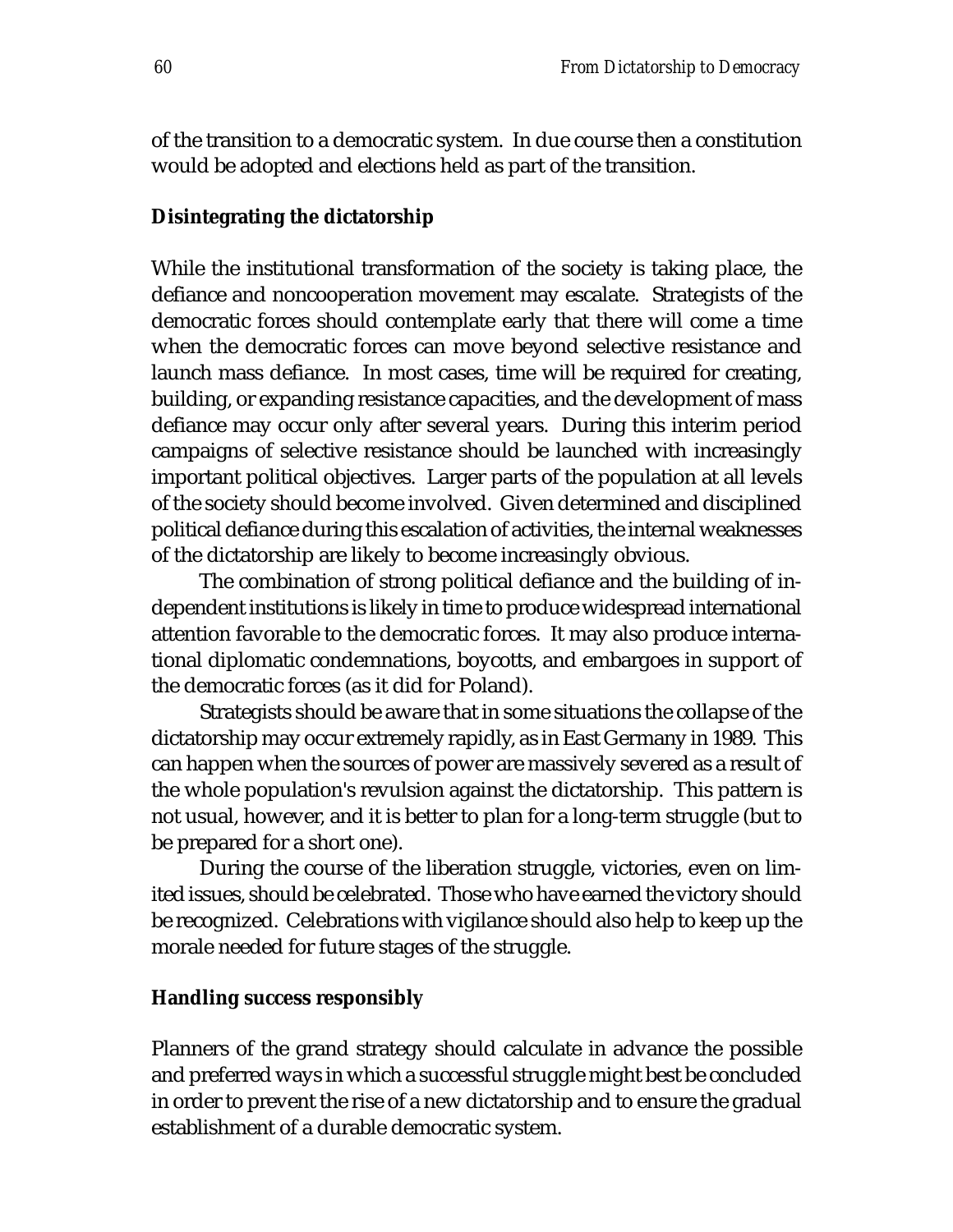of the transition to a democratic system. In due course then a constitution would be adopted and elections held as part of the transition.

### Disintegrating the dictatorship

While the institutional transformation of the society is taking place, the defiance and noncooperation movement may escalate. Strategists of the democratic forces should contemplate early that there will come a time when the democratic forces can move beyond selective resistance and launch mass defiance. In most cases, time will be required for creating, building, or expanding resistance capacities, and the development of mass defiance may occur only after several years. During this interim period campaigns of selective resistance should be launched with increasingly important political objectives. Larger parts of the population at all levels of the society should become involved. Given determined and disciplined political defiance during this escalation of activities, the internal weaknesses of the dictatorship are likely to become increasingly obvious.

The combination of strong political defiance and the building of independent institutions is likely in time to produce widespread international attention favorable to the democratic forces. It may also produce international diplomatic condemnations, boycotts, and embargoes in support of the democratic forces (as it did for Poland).

Strategists should be aware that in some situations the collapse of the dictatorship may occur extremely rapidly, as in East Germany in 1989. This can happen when the sources of power are massively severed as a result of the whole population's revulsion against the dictatorship. This pattern is not usual, however, and it is better to plan for a long-term struggle (but to be prepared for a short one).

During the course of the liberation struggle, victories, even on limited issues, should be celebrated. Those who have earned the victory should be recognized. Celebrations with vigilance should also help to keep up the morale needed for future stages of the struggle.

### Handling success responsibly

Planners of the grand strategy should calculate in advance the possible and preferred ways in which a successful struggle might best be concluded in order to prevent the rise of a new dictatorship and to ensure the gradual establishment of a durable democratic system.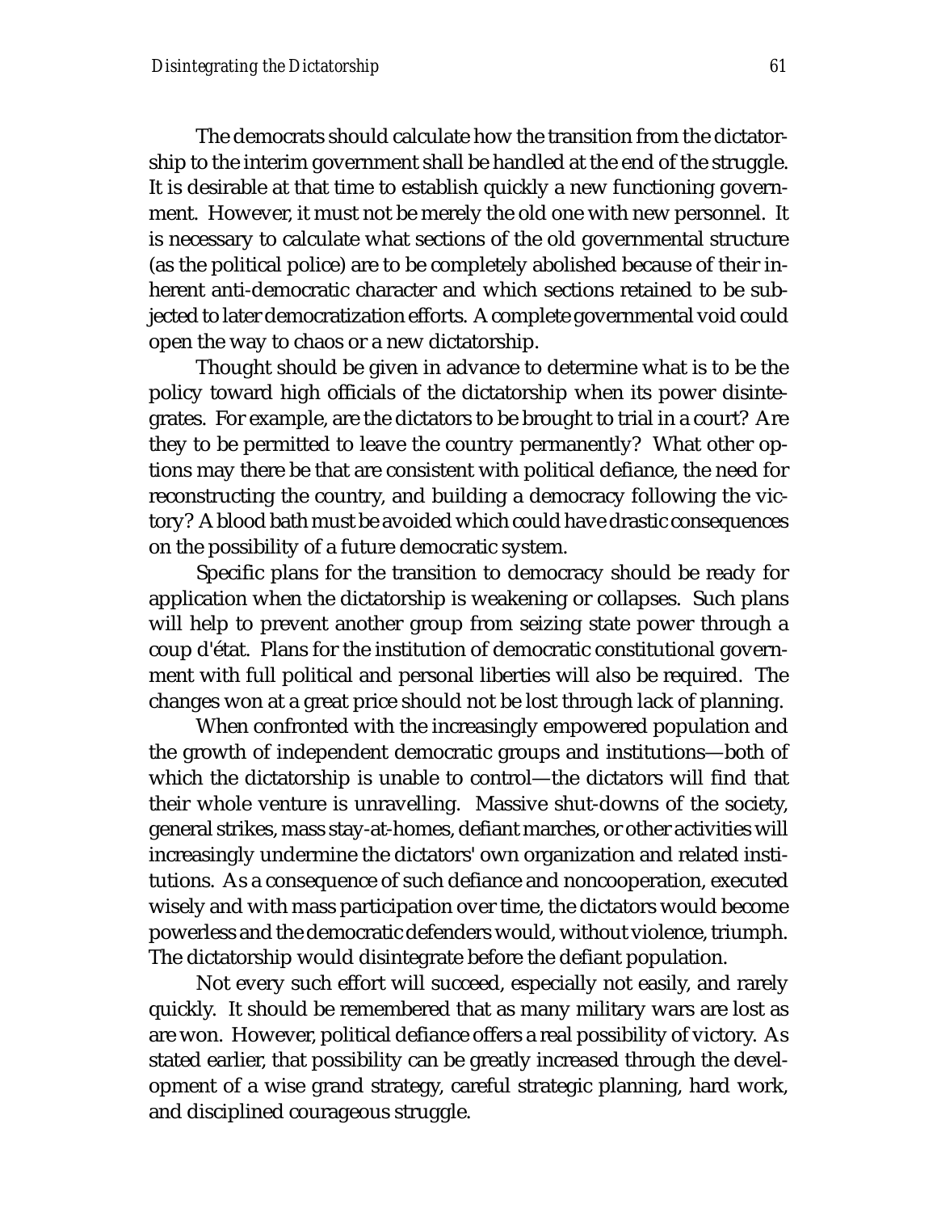The democrats should calculate how the transition from the dictatorship to the interim government shall be handled at the end of the struggle. It is desirable at that time to establish quickly a new functioning government. However, it must not be merely the old one with new personnel. It is necessary to calculate what sections of the old governmental structure (as the political police) are to be completely abolished because of their inherent anti-democratic character and which sections retained to be subjected to later democratization efforts. A complete governmental void could open the way to chaos or a new dictatorship.

Thought should be given in advance to determine what is to be the policy toward high officials of the dictatorship when its power disintegrates. For example, are the dictators to be brought to trial in a court? Are they to be permitted to leave the country permanently? What other options may there be that are consistent with political defiance, the need for reconstructing the country, and building a democracy following the victory? A blood bath must be avoided which could have drastic consequences on the possibility of a future democratic system.

Specific plans for the transition to democracy should be ready for application when the dictatorship is weakening or collapses. Such plans will help to prevent another group from seizing state power through a coup d'état. Plans for the institution of democratic constitutional government with full political and personal liberties will also be required. The changes won at a great price should not be lost through lack of planning.

When confronted with the increasingly empowered population and the growth of independent democratic groups and institutions—both of which the dictatorship is unable to control—the dictators will find that their whole venture is unravelling. Massive shut-downs of the society, general strikes, mass stay-at-homes, defiant marches, or other activities will increasingly undermine the dictators' own organization and related institutions. As a consequence of such defiance and noncooperation, executed wisely and with mass participation over time, the dictators would become powerless and the democratic defenders would, without violence, triumph. The dictatorship would disintegrate before the defiant population.

Not every such effort will succeed, especially not easily, and rarely quickly. It should be remembered that as many military wars are lost as are won. However, political defiance offers a real possibility of victory. As stated earlier, that possibility can be greatly increased through the development of a wise grand strategy, careful strategic planning, hard work, and disciplined courageous struggle.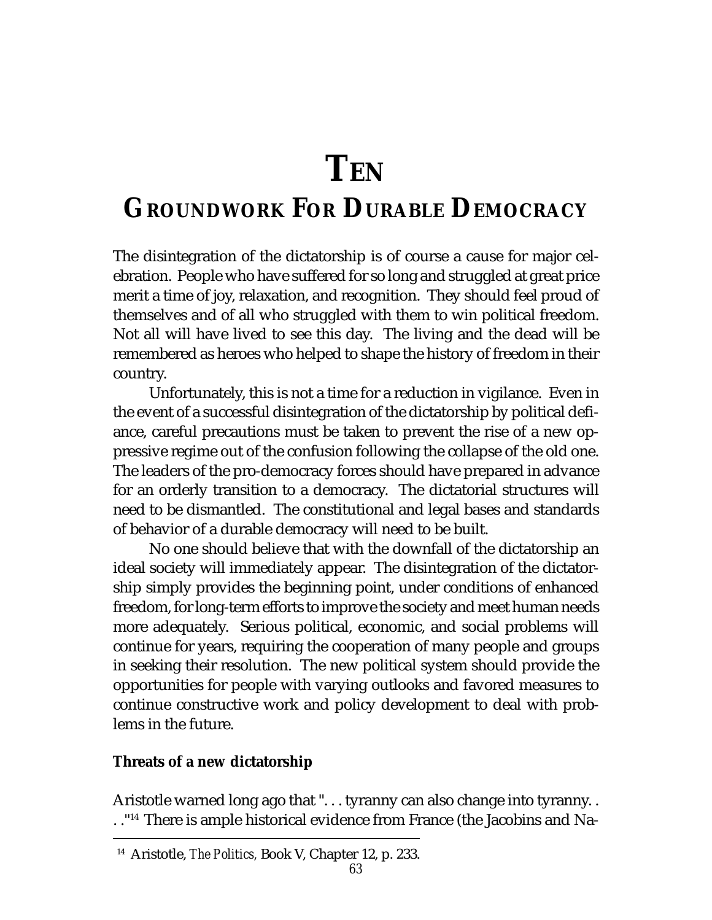# TEN

# GROUNDWORK FOR DURABLE DEMOCRACY

The disintegration of the dictatorship is of course a cause for major celebration. People who have suffered for so long and struggled at great price merit a time of joy, relaxation, and recognition. They should feel proud of themselves and of all who struggled with them to win political freedom. Not all will have lived to see this day. The living and the dead will be remembered as heroes who helped to shape the history of freedom in their country.

Unfortunately, this is not a time for a reduction in vigilance. Even in the event of a successful disintegration of the dictatorship by political defiance, careful precautions must be taken to prevent the rise of a new oppressive regime out of the confusion following the collapse of the old one. The leaders of the pro-democracy forces should have prepared in advance for an orderly transition to a democracy. The dictatorial structures will need to be dismantled. The constitutional and legal bases and standards of behavior of a durable democracy will need to be built.

No one should believe that with the downfall of the dictatorship an ideal society will immediately appear. The disintegration of the dictatorship simply provides the beginning point, under conditions of enhanced freedom, for long-term efforts to improve the society and meet human needs more adequately. Serious political, economic, and social problems will continue for years, requiring the cooperation of many people and groups in seeking their resolution. The new political system should provide the opportunities for people with varying outlooks and favored measures to continue constructive work and policy development to deal with problems in the future.

**Threats of a new dictatorship**

Aristotle warned long ago that ". . . tyranny can also change into tyranny. . . ."[14] There is ample historical evidence from France (the Jacobins and Na-

[14] Aristotle, *The Politics,* Book V, Chapter 12, p. 233.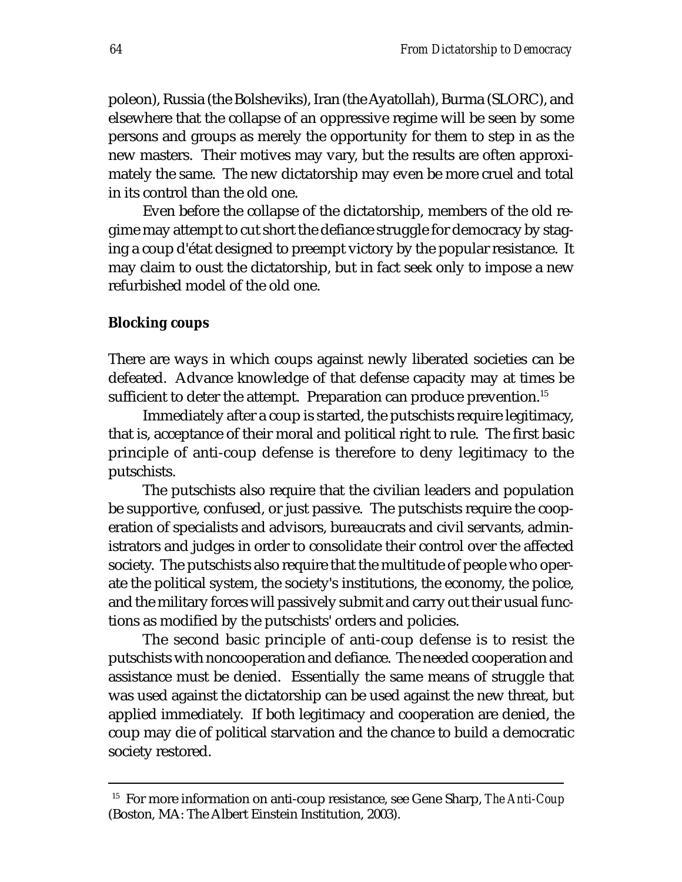poleon), Russia (the Bolsheviks), Iran (the Ayatollah), Burma (SLORC), and elsewhere that the collapse of an oppressive regime will be seen by some persons and groups as merely the opportunity for them to step in as the new masters. Their motives may vary, but the results are often approximately the same. The new dictatorship may even be more cruel and total in its control than the old one.

Even before the collapse of the dictatorship, members of the old regime may attempt to cut short the defiance struggle for democracy by staging a coup d'état designed to preempt victory by the popular resistance. It may claim to oust the dictatorship, but in fact seek only to impose a new refurbished model of the old one.

### Blocking coups

There are ways in which coups against newly liberated societies can be defeated. Advance knowledge of that defense capacity may at times be sufficient to deter the attempt. Preparation can produce prevention.[15]

Immediately after a coup is started, the putschists require legitimacy, that is, acceptance of their moral and political right to rule. The first basic principle of anti-coup defense is therefore to deny legitimacy to the putschists.

The putschists also require that the civilian leaders and population be supportive, confused, or just passive. The putschists require the cooperation of specialists and advisors, bureaucrats and civil servants, administrators and judges in order to consolidate their control over the affected society. The putschists also require that the multitude of people who operate the political system, the society's institutions, the economy, the police, and the military forces will passively submit and carry out their usual functions as modified by the putschists' orders and policies.

The second basic principle of anti-coup defense is to resist the putschists with noncooperation and defiance. The needed cooperation and assistance must be denied. Essentially the same means of struggle that was used against the dictatorship can be used against the new threat, but applied immediately. If both legitimacy and cooperation are denied, the coup may die of political starvation and the chance to build a democratic society restored.

---

[15] For more information on anti-coup resistance, see Gene Sharp, *The Anti-Coup* (Boston, MA: The Albert Einstein Institution, 2003).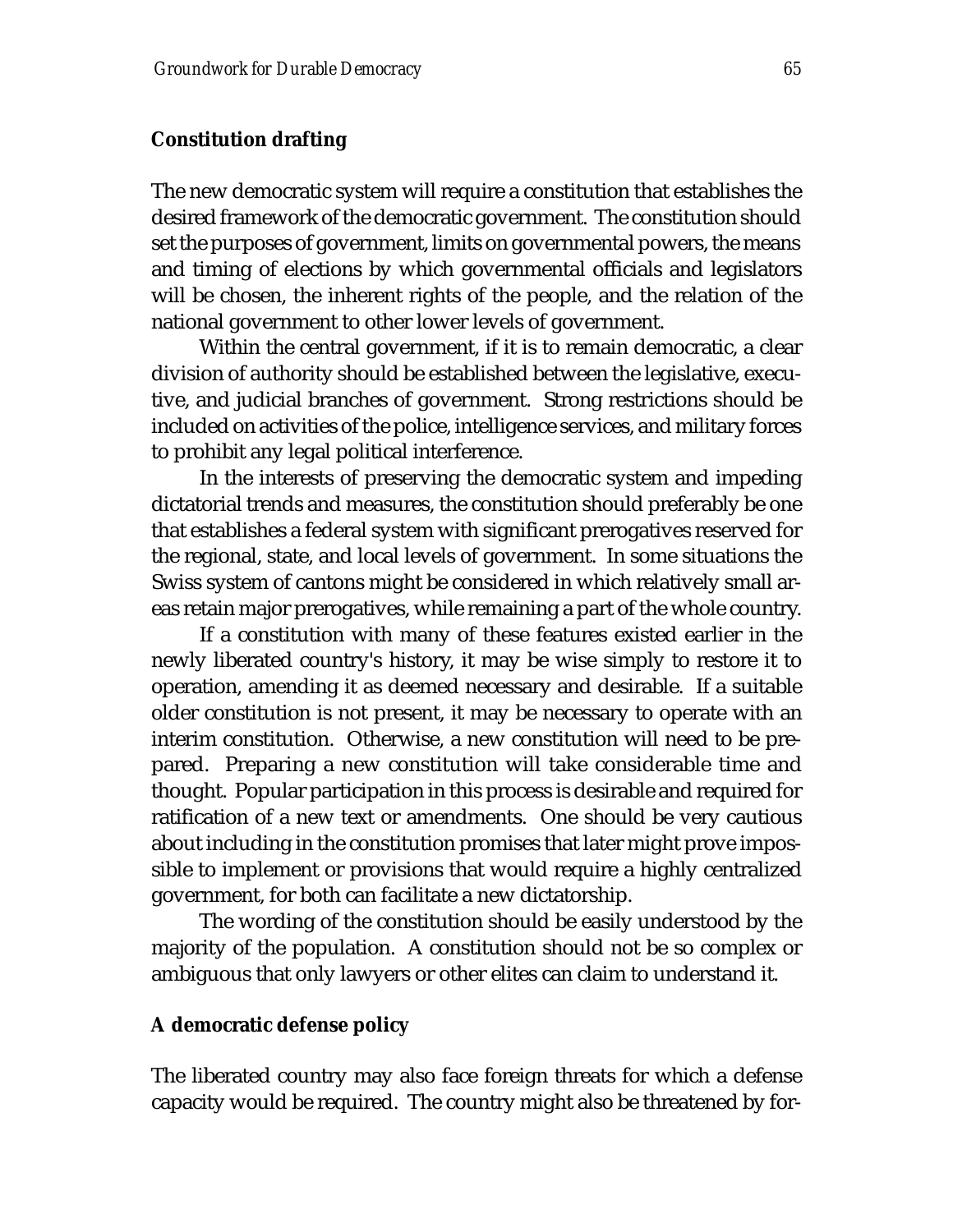## Constitution drafting

The new democratic system will require a constitution that establishes the desired framework of the democratic government. The constitution should set the purposes of government, limits on governmental powers, the means and timing of elections by which governmental officials and legislators will be chosen, the inherent rights of the people, and the relation of the national government to other lower levels of government.

Within the central government, if it is to remain democratic, a clear division of authority should be established between the legislative, executive, and judicial branches of government. Strong restrictions should be included on activities of the police, intelligence services, and military forces to prohibit any legal political interference.

In the interests of preserving the democratic system and impeding dictatorial trends and measures, the constitution should preferably be one that establishes a federal system with significant prerogatives reserved for the regional, state, and local levels of government. In some situations the Swiss system of cantons might be considered in which relatively small areas retain major prerogatives, while remaining a part of the whole country.

If a constitution with many of these features existed earlier in the newly liberated country's history, it may be wise simply to restore it to operation, amending it as deemed necessary and desirable. If a suitable older constitution is not present, it may be necessary to operate with an interim constitution. Otherwise, a new constitution will need to be prepared. Preparing a new constitution will take considerable time and thought. Popular participation in this process is desirable and required for ratification of a new text or amendments. One should be very cautious about including in the constitution promises that later might prove impossible to implement or provisions that would require a highly centralized government, for both can facilitate a new dictatorship.

The wording of the constitution should be easily understood by the majority of the population. A constitution should not be so complex or ambiguous that only lawyers or other elites can claim to understand it.

## A democratic defense policy

The liberated country may also face foreign threats for which a defense capacity would be required. The country might also be threatened by for-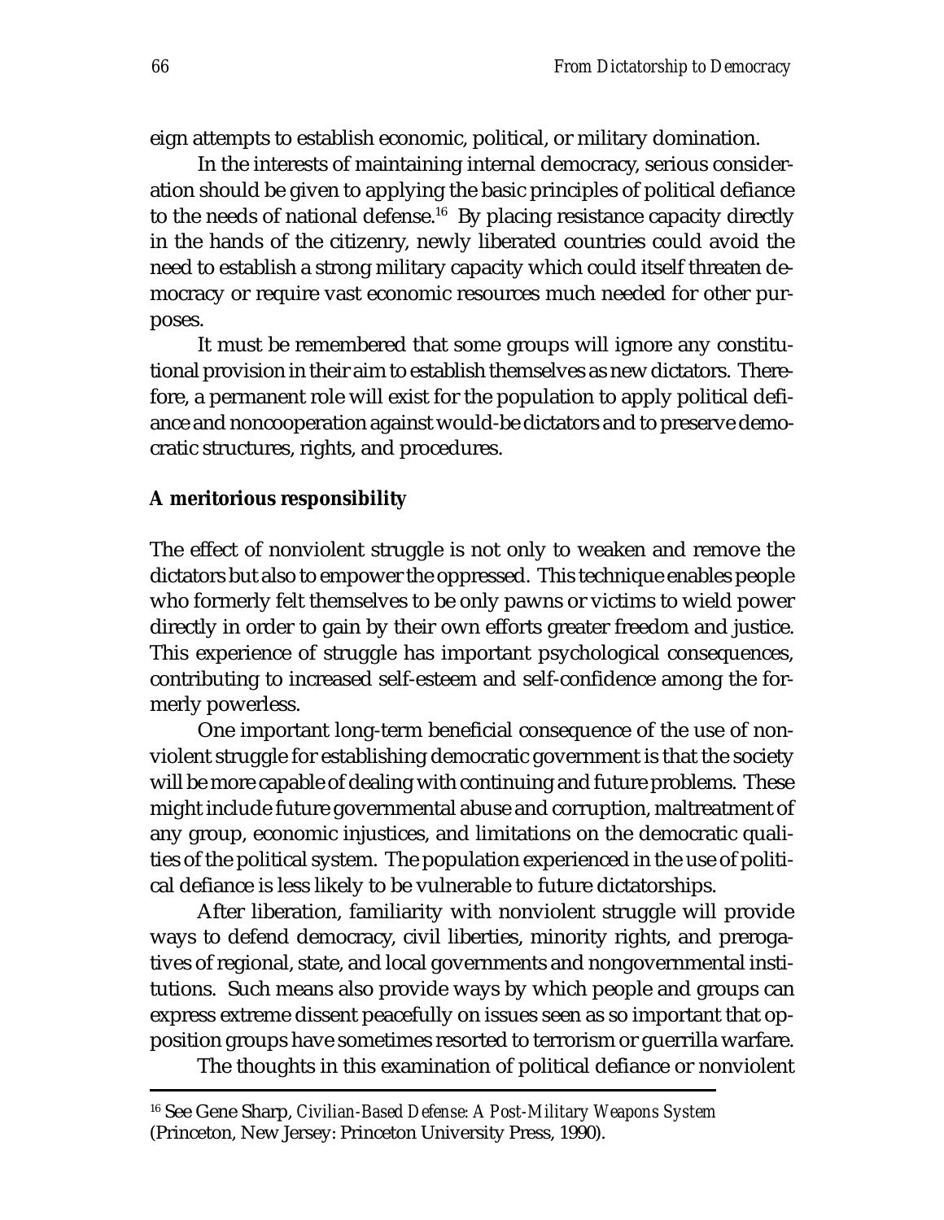eign attempts to establish economic, political, or military domination.

In the interests of maintaining internal democracy, serious consideration should be given to applying the basic principles of political defiance to the needs of national defense.[16] By placing resistance capacity directly in the hands of the citizenry, newly liberated countries could avoid the need to establish a strong military capacity which could itself threaten democracy or require vast economic resources much needed for other purposes.

It must be remembered that some groups will ignore any constitutional provision in their aim to establish themselves as new dictators. Therefore, a permanent role will exist for the population to apply political defiance and noncooperation against would-be dictators and to preserve democratic structures, rights, and procedures.

### A meritorious responsibility

The effect of nonviolent struggle is not only to weaken and remove the dictators but also to empower the oppressed. This technique enables people who formerly felt themselves to be only pawns or victims to wield power directly in order to gain by their own efforts greater freedom and justice. This experience of struggle has important psychological consequences, contributing to increased self-esteem and self-confidence among the formerly powerless.

One important long-term beneficial consequence of the use of nonviolent struggle for establishing democratic government is that the society will be more capable of dealing with continuing and future problems. These might include future governmental abuse and corruption, maltreatment of any group, economic injustices, and limitations on the democratic qualities of the political system. The population experienced in the use of political defiance is less likely to be vulnerable to future dictatorships.

After liberation, familiarity with nonviolent struggle will provide ways to defend democracy, civil liberties, minority rights, and prerogatives of regional, state, and local governments and nongovernmental institutions. Such means also provide ways by which people and groups can express extreme dissent peacefully on issues seen as so important that opposition groups have sometimes resorted to terrorism or guerrilla warfare.

The thoughts in this examination of political defiance or nonviolent

---

[16] See Gene Sharp, *Civilian-Based Defense: A Post-Military Weapons System* (Princeton, New Jersey: Princeton University Press, 1990).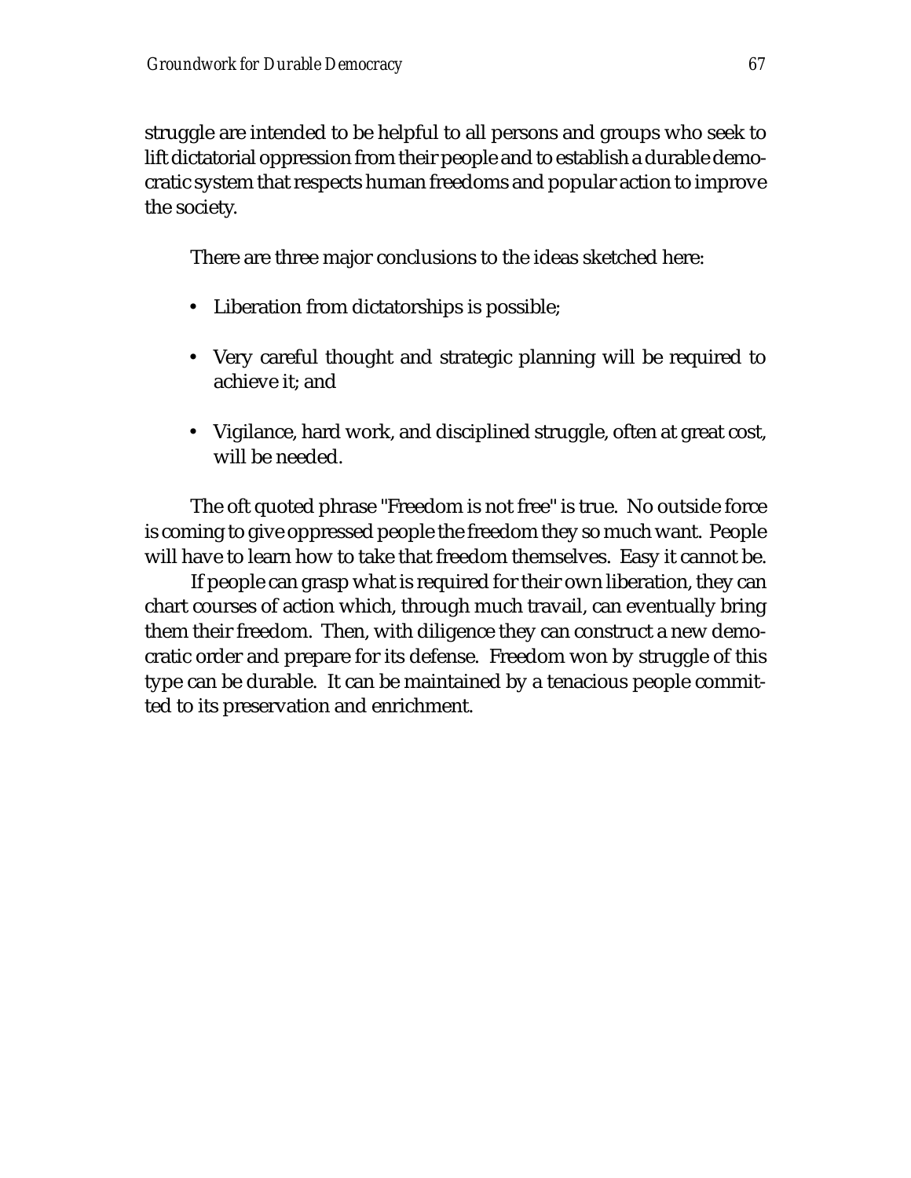struggle are intended to be helpful to all persons and groups who seek to lift dictatorial oppression from their people and to establish a durable democratic system that respects human freedoms and popular action to improve the society.

There are three major conclusions to the ideas sketched here:

- Liberation from dictatorships is possible;
- Very careful thought and strategic planning will be required to achieve it; and
- Vigilance, hard work, and disciplined struggle, often at great cost, will be needed.

The oft quoted phrase "Freedom is not free" is true. No outside force is coming to give oppressed people the freedom they so much want. People will have to learn how to take that freedom themselves. Easy it cannot be.

If people can grasp what is required for their own liberation, they can chart courses of action which, through much travail, can eventually bring them their freedom. Then, with diligence they can construct a new democratic order and prepare for its defense. Freedom won by struggle of this type can be durable. It can be maintained by a tenacious people committed to its preservation and enrichment.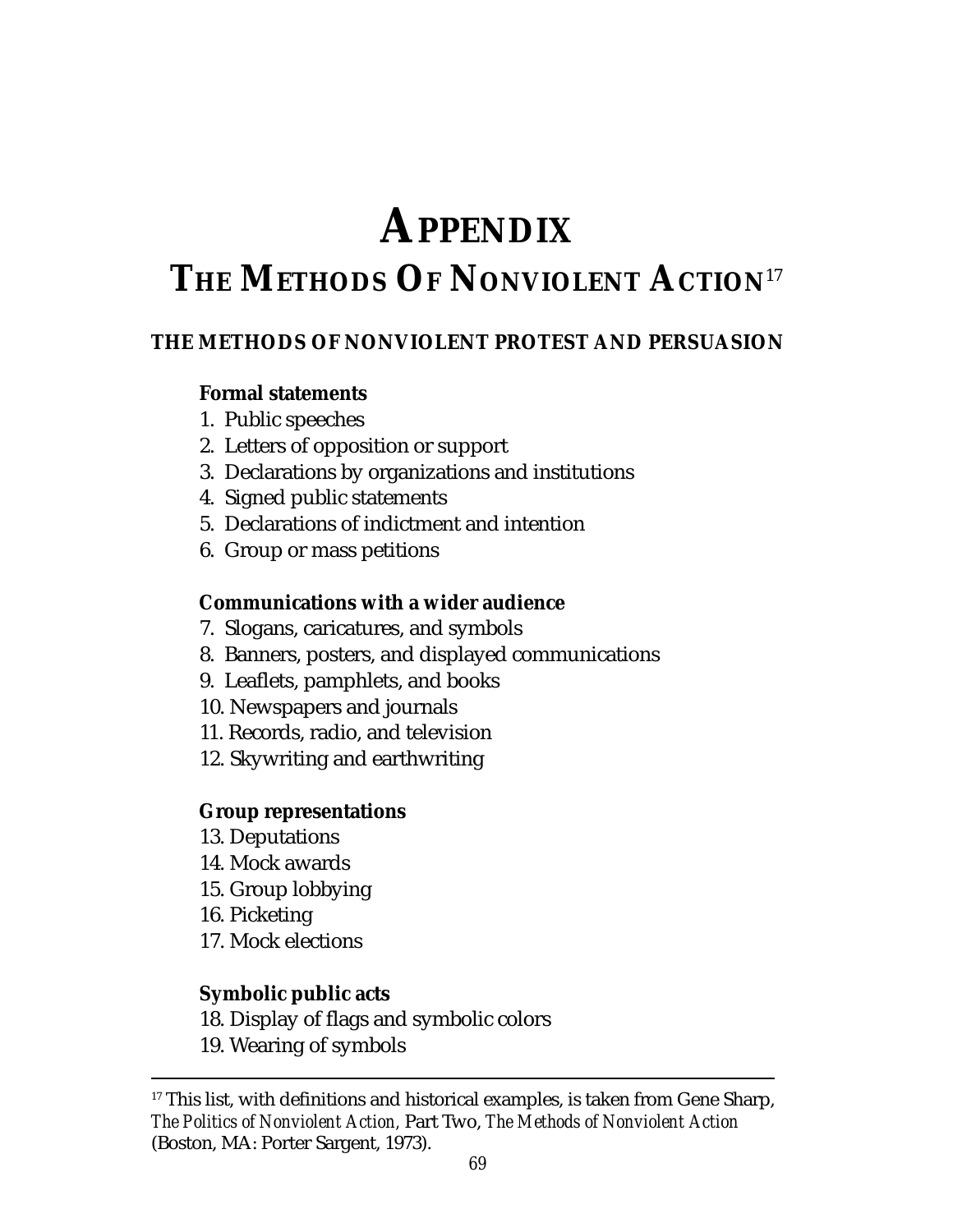# APPENDIX

## THE METHODS OF NONVIOLENT ACTION[17]

### THE METHODS OF NONVIOLENT PROTEST AND PERSUASION

**Formal statements**

1. Public speeches
2. Letters of opposition or support
3. Declarations by organizations and institutions
4. Signed public statements
5. Declarations of indictment and intention
6. Group or mass petitions

**Communications with a wider audience**

7. Slogans, caricatures, and symbols
8. Banners, posters, and displayed communications
9. Leaflets, pamphlets, and books
10. Newspapers and journals
11. Records, radio, and television
12. Skywriting and earthwriting

**Group representations**

13. Deputations
14. Mock awards
15. Group lobbying
16. Picketing
17. Mock elections

**Symbolic public acts**

18. Display of flags and symbolic colors
19. Wearing of symbols

---

[17] This list, with definitions and historical examples, is taken from Gene Sharp, *The Politics of Nonviolent Action,* Part Two, *The Methods of Nonviolent Action* (Boston, MA: Porter Sargent, 1973).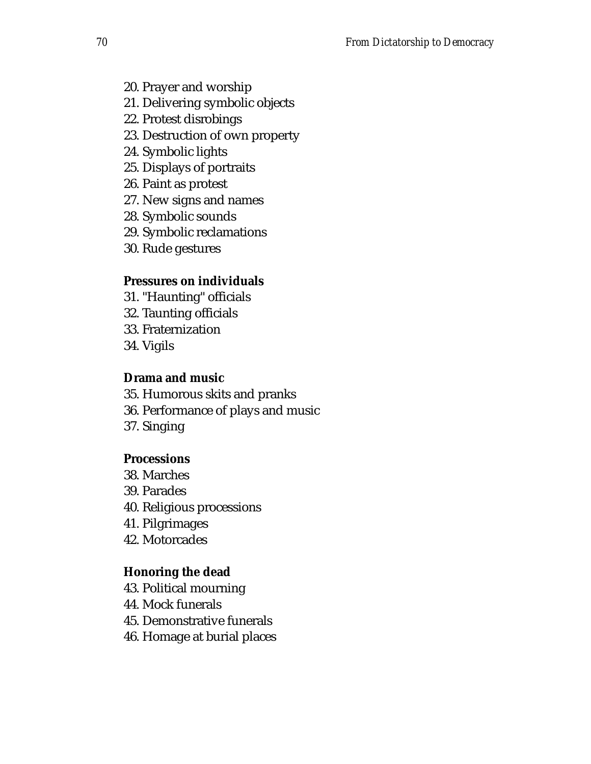20. Prayer and worship
21. Delivering symbolic objects
22. Protest disrobings
23. Destruction of own property
24. Symbolic lights
25. Displays of portraits
26. Paint as protest
27. New signs and names
28. Symbolic sounds
29. Symbolic reclamations
30. Rude gestures

**Pressures on individuals**

31. "Haunting" officials
32. Taunting officials
33. Fraternization
34. Vigils

**Drama and music**

35. Humorous skits and pranks
36. Performance of plays and music
37. Singing

**Processions**

38. Marches
39. Parades
40. Religious processions
41. Pilgrimages
42. Motorcades

**Honoring the dead**

43. Political mourning
44. Mock funerals
45. Demonstrative funerals
46. Homage at burial places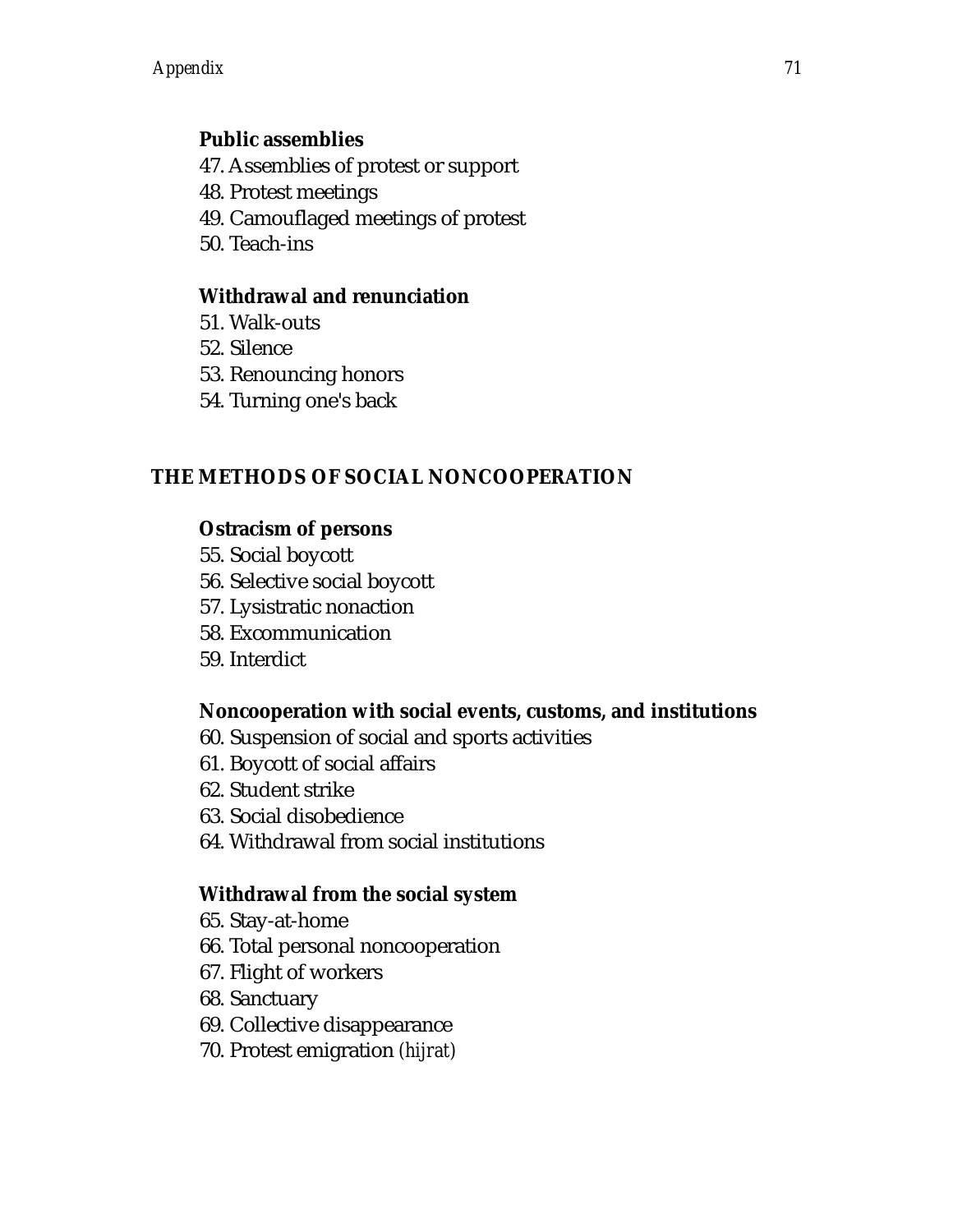**Public assemblies**

47. Assemblies of protest or support
48. Protest meetings
49. Camouflaged meetings of protest
50. Teach-ins

**Withdrawal and renunciation**

51. Walk-outs
52. Silence
53. Renouncing honors
54. Turning one's back

## THE METHODS OF SOCIAL NONCOOPERATION

**Ostracism of persons**

55. Social boycott
56. Selective social boycott
57. Lysistratic nonaction
58. Excommunication
59. Interdict

**Noncooperation with social events, customs, and institutions**

60. Suspension of social and sports activities
61. Boycott of social affairs
62. Student strike
63. Social disobedience
64. Withdrawal from social institutions

**Withdrawal from the social system**

65. Stay-at-home
66. Total personal noncooperation
67. Flight of workers
68. Sanctuary
69. Collective disappearance
70. Protest emigration *(hijrat)*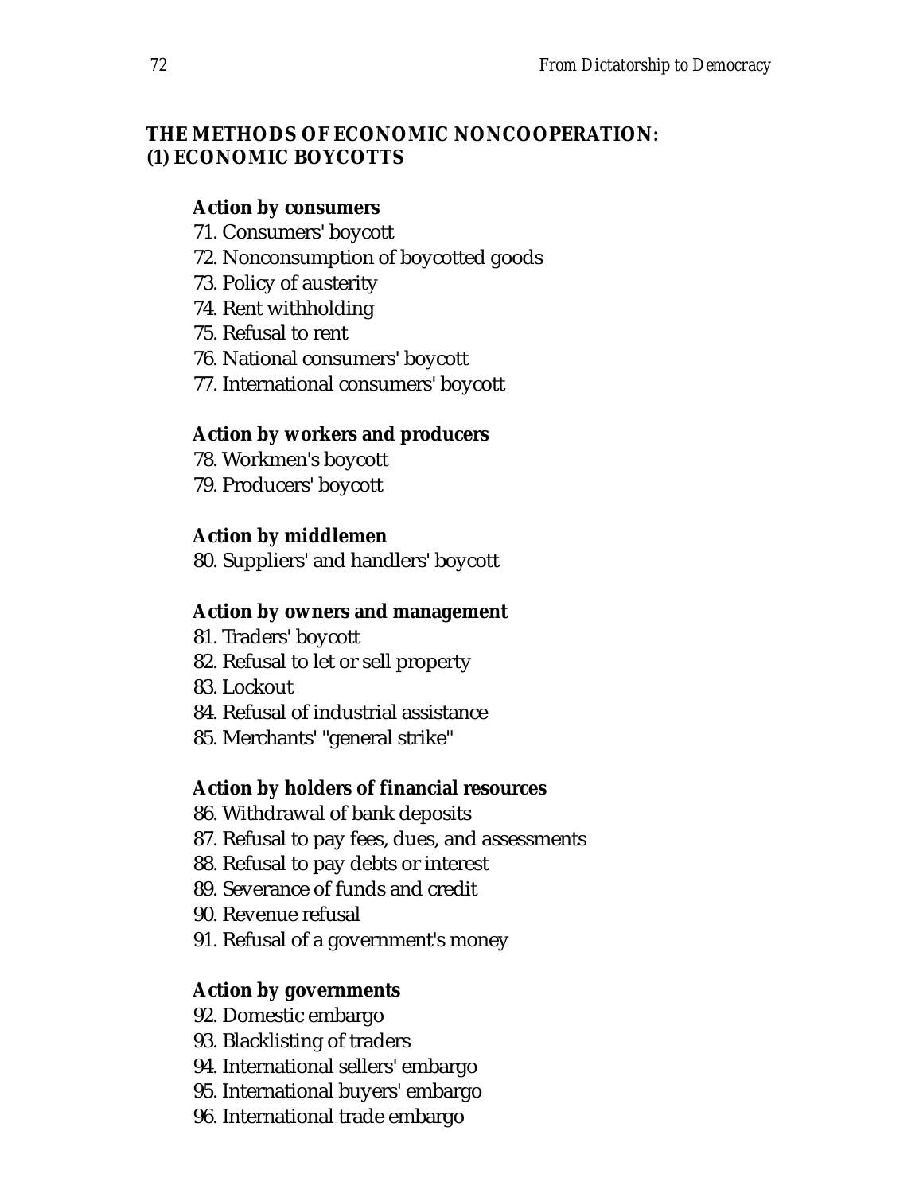## THE METHODS OF ECONOMIC NONCOOPERATION: (1) ECONOMIC BOYCOTTS

### Action by consumers

71. Consumers' boycott
72. Nonconsumption of boycotted goods
73. Policy of austerity
74. Rent withholding
75. Refusal to rent
76. National consumers' boycott
77. International consumers' boycott

### Action by workers and producers

78. Workmen's boycott
79. Producers' boycott

### Action by middlemen

80. Suppliers' and handlers' boycott

### Action by owners and management

81. Traders' boycott
82. Refusal to let or sell property
83. Lockout
84. Refusal of industrial assistance
85. Merchants' "general strike"

### Action by holders of financial resources

86. Withdrawal of bank deposits
87. Refusal to pay fees, dues, and assessments
88. Refusal to pay debts or interest
89. Severance of funds and credit
90. Revenue refusal
91. Refusal of a government's money

### Action by governments

92. Domestic embargo
93. Blacklisting of traders
94. International sellers' embargo
95. International buyers' embargo
96. International trade embargo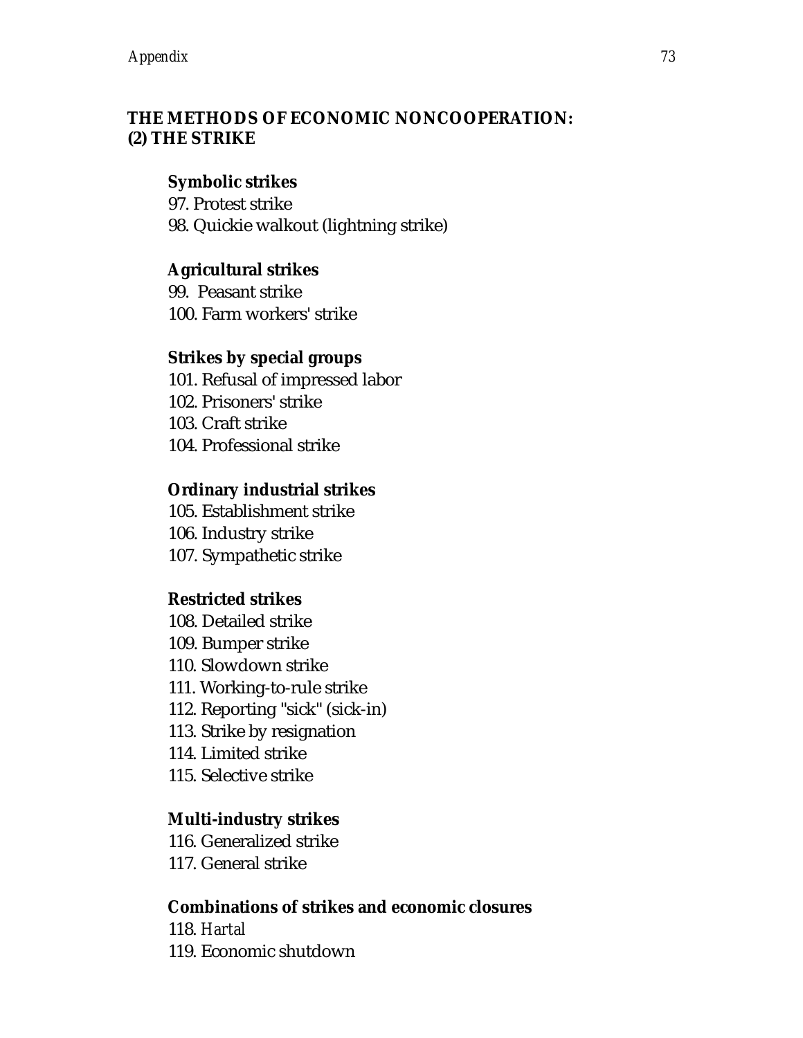## THE METHODS OF ECONOMIC NONCOOPERATION: (2) THE STRIKE

### Symbolic strikes

97. Protest strike
98. Quickie walkout (lightning strike)

### Agricultural strikes

99. Peasant strike
100. Farm workers' strike

### Strikes by special groups

101. Refusal of impressed labor
102. Prisoners' strike
103. Craft strike
104. Professional strike

### Ordinary industrial strikes

105. Establishment strike
106. Industry strike
107. Sympathetic strike

### Restricted strikes

108. Detailed strike
109. Bumper strike
110. Slowdown strike
111. Working-to-rule strike
112. Reporting "sick" (sick-in)
113. Strike by resignation
114. Limited strike
115. Selective strike

### Multi-industry strikes

116. Generalized strike
117. General strike

### Combinations of strikes and economic closures

118. *Hartal*
119. Economic shutdown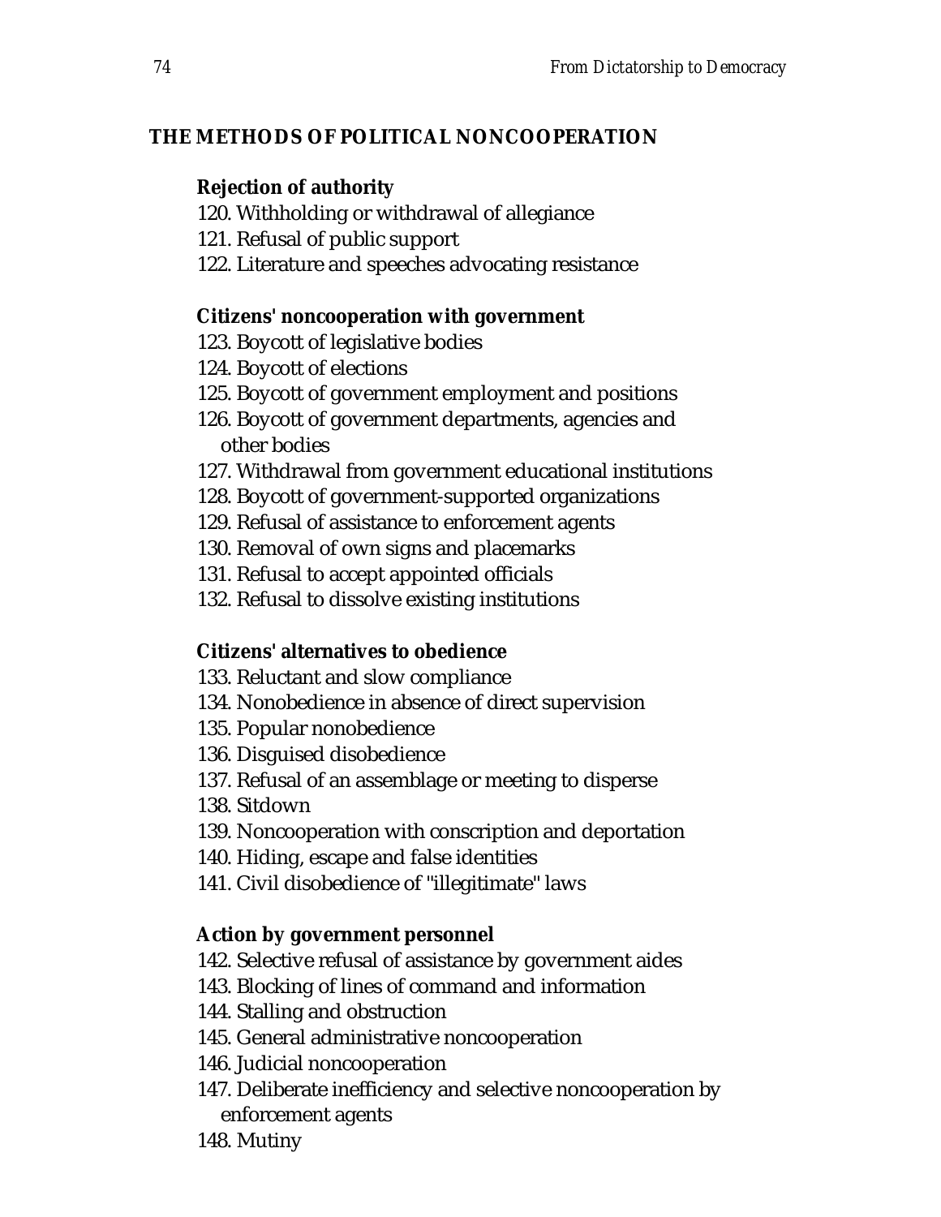## THE METHODS OF POLITICAL NONCOOPERATION

### Rejection of authority

120. Withholding or withdrawal of allegiance
121. Refusal of public support
122. Literature and speeches advocating resistance

### Citizens' noncooperation with government

123. Boycott of legislative bodies
124. Boycott of elections
125. Boycott of government employment and positions
126. Boycott of government departments, agencies and other bodies
127. Withdrawal from government educational institutions
128. Boycott of government-supported organizations
129. Refusal of assistance to enforcement agents
130. Removal of own signs and placemarks
131. Refusal to accept appointed officials
132. Refusal to dissolve existing institutions

### Citizens' alternatives to obedience

133. Reluctant and slow compliance
134. Nonobedience in absence of direct supervision
135. Popular nonobedience
136. Disguised disobedience
137. Refusal of an assemblage or meeting to disperse
138. Sitdown
139. Noncooperation with conscription and deportation
140. Hiding, escape and false identities
141. Civil disobedience of "illegitimate" laws

### Action by government personnel

142. Selective refusal of assistance by government aides
143. Blocking of lines of command and information
144. Stalling and obstruction
145. General administrative noncooperation
146. Judicial noncooperation
147. Deliberate inefficiency and selective noncooperation by enforcement agents
148. Mutiny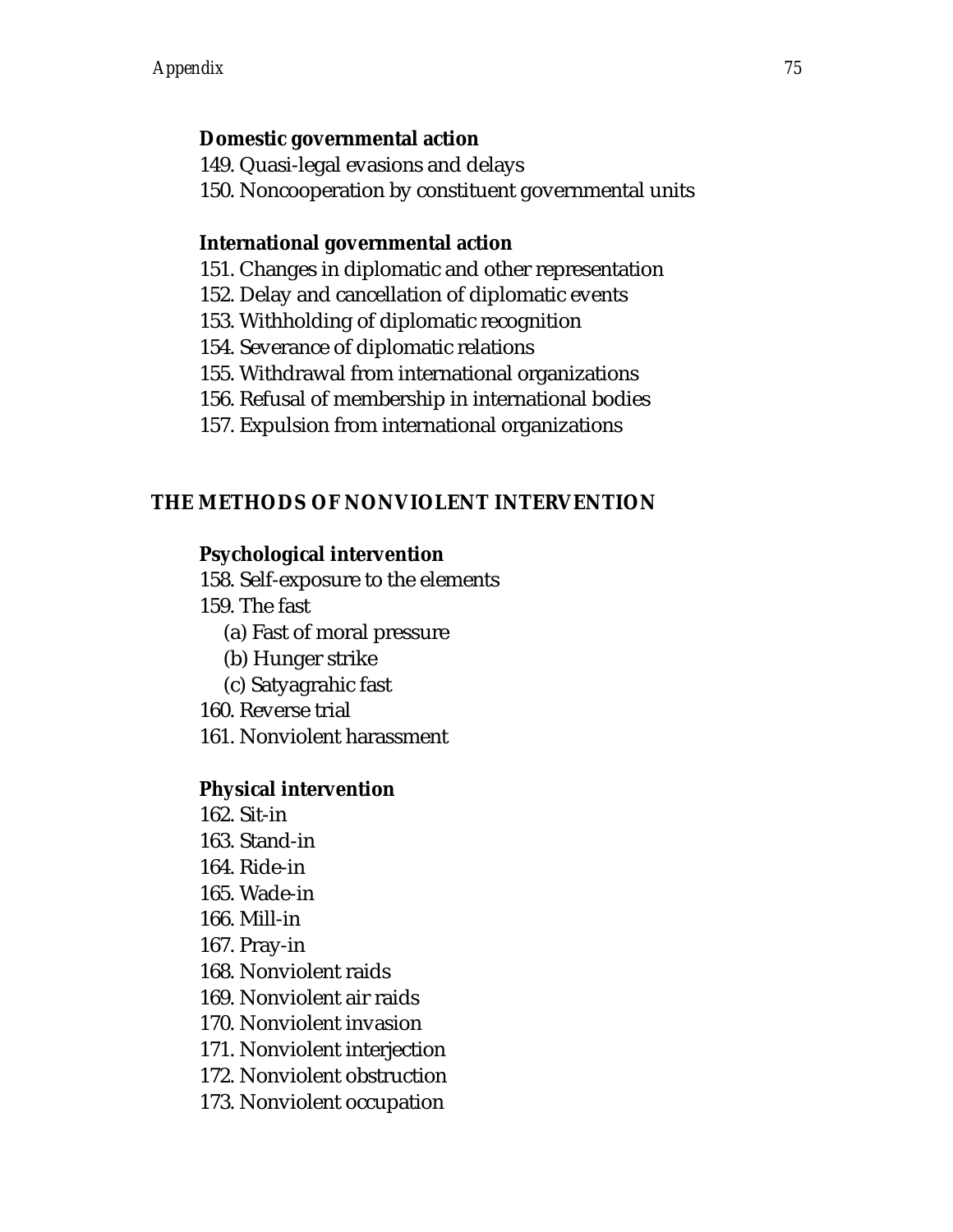### Domestic governmental action

149. Quasi-legal evasions and delays
150. Noncooperation by constituent governmental units

### International governmental action

151. Changes in diplomatic and other representation
152. Delay and cancellation of diplomatic events
153. Withholding of diplomatic recognition
154. Severance of diplomatic relations
155. Withdrawal from international organizations
156. Refusal of membership in international bodies
157. Expulsion from international organizations

## THE METHODS OF NONVIOLENT INTERVENTION

### Psychological intervention

158. Self-exposure to the elements
159. The fast
    - (a) Fast of moral pressure
    - (b) Hunger strike
    - (c) Satyagrahic fast
160. Reverse trial
161. Nonviolent harassment

### Physical intervention

162. Sit-in
163. Stand-in
164. Ride-in
165. Wade-in
166. Mill-in
167. Pray-in
168. Nonviolent raids
169. Nonviolent air raids
170. Nonviolent invasion
171. Nonviolent interjection
172. Nonviolent obstruction
173. Nonviolent occupation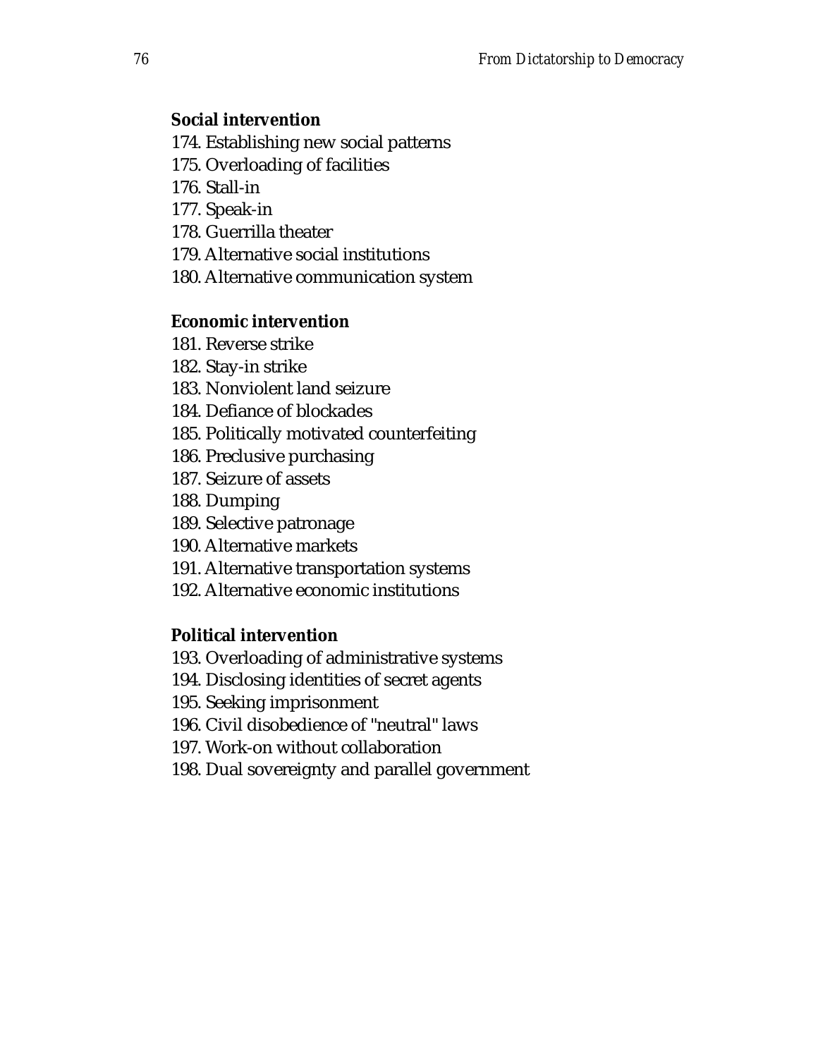**Social intervention**

174. Establishing new social patterns
175. Overloading of facilities
176. Stall-in
177. Speak-in
178. Guerrilla theater
179. Alternative social institutions
180. Alternative communication system

**Economic intervention**

181. Reverse strike
182. Stay-in strike
183. Nonviolent land seizure
184. Defiance of blockades
185. Politically motivated counterfeiting
186. Preclusive purchasing
187. Seizure of assets
188. Dumping
189. Selective patronage
190. Alternative markets
191. Alternative transportation systems
192. Alternative economic institutions

**Political intervention**

193. Overloading of administrative systems
194. Disclosing identities of secret agents
195. Seeking imprisonment
196. Civil disobedience of "neutral" laws
197. Work-on without collaboration
198. Dual sovereignty and parallel government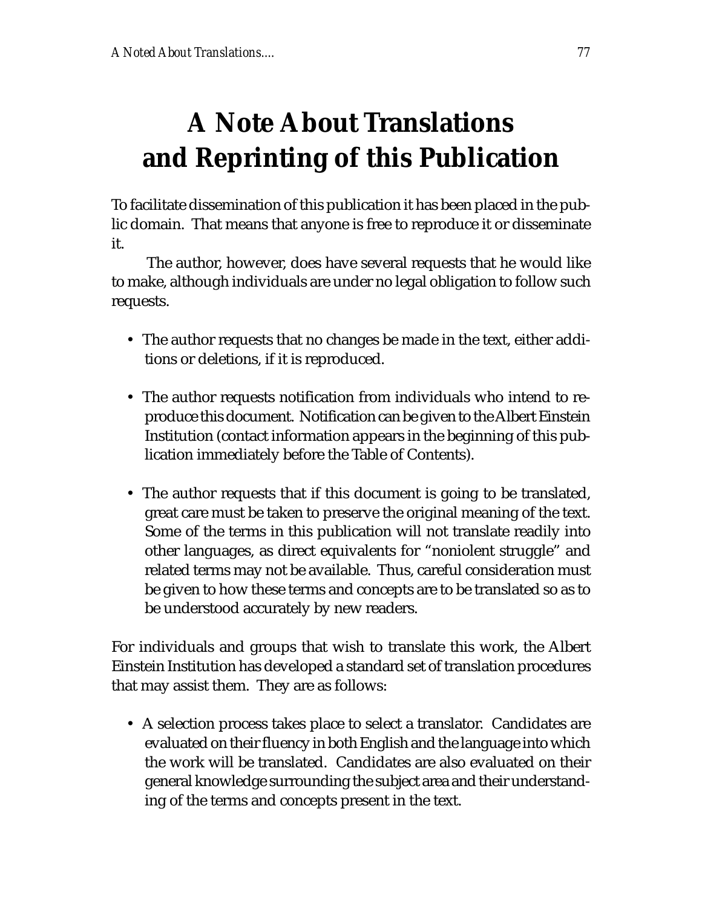# A Note About Translations and Reprinting of this Publication

To facilitate dissemination of this publication it has been placed in the public domain. That means that anyone is free to reproduce it or disseminate it.

The author, however, does have several requests that he would like to make, although individuals are under no legal obligation to follow such requests.

- The author requests that no changes be made in the text, either additions or deletions, if it is reproduced.
- The author requests notification from individuals who intend to reproduce this document. Notification can be given to the Albert Einstein Institution (contact information appears in the beginning of this publication immediately before the Table of Contents).
- The author requests that if this document is going to be translated, great care must be taken to preserve the original meaning of the text. Some of the terms in this publication will not translate readily into other languages, as direct equivalents for "noniolent struggle" and related terms may not be available. Thus, careful consideration must be given to how these terms and concepts are to be translated so as to be understood accurately by new readers.

For individuals and groups that wish to translate this work, the Albert Einstein Institution has developed a standard set of translation procedures that may assist them. They are as follows:

- A selection process takes place to select a translator. Candidates are evaluated on their fluency in both English and the language into which the work will be translated. Candidates are also evaluated on their general knowledge surrounding the subject area and their understanding of the terms and concepts present in the text.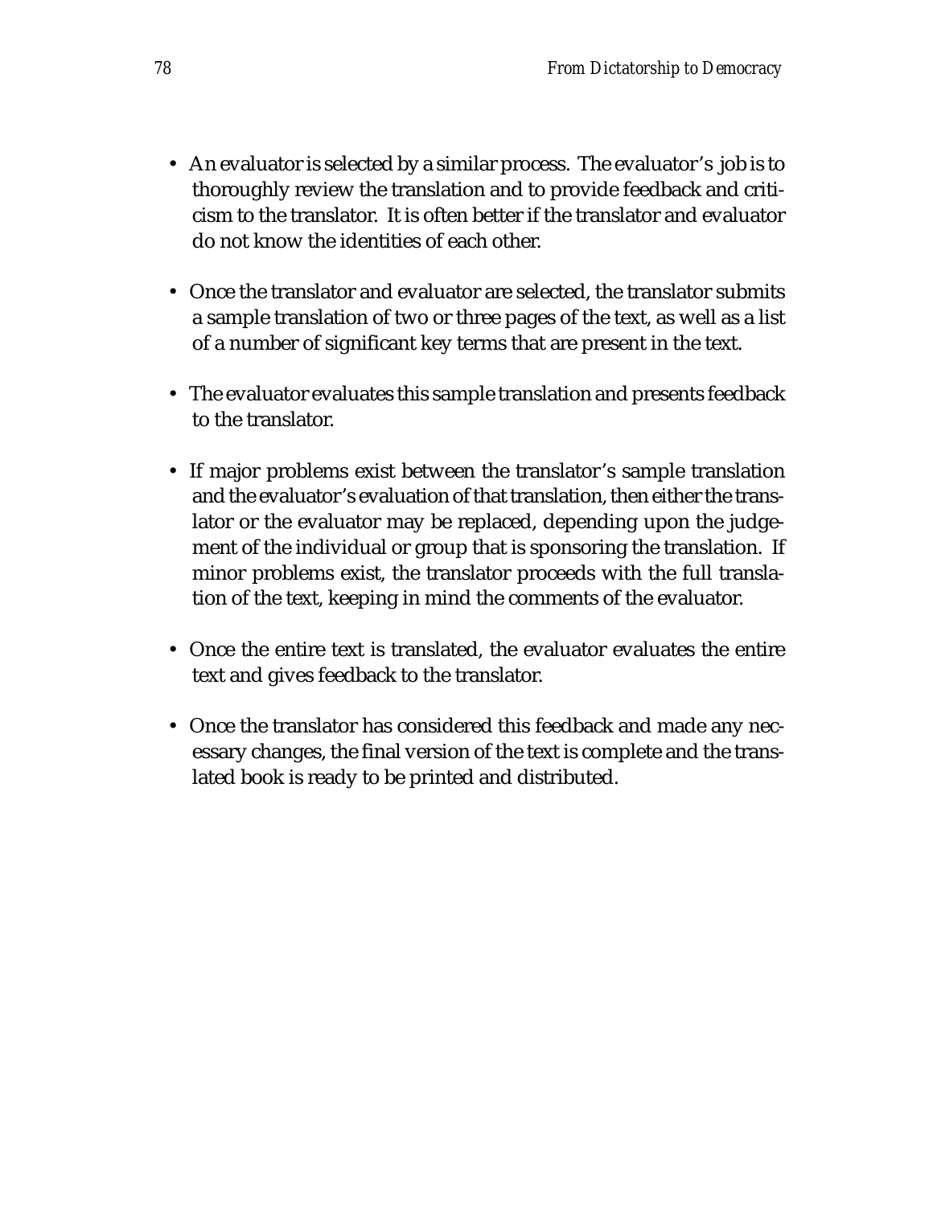- An evaluator is selected by a similar process. The evaluator's job is to thoroughly review the translation and to provide feedback and criticism to the translator. It is often better if the translator and evaluator do not know the identities of each other.

- Once the translator and evaluator are selected, the translator submits a sample translation of two or three pages of the text, as well as a list of a number of significant key terms that are present in the text.

- The evaluator evaluates this sample translation and presents feedback to the translator.

- If major problems exist between the translator's sample translation and the evaluator's evaluation of that translation, then either the translator or the evaluator may be replaced, depending upon the judgement of the individual or group that is sponsoring the translation. If minor problems exist, the translator proceeds with the full translation of the text, keeping in mind the comments of the evaluator.

- Once the entire text is translated, the evaluator evaluates the entire text and gives feedback to the translator.

- Once the translator has considered this feedback and made any necessary changes, the final version of the text is complete and the translated book is ready to be printed and distributed.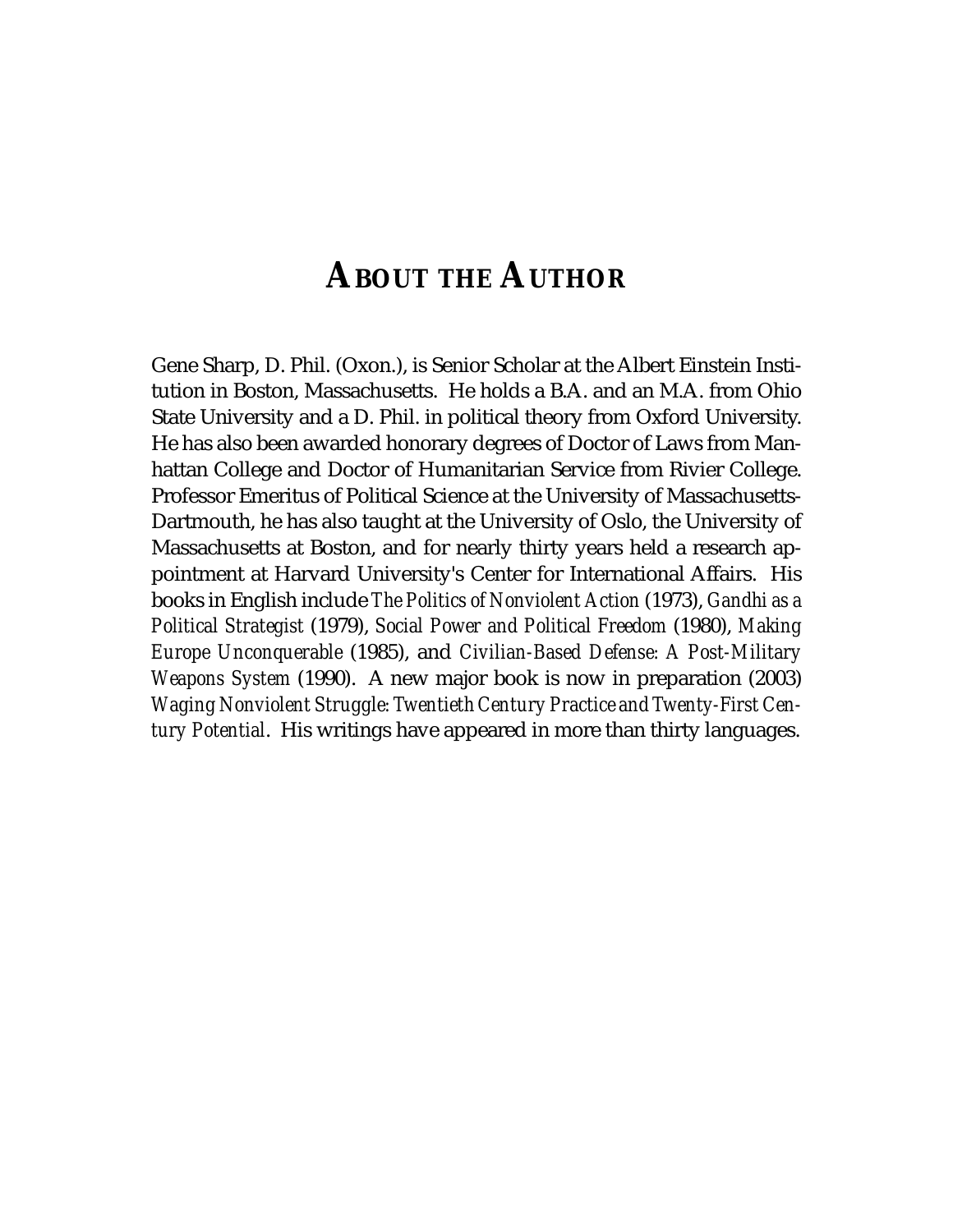# ABOUT THE AUTHOR

Gene Sharp, D. Phil. (Oxon.), is Senior Scholar at the Albert Einstein Institution in Boston, Massachusetts. He holds a B.A. and an M.A. from Ohio State University and a D. Phil. in political theory from Oxford University. He has also been awarded honorary degrees of Doctor of Laws from Manhattan College and Doctor of Humanitarian Service from Rivier College. Professor Emeritus of Political Science at the University of Massachusetts-Dartmouth, he has also taught at the University of Oslo, the University of Massachusetts at Boston, and for nearly thirty years held a research appointment at Harvard University's Center for International Affairs. His books in English include *The Politics of Nonviolent Action* (1973), *Gandhi as a Political Strategist* (1979), *Social Power and Political Freedom* (1980), *Making Europe Unconquerable* (1985), and *Civilian-Based Defense: A Post-Military Weapons System* (1990). A new major book is now in preparation (2003) *Waging Nonviolent Struggle: Twentieth Century Practice and Twenty-First Century Potential*. His writings have appeared in more than thirty languages.